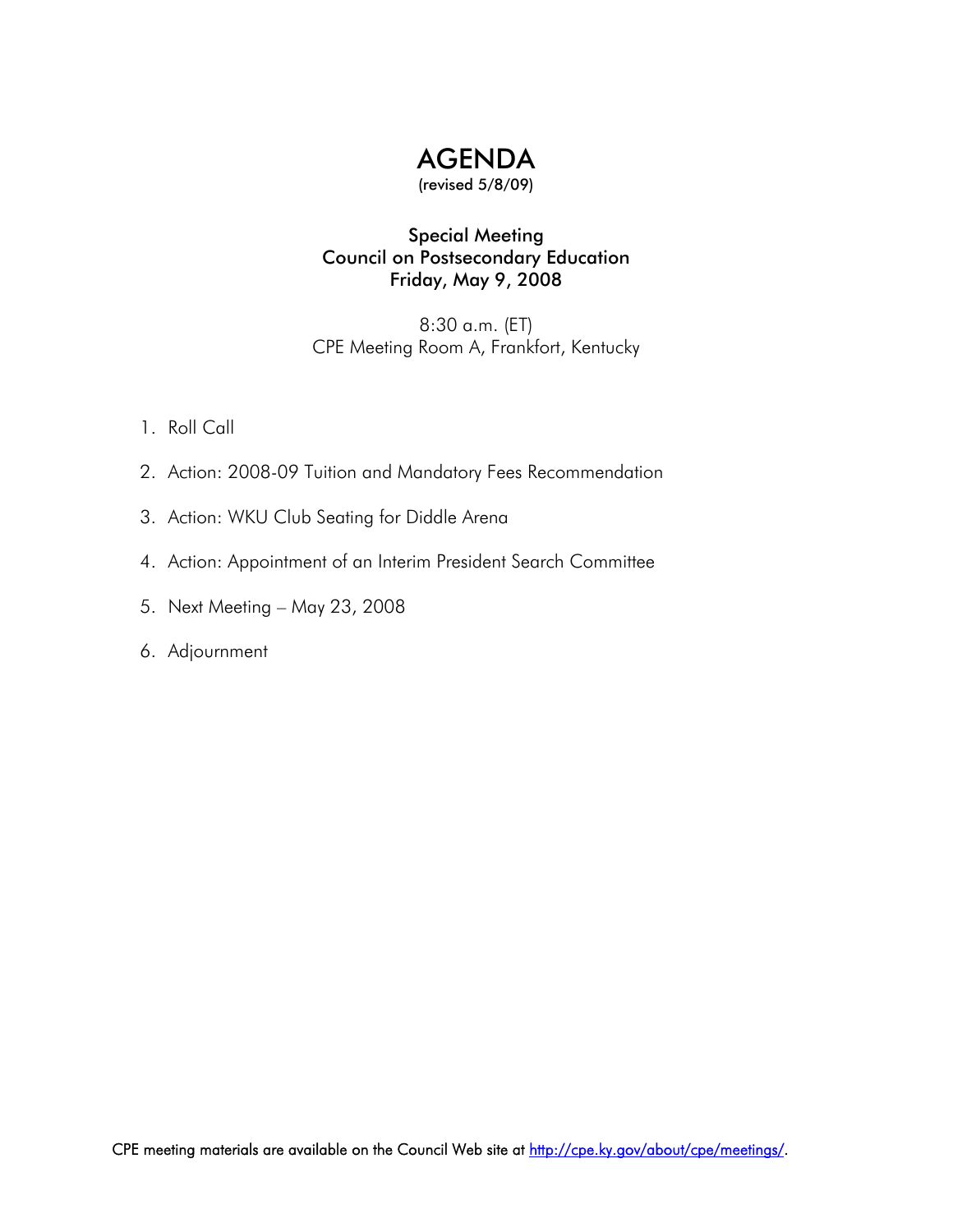# AGENDA

(revised 5/8/09)

**Special Meeting**
**Council on Postsecondary Education**
**Friday, May 9, 2008**

8:30 a.m. (ET)
CPE Meeting Room A, Frankfort, Kentucky

1. Roll Call
2. Action: 2008-09 Tuition and Mandatory Fees Recommendation
3. Action: WKU Club Seating for Diddle Arena
4. Action: Appointment of an Interim President Search Committee
5. Next Meeting – May 23, 2008
6. Adjournment

CPE meeting materials are available on the Council Web site at http://cpe.ky.gov/about/cpe/meetings/.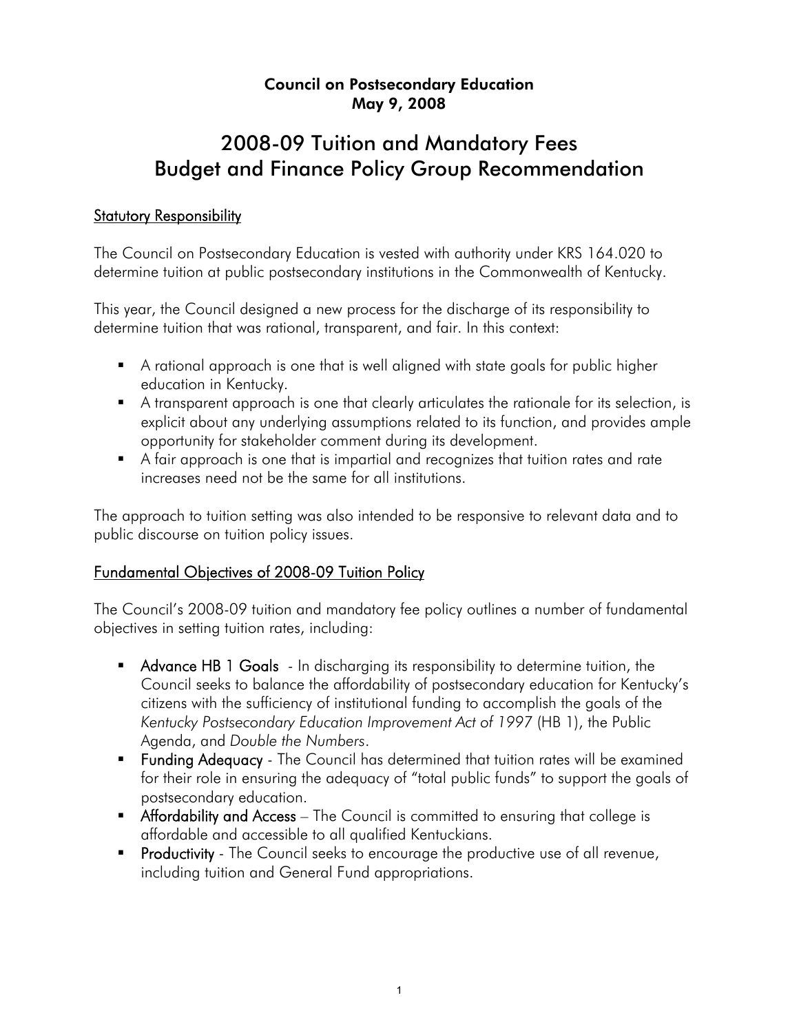**Council on Postsecondary Education**
**May 9, 2008**

# 2008-09 Tuition and Mandatory Fees
# Budget and Finance Policy Group Recommendation

## Statutory Responsibility

The Council on Postsecondary Education is vested with authority under KRS 164.020 to determine tuition at public postsecondary institutions in the Commonwealth of Kentucky.

This year, the Council designed a new process for the discharge of its responsibility to determine tuition that was rational, transparent, and fair. In this context:

- A rational approach is one that is well aligned with state goals for public higher education in Kentucky.
- A transparent approach is one that clearly articulates the rationale for its selection, is explicit about any underlying assumptions related to its function, and provides ample opportunity for stakeholder comment during its development.
- A fair approach is one that is impartial and recognizes that tuition rates and rate increases need not be the same for all institutions.

The approach to tuition setting was also intended to be responsive to relevant data and to public discourse on tuition policy issues.

## Fundamental Objectives of 2008-09 Tuition Policy

The Council's 2008-09 tuition and mandatory fee policy outlines a number of fundamental objectives in setting tuition rates, including:

- **Advance HB 1 Goals** - In discharging its responsibility to determine tuition, the Council seeks to balance the affordability of postsecondary education for Kentucky's citizens with the sufficiency of institutional funding to accomplish the goals of the *Kentucky Postsecondary Education Improvement Act of 1997* (HB 1), the Public Agenda, and *Double the Numbers*.
- **Funding Adequacy** - The Council has determined that tuition rates will be examined for their role in ensuring the adequacy of "total public funds" to support the goals of postsecondary education.
- **Affordability and Access** – The Council is committed to ensuring that college is affordable and accessible to all qualified Kentuckians.
- **Productivity** - The Council seeks to encourage the productive use of all revenue, including tuition and General Fund appropriations.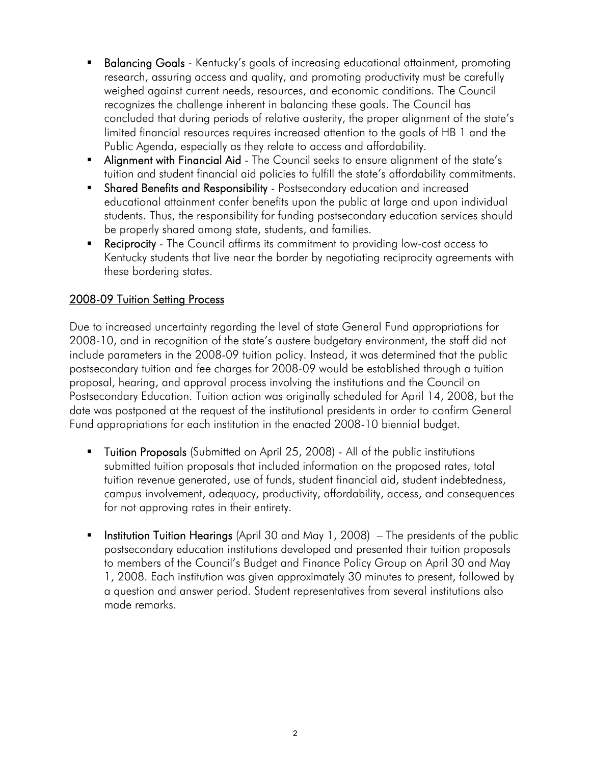- **Balancing Goals** - Kentucky's goals of increasing educational attainment, promoting research, assuring access and quality, and promoting productivity must be carefully weighed against current needs, resources, and economic conditions. The Council recognizes the challenge inherent in balancing these goals. The Council has concluded that during periods of relative austerity, the proper alignment of the state's limited financial resources requires increased attention to the goals of HB 1 and the Public Agenda, especially as they relate to access and affordability.
- **Alignment with Financial Aid** - The Council seeks to ensure alignment of the state's tuition and student financial aid policies to fulfill the state's affordability commitments.
- **Shared Benefits and Responsibility** - Postsecondary education and increased educational attainment confer benefits upon the public at large and upon individual students. Thus, the responsibility for funding postsecondary education services should be properly shared among state, students, and families.
- **Reciprocity** - The Council affirms its commitment to providing low-cost access to Kentucky students that live near the border by negotiating reciprocity agreements with these bordering states.

## 2008-09 Tuition Setting Process

Due to increased uncertainty regarding the level of state General Fund appropriations for 2008-10, and in recognition of the state's austere budgetary environment, the staff did not include parameters in the 2008-09 tuition policy. Instead, it was determined that the public postsecondary tuition and fee charges for 2008-09 would be established through a tuition proposal, hearing, and approval process involving the institutions and the Council on Postsecondary Education. Tuition action was originally scheduled for April 14, 2008, but the date was postponed at the request of the institutional presidents in order to confirm General Fund appropriations for each institution in the enacted 2008-10 biennial budget.

- **Tuition Proposals** (Submitted on April 25, 2008) - All of the public institutions submitted tuition proposals that included information on the proposed rates, total tuition revenue generated, use of funds, student financial aid, student indebtedness, campus involvement, adequacy, productivity, affordability, access, and consequences for not approving rates in their entirety.

- **Institution Tuition Hearings** (April 30 and May 1, 2008) – The presidents of the public postsecondary education institutions developed and presented their tuition proposals to members of the Council's Budget and Finance Policy Group on April 30 and May 1, 2008. Each institution was given approximately 30 minutes to present, followed by a question and answer period. Student representatives from several institutions also made remarks.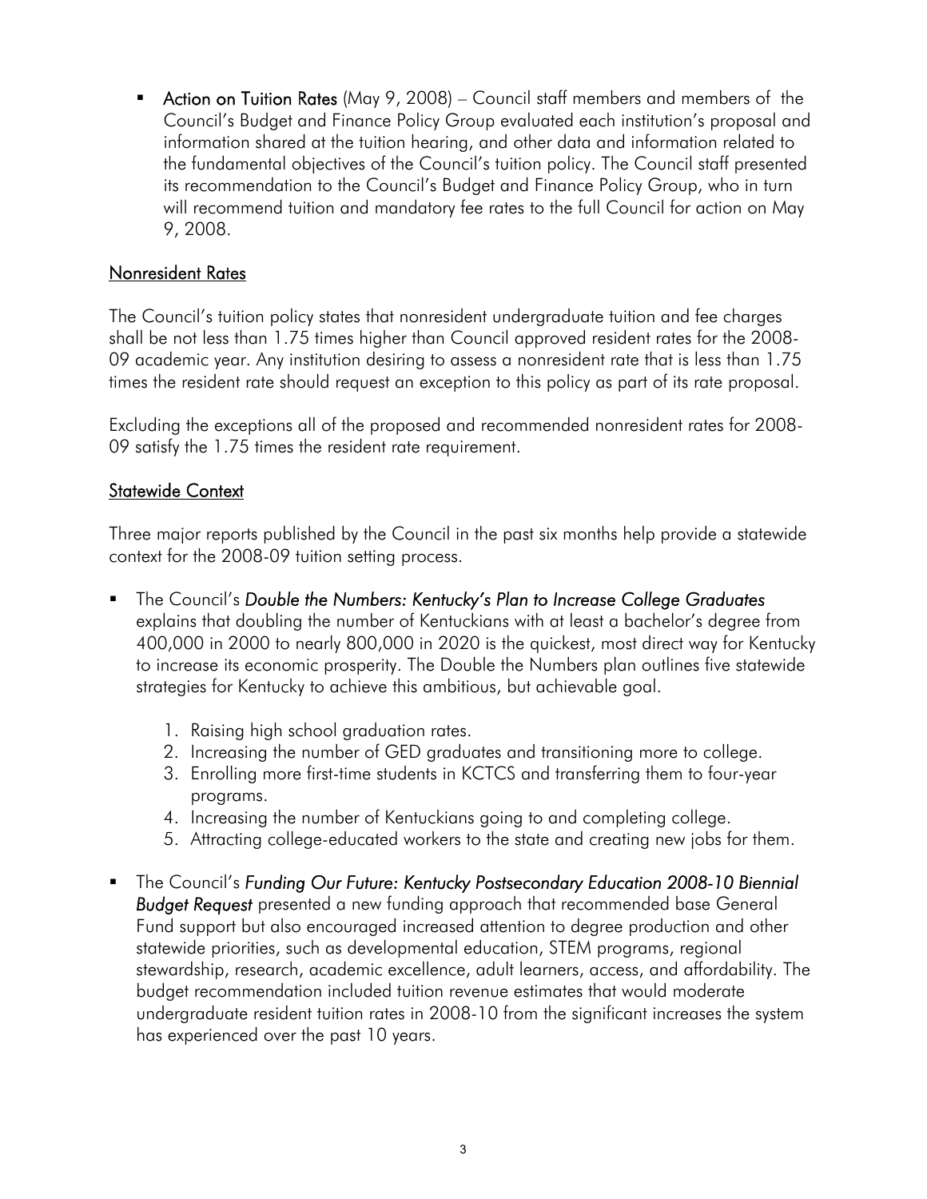- **Action on Tuition Rates** (May 9, 2008) – Council staff members and members of the Council's Budget and Finance Policy Group evaluated each institution's proposal and information shared at the tuition hearing, and other data and information related to the fundamental objectives of the Council's tuition policy. The Council staff presented its recommendation to the Council's Budget and Finance Policy Group, who in turn will recommend tuition and mandatory fee rates to the full Council for action on May 9, 2008.

## Nonresident Rates

The Council's tuition policy states that nonresident undergraduate tuition and fee charges shall be not less than 1.75 times higher than Council approved resident rates for the 2008-09 academic year. Any institution desiring to assess a nonresident rate that is less than 1.75 times the resident rate should request an exception to this policy as part of its rate proposal.

Excluding the exceptions all of the proposed and recommended nonresident rates for 2008-09 satisfy the 1.75 times the resident rate requirement.

## Statewide Context

Three major reports published by the Council in the past six months help provide a statewide context for the 2008-09 tuition setting process.

- The Council's ***Double the Numbers: Kentucky's Plan to Increase College Graduates*** explains that doubling the number of Kentuckians with at least a bachelor's degree from 400,000 in 2000 to nearly 800,000 in 2020 is the quickest, most direct way for Kentucky to increase its economic prosperity. The Double the Numbers plan outlines five statewide strategies for Kentucky to achieve this ambitious, but achievable goal.

    1. Raising high school graduation rates.
    2. Increasing the number of GED graduates and transitioning more to college.
    3. Enrolling more first-time students in KCTCS and transferring them to four-year programs.
    4. Increasing the number of Kentuckians going to and completing college.
    5. Attracting college-educated workers to the state and creating new jobs for them.

- The Council's ***Funding Our Future: Kentucky Postsecondary Education 2008-10 Biennial Budget Request*** presented a new funding approach that recommended base General Fund support but also encouraged increased attention to degree production and other statewide priorities, such as developmental education, STEM programs, regional stewardship, research, academic excellence, adult learners, access, and affordability. The budget recommendation included tuition revenue estimates that would moderate undergraduate resident tuition rates in 2008-10 from the significant increases the system has experienced over the past 10 years.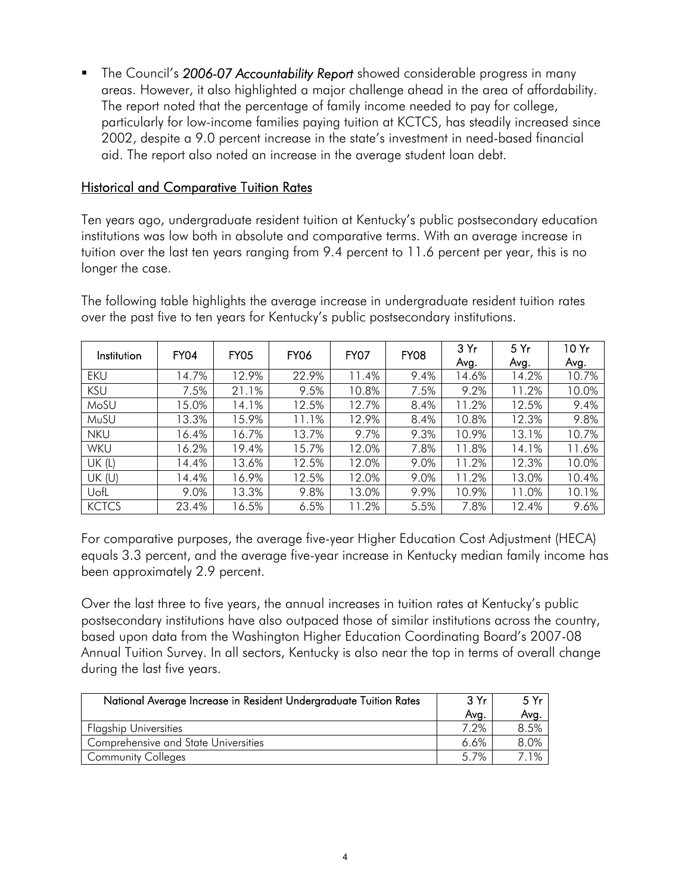- The Council's *2006-07 Accountability Report* showed considerable progress in many areas. However, it also highlighted a major challenge ahead in the area of affordability. The report noted that the percentage of family income needed to pay for college, particularly for low-income families paying tuition at KCTCS, has steadily increased since 2002, despite a 9.0 percent increase in the state's investment in need-based financial aid. The report also noted an increase in the average student loan debt.

## Historical and Comparative Tuition Rates

Ten years ago, undergraduate resident tuition at Kentucky's public postsecondary education institutions was low both in absolute and comparative terms. With an average increase in tuition over the last ten years ranging from 9.4 percent to 11.6 percent per year, this is no longer the case.

The following table highlights the average increase in undergraduate resident tuition rates over the past five to ten years for Kentucky's public postsecondary institutions.

| Institution | FY04 | FY05 | FY06 | FY07 | FY08 | 3 Yr Avg. | 5 Yr Avg. | 10 Yr Avg. |
|---|---|---|---|---|---|---|---|---|
| EKU | 14.7% | 12.9% | 22.9% | 11.4% | 9.4% | 14.6% | 14.2% | 10.7% |
| KSU | 7.5% | 21.1% | 9.5% | 10.8% | 7.5% | 9.2% | 11.2% | 10.0% |
| MoSU | 15.0% | 14.1% | 12.5% | 12.7% | 8.4% | 11.2% | 12.5% | 9.4% |
| MuSU | 13.3% | 15.9% | 11.1% | 12.9% | 8.4% | 10.8% | 12.3% | 9.8% |
| NKU | 16.4% | 16.7% | 13.7% | 9.7% | 9.3% | 10.9% | 13.1% | 10.7% |
| WKU | 16.2% | 19.4% | 15.7% | 12.0% | 7.8% | 11.8% | 14.1% | 11.6% |
| UK (L) | 14.4% | 13.6% | 12.5% | 12.0% | 9.0% | 11.2% | 12.3% | 10.0% |
| UK (U) | 14.4% | 16.9% | 12.5% | 12.0% | 9.0% | 11.2% | 13.0% | 10.4% |
| UofL | 9.0% | 13.3% | 9.8% | 13.0% | 9.9% | 10.9% | 11.0% | 10.1% |
| KCTCS | 23.4% | 16.5% | 6.5% | 11.2% | 5.5% | 7.8% | 12.4% | 9.6% |

For comparative purposes, the average five-year Higher Education Cost Adjustment (HECA) equals 3.3 percent, and the average five-year increase in Kentucky median family income has been approximately 2.9 percent.

Over the last three to five years, the annual increases in tuition rates at Kentucky's public postsecondary institutions have also outpaced those of similar institutions across the country, based upon data from the Washington Higher Education Coordinating Board's 2007-08 Annual Tuition Survey. In all sectors, Kentucky is also near the top in terms of overall change during the last five years.

| National Average Increase in Resident Undergraduate Tuition Rates | 3 Yr Avg. | 5 Yr Avg. |
|---|---|---|
| Flagship Universities | 7.2% | 8.5% |
| Comprehensive and State Universities | 6.6% | 8.0% |
| Community Colleges | 5.7% | 7.1% |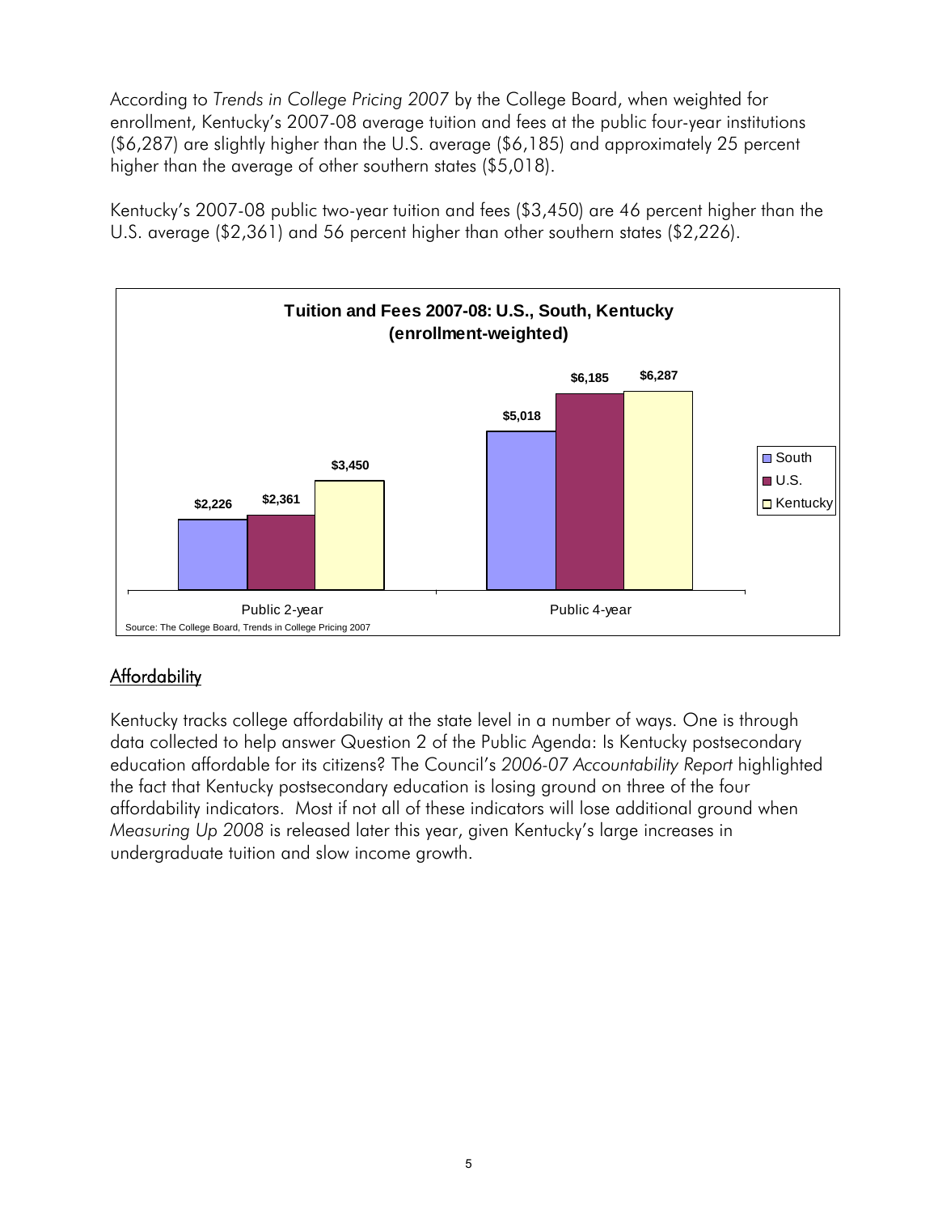According to *Trends in College Pricing 2007* by the College Board, when weighted for enrollment, Kentucky's 2007-08 average tuition and fees at the public four-year institutions ($6,287) are slightly higher than the U.S. average ($6,185) and approximately 25 percent higher than the average of other southern states ($5,018).

Kentucky's 2007-08 public two-year tuition and fees ($3,450) are 46 percent higher than the U.S. average ($2,361) and 56 percent higher than other southern states ($2,226).

**Tuition and Fees 2007-08: U.S., South, Kentucky (enrollment-weighted)**

| | South | U.S. | Kentucky |
|---|---|---|---|
| Public 2-year | $2,226 | $2,361 | $3,450 |
| Public 4-year | $5,018 | $6,185 | $6,287 |

Source: The College Board, Trends in College Pricing 2007

## Affordability

Kentucky tracks college affordability at the state level in a number of ways. One is through data collected to help answer Question 2 of the Public Agenda: Is Kentucky postsecondary education affordable for its citizens? The Council's *2006-07 Accountability Report* highlighted the fact that Kentucky postsecondary education is losing ground on three of the four affordability indicators. Most if not all of these indicators will lose additional ground when *Measuring Up 2008* is released later this year, given Kentucky's large increases in undergraduate tuition and slow income growth.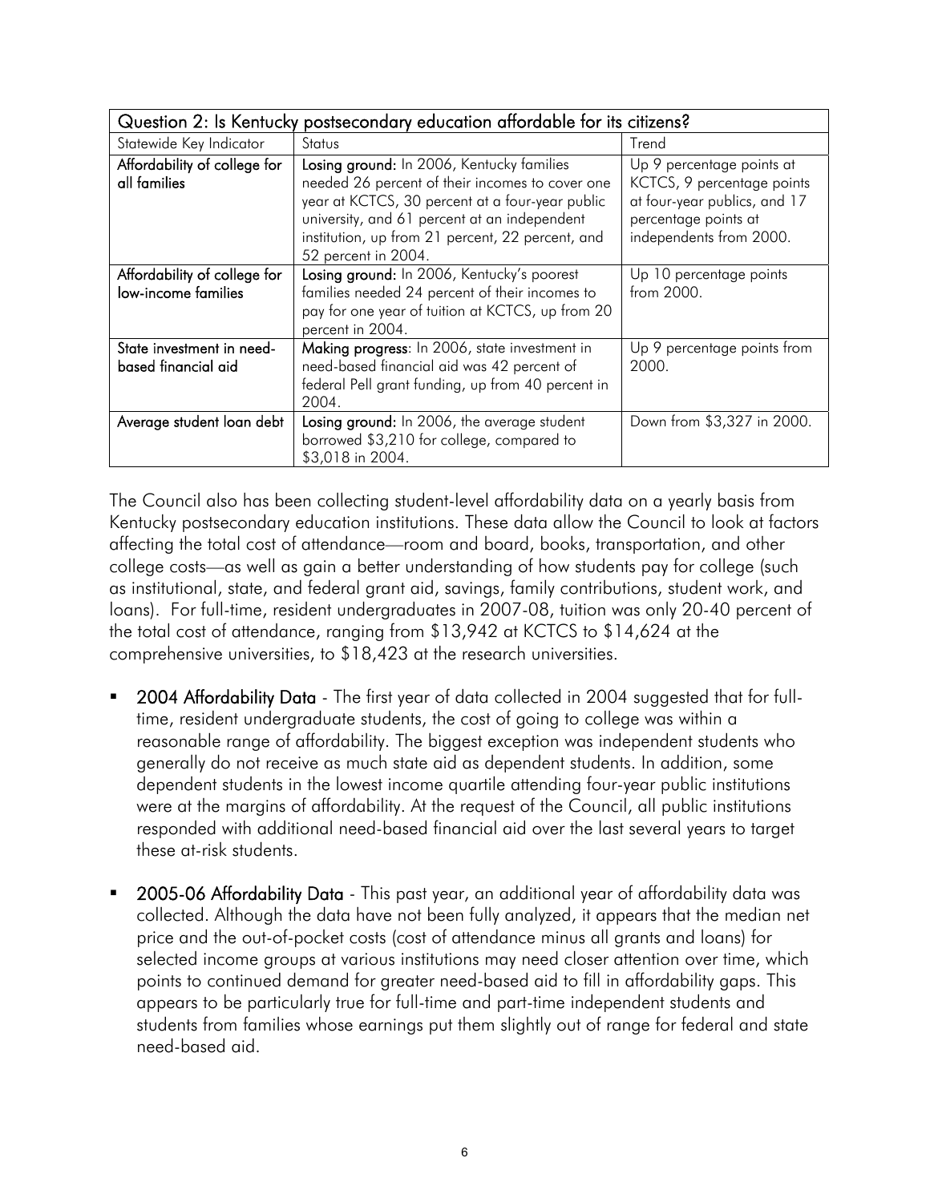| Question 2: Is Kentucky postsecondary education affordable for its citizens? | | |
|---|---|---|
| Statewide Key Indicator | Status | Trend |
| **Affordability of college for all families** | **Losing ground:** In 2006, Kentucky families needed 26 percent of their incomes to cover one year at KCTCS, 30 percent at a four-year public university, and 61 percent at an independent institution, up from 21 percent, 22 percent, and 52 percent in 2004. | Up 9 percentage points at KCTCS, 9 percentage points at four-year publics, and 17 percentage points at independents from 2000. |
| **Affordability of college for low-income families** | **Losing ground:** In 2006, Kentucky's poorest families needed 24 percent of their incomes to pay for one year of tuition at KCTCS, up from 20 percent in 2004. | Up 10 percentage points from 2000. |
| **State investment in need-based financial aid** | **Making progress**: In 2006, state investment in need-based financial aid was 42 percent of federal Pell grant funding, up from 40 percent in 2004. | Up 9 percentage points from 2000. |
| **Average student loan debt** | **Losing ground:** In 2006, the average student borrowed $3,210 for college, compared to $3,018 in 2004. | Down from $3,327 in 2000. |

The Council also has been collecting student-level affordability data on a yearly basis from Kentucky postsecondary education institutions. These data allow the Council to look at factors affecting the total cost of attendance—room and board, books, transportation, and other college costs—as well as gain a better understanding of how students pay for college (such as institutional, state, and federal grant aid, savings, family contributions, student work, and loans). For full-time, resident undergraduates in 2007-08, tuition was only 20-40 percent of the total cost of attendance, ranging from $13,942 at KCTCS to $14,624 at the comprehensive universities, to $18,423 at the research universities.

- **2004 Affordability Data** - The first year of data collected in 2004 suggested that for full-time, resident undergraduate students, the cost of going to college was within a reasonable range of affordability. The biggest exception was independent students who generally do not receive as much state aid as dependent students. In addition, some dependent students in the lowest income quartile attending four-year public institutions were at the margins of affordability. At the request of the Council, all public institutions responded with additional need-based financial aid over the last several years to target these at-risk students.

- **2005-06 Affordability Data** - This past year, an additional year of affordability data was collected. Although the data have not been fully analyzed, it appears that the median net price and the out-of-pocket costs (cost of attendance minus all grants and loans) for selected income groups at various institutions may need closer attention over time, which points to continued demand for greater need-based aid to fill in affordability gaps. This appears to be particularly true for full-time and part-time independent students and students from families whose earnings put them slightly out of range for federal and state need-based aid.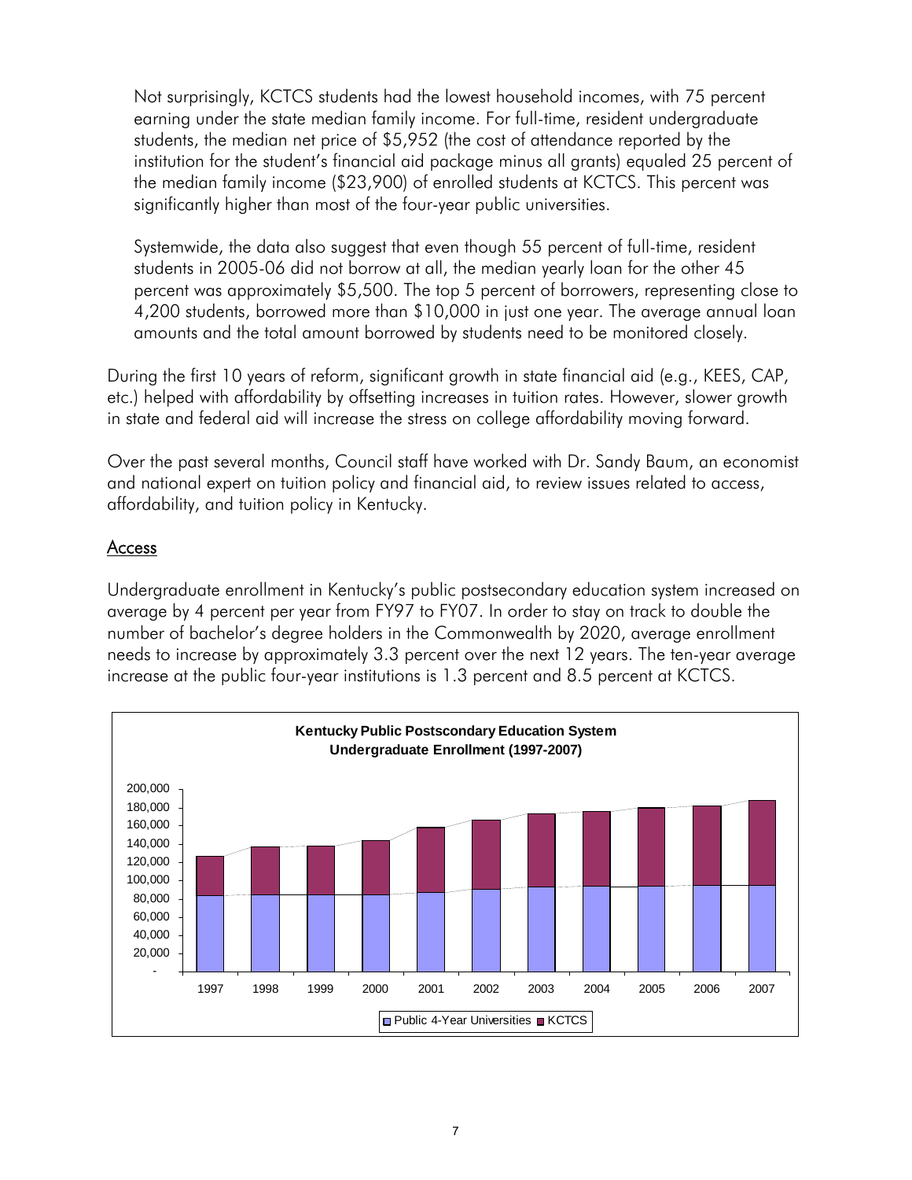Not surprisingly, KCTCS students had the lowest household incomes, with 75 percent earning under the state median family income. For full-time, resident undergraduate students, the median net price of $5,952 (the cost of attendance reported by the institution for the student's financial aid package minus all grants) equaled 25 percent of the median family income ($23,900) of enrolled students at KCTCS. This percent was significantly higher than most of the four-year public universities.

Systemwide, the data also suggest that even though 55 percent of full-time, resident students in 2005-06 did not borrow at all, the median yearly loan for the other 45 percent was approximately $5,500. The top 5 percent of borrowers, representing close to 4,200 students, borrowed more than $10,000 in just one year. The average annual loan amounts and the total amount borrowed by students need to be monitored closely.

During the first 10 years of reform, significant growth in state financial aid (e.g., KEES, CAP, etc.) helped with affordability by offsetting increases in tuition rates. However, slower growth in state and federal aid will increase the stress on college affordability moving forward.

Over the past several months, Council staff have worked with Dr. Sandy Baum, an economist and national expert on tuition policy and financial aid, to review issues related to access, affordability, and tuition policy in Kentucky.

## Access

Undergraduate enrollment in Kentucky's public postsecondary education system increased on average by 4 percent per year from FY97 to FY07. In order to stay on track to double the number of bachelor's degree holders in the Commonwealth by 2020, average enrollment needs to increase by approximately 3.3 percent over the next 12 years. The ten-year average increase at the public four-year institutions is 1.3 percent and 8.5 percent at KCTCS.

**Kentucky Public Postscondary Education System Undergraduate Enrollment (1997-2007)**

■ Public 4-Year Universities ■ KCTCS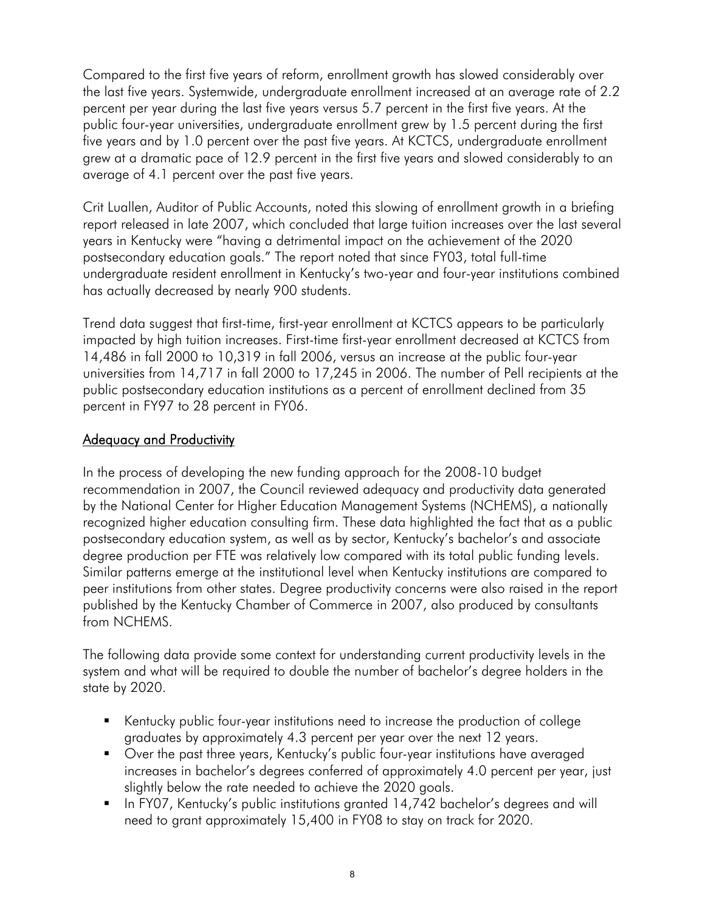Compared to the first five years of reform, enrollment growth has slowed considerably over the last five years. Systemwide, undergraduate enrollment increased at an average rate of 2.2 percent per year during the last five years versus 5.7 percent in the first five years. At the public four-year universities, undergraduate enrollment grew by 1.5 percent during the first five years and by 1.0 percent over the past five years. At KCTCS, undergraduate enrollment grew at a dramatic pace of 12.9 percent in the first five years and slowed considerably to an average of 4.1 percent over the past five years.

Crit Luallen, Auditor of Public Accounts, noted this slowing of enrollment growth in a briefing report released in late 2007, which concluded that large tuition increases over the last several years in Kentucky were "having a detrimental impact on the achievement of the 2020 postsecondary education goals." The report noted that since FY03, total full-time undergraduate resident enrollment in Kentucky's two-year and four-year institutions combined has actually decreased by nearly 900 students.

Trend data suggest that first-time, first-year enrollment at KCTCS appears to be particularly impacted by high tuition increases. First-time first-year enrollment decreased at KCTCS from 14,486 in fall 2000 to 10,319 in fall 2006, versus an increase at the public four-year universities from 14,717 in fall 2000 to 17,245 in 2006. The number of Pell recipients at the public postsecondary education institutions as a percent of enrollment declined from 35 percent in FY97 to 28 percent in FY06.

## Adequacy and Productivity

In the process of developing the new funding approach for the 2008-10 budget recommendation in 2007, the Council reviewed adequacy and productivity data generated by the National Center for Higher Education Management Systems (NCHEMS), a nationally recognized higher education consulting firm. These data highlighted the fact that as a public postsecondary education system, as well as by sector, Kentucky's bachelor's and associate degree production per FTE was relatively low compared with its total public funding levels. Similar patterns emerge at the institutional level when Kentucky institutions are compared to peer institutions from other states. Degree productivity concerns were also raised in the report published by the Kentucky Chamber of Commerce in 2007, also produced by consultants from NCHEMS.

The following data provide some context for understanding current productivity levels in the system and what will be required to double the number of bachelor's degree holders in the state by 2020.

- Kentucky public four-year institutions need to increase the production of college graduates by approximately 4.3 percent per year over the next 12 years.
- Over the past three years, Kentucky's public four-year institutions have averaged increases in bachelor's degrees conferred of approximately 4.0 percent per year, just slightly below the rate needed to achieve the 2020 goals.
- In FY07, Kentucky's public institutions granted 14,742 bachelor's degrees and will need to grant approximately 15,400 in FY08 to stay on track for 2020.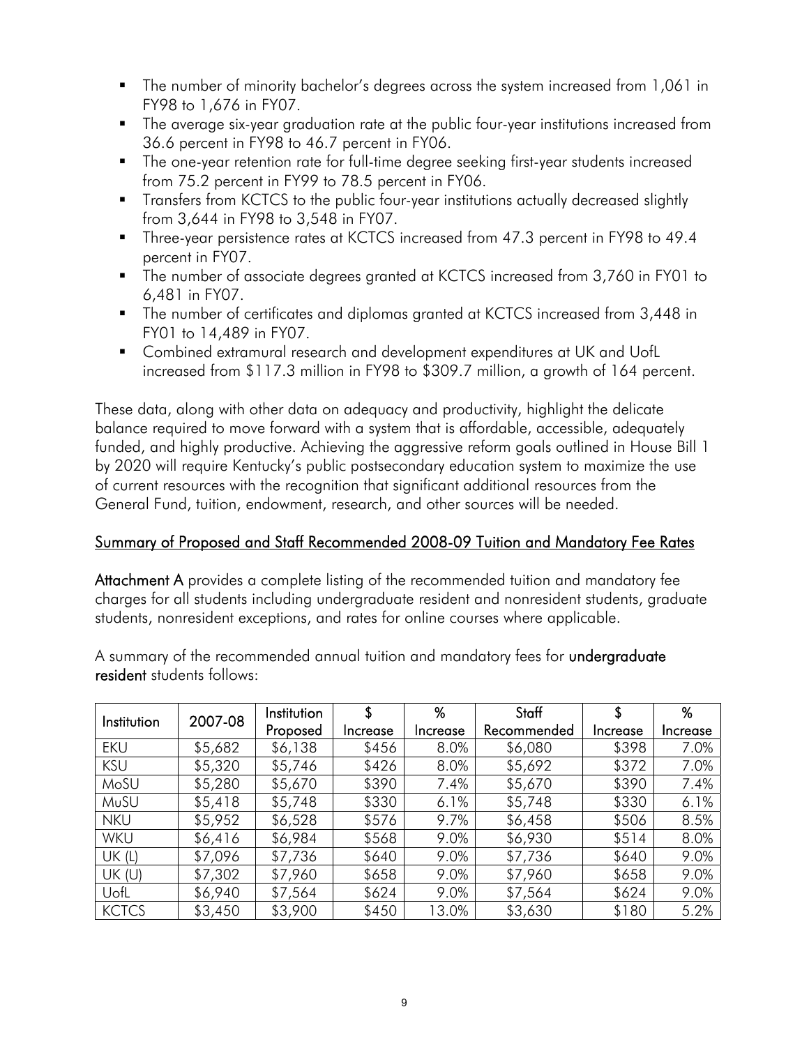- The number of minority bachelor's degrees across the system increased from 1,061 in FY98 to 1,676 in FY07.
- The average six-year graduation rate at the public four-year institutions increased from 36.6 percent in FY98 to 46.7 percent in FY06.
- The one-year retention rate for full-time degree seeking first-year students increased from 75.2 percent in FY99 to 78.5 percent in FY06.
- Transfers from KCTCS to the public four-year institutions actually decreased slightly from 3,644 in FY98 to 3,548 in FY07.
- Three-year persistence rates at KCTCS increased from 47.3 percent in FY98 to 49.4 percent in FY07.
- The number of associate degrees granted at KCTCS increased from 3,760 in FY01 to 6,481 in FY07.
- The number of certificates and diplomas granted at KCTCS increased from 3,448 in FY01 to 14,489 in FY07.
- Combined extramural research and development expenditures at UK and UofL increased from \$117.3 million in FY98 to \$309.7 million, a growth of 164 percent.

These data, along with other data on adequacy and productivity, highlight the delicate balance required to move forward with a system that is affordable, accessible, adequately funded, and highly productive. Achieving the aggressive reform goals outlined in House Bill 1 by 2020 will require Kentucky's public postsecondary education system to maximize the use of current resources with the recognition that significant additional resources from the General Fund, tuition, endowment, research, and other sources will be needed.

## Summary of Proposed and Staff Recommended 2008-09 Tuition and Mandatory Fee Rates

**Attachment A** provides a complete listing of the recommended tuition and mandatory fee charges for all students including undergraduate resident and nonresident students, graduate students, nonresident exceptions, and rates for online courses where applicable.

A summary of the recommended annual tuition and mandatory fees for **undergraduate resident** students follows:

| Institution | 2007-08 | Institution Proposed | \$ Increase | % Increase | Staff Recommended | \$ Increase | % Increase |
|---|---|---|---|---|---|---|---|
| EKU | \$5,682 | \$6,138 | \$456 | 8.0% | \$6,080 | \$398 | 7.0% |
| KSU | \$5,320 | \$5,746 | \$426 | 8.0% | \$5,692 | \$372 | 7.0% |
| MoSU | \$5,280 | \$5,670 | \$390 | 7.4% | \$5,670 | \$390 | 7.4% |
| MuSU | \$5,418 | \$5,748 | \$330 | 6.1% | \$5,748 | \$330 | 6.1% |
| NKU | \$5,952 | \$6,528 | \$576 | 9.7% | \$6,458 | \$506 | 8.5% |
| WKU | \$6,416 | \$6,984 | \$568 | 9.0% | \$6,930 | \$514 | 8.0% |
| UK (L) | \$7,096 | \$7,736 | \$640 | 9.0% | \$7,736 | \$640 | 9.0% |
| UK (U) | \$7,302 | \$7,960 | \$658 | 9.0% | \$7,960 | \$658 | 9.0% |
| UofL | \$6,940 | \$7,564 | \$624 | 9.0% | \$7,564 | \$624 | 9.0% |
| KCTCS | \$3,450 | \$3,900 | \$450 | 13.0% | \$3,630 | \$180 | 5.2% |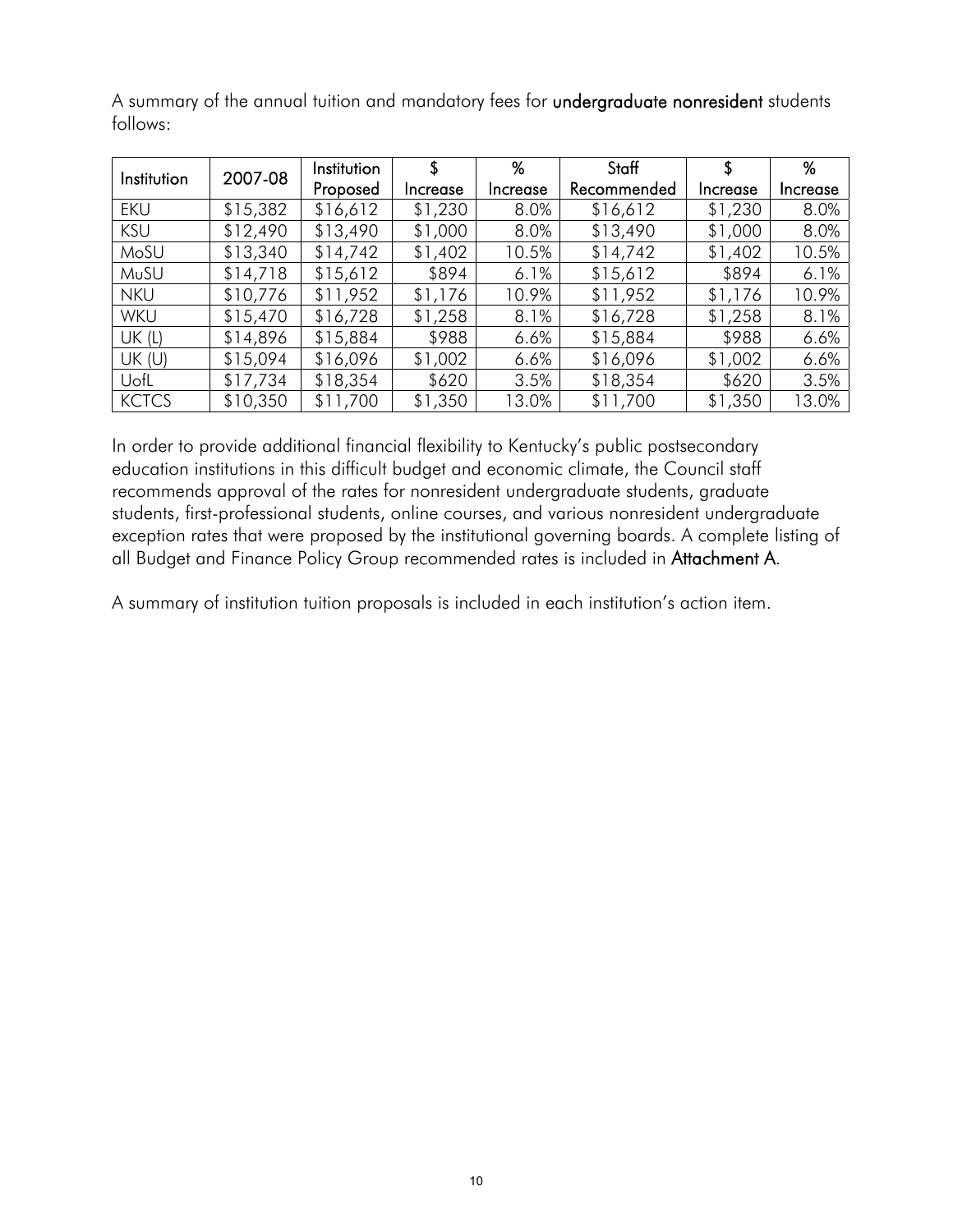A summary of the annual tuition and mandatory fees for **undergraduate nonresident** students follows:

| Institution | 2007-08 | Institution Proposed | $ Increase | % Increase | Staff Recommended | $ Increase | % Increase |
|---|---|---|---|---|---|---|---|
| EKU | $15,382 | $16,612 | $1,230 | 8.0% | $16,612 | $1,230 | 8.0% |
| KSU | $12,490 | $13,490 | $1,000 | 8.0% | $13,490 | $1,000 | 8.0% |
| MoSU | $13,340 | $14,742 | $1,402 | 10.5% | $14,742 | $1,402 | 10.5% |
| MuSU | $14,718 | $15,612 | $894 | 6.1% | $15,612 | $894 | 6.1% |
| NKU | $10,776 | $11,952 | $1,176 | 10.9% | $11,952 | $1,176 | 10.9% |
| WKU | $15,470 | $16,728 | $1,258 | 8.1% | $16,728 | $1,258 | 8.1% |
| UK (L) | $14,896 | $15,884 | $988 | 6.6% | $15,884 | $988 | 6.6% |
| UK (U) | $15,094 | $16,096 | $1,002 | 6.6% | $16,096 | $1,002 | 6.6% |
| UofL | $17,734 | $18,354 | $620 | 3.5% | $18,354 | $620 | 3.5% |
| KCTCS | $10,350 | $11,700 | $1,350 | 13.0% | $11,700 | $1,350 | 13.0% |

In order to provide additional financial flexibility to Kentucky's public postsecondary education institutions in this difficult budget and economic climate, the Council staff recommends approval of the rates for nonresident undergraduate students, graduate students, first-professional students, online courses, and various nonresident undergraduate exception rates that were proposed by the institutional governing boards. A complete listing of all Budget and Finance Policy Group recommended rates is included in **Attachment A**.

A summary of institution tuition proposals is included in each institution's action item.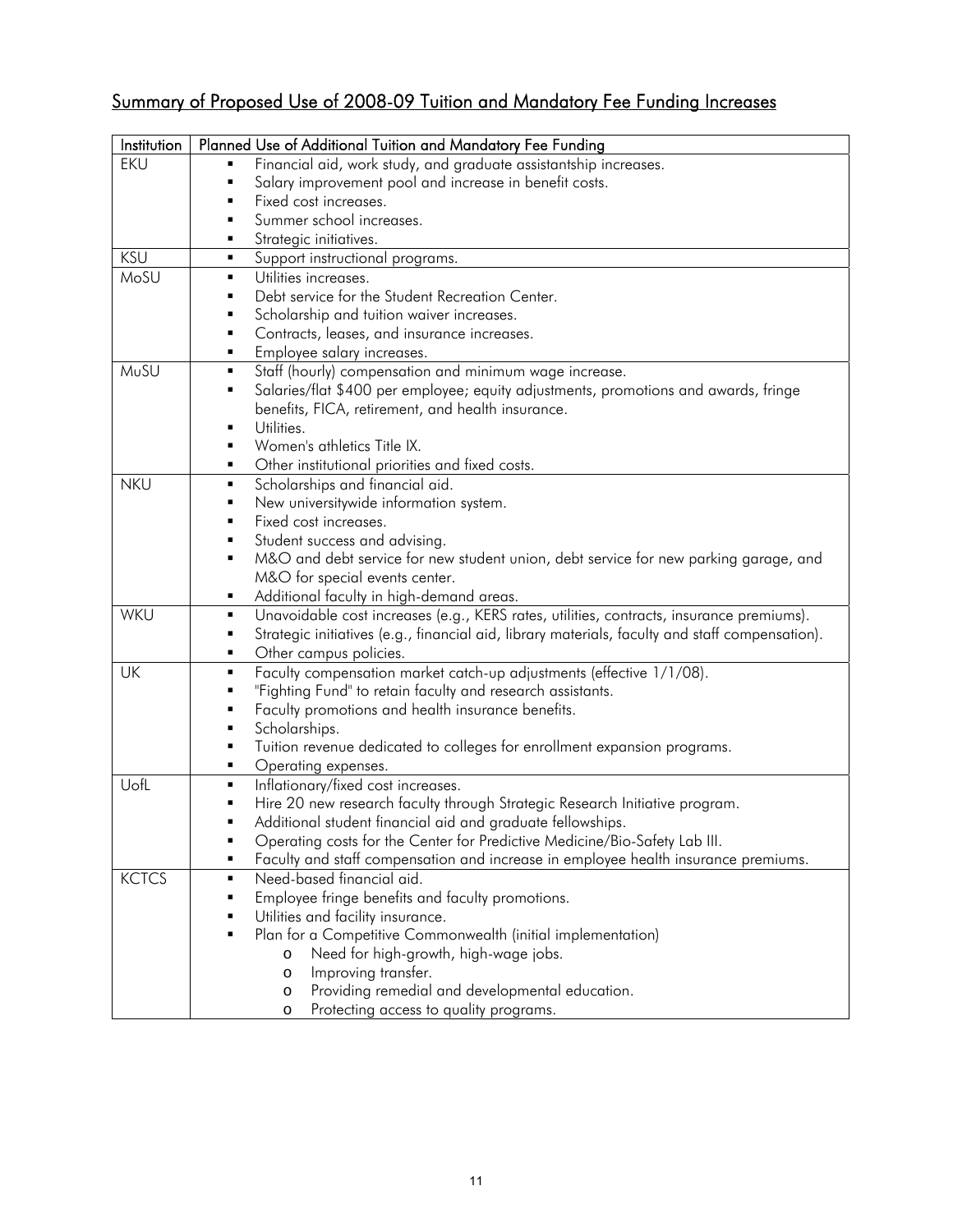# Summary of Proposed Use of 2008-09 Tuition and Mandatory Fee Funding Increases

| Institution | Planned Use of Additional Tuition and Mandatory Fee Funding |
|---|---|
| EKU | ▪ Financial aid, work study, and graduate assistantship increases.<br>▪ Salary improvement pool and increase in benefit costs.<br>▪ Fixed cost increases.<br>▪ Summer school increases.<br>▪ Strategic initiatives. |
| KSU | ▪ Support instructional programs. |
| MoSU | ▪ Utilities increases.<br>▪ Debt service for the Student Recreation Center.<br>▪ Scholarship and tuition waiver increases.<br>▪ Contracts, leases, and insurance increases.<br>▪ Employee salary increases. |
| MuSU | ▪ Staff (hourly) compensation and minimum wage increase.<br>▪ Salaries/flat $400 per employee; equity adjustments, promotions and awards, fringe benefits, FICA, retirement, and health insurance.<br>▪ Utilities.<br>▪ Women's athletics Title IX.<br>▪ Other institutional priorities and fixed costs. |
| NKU | ▪ Scholarships and financial aid.<br>▪ New universitywide information system.<br>▪ Fixed cost increases.<br>▪ Student success and advising.<br>▪ M&O and debt service for new student union, debt service for new parking garage, and M&O for special events center.<br>▪ Additional faculty in high-demand areas. |
| WKU | ▪ Unavoidable cost increases (e.g., KERS rates, utilities, contracts, insurance premiums).<br>▪ Strategic initiatives (e.g., financial aid, library materials, faculty and staff compensation).<br>▪ Other campus policies. |
| UK | ▪ Faculty compensation market catch-up adjustments (effective 1/1/08).<br>▪ "Fighting Fund" to retain faculty and research assistants.<br>▪ Faculty promotions and health insurance benefits.<br>▪ Scholarships.<br>▪ Tuition revenue dedicated to colleges for enrollment expansion programs.<br>▪ Operating expenses. |
| UofL | ▪ Inflationary/fixed cost increases.<br>▪ Hire 20 new research faculty through Strategic Research Initiative program.<br>▪ Additional student financial aid and graduate fellowships.<br>▪ Operating costs for the Center for Predictive Medicine/Bio-Safety Lab III.<br>▪ Faculty and staff compensation and increase in employee health insurance premiums. |
| KCTCS | ▪ Need-based financial aid.<br>▪ Employee fringe benefits and faculty promotions.<br>▪ Utilities and facility insurance.<br>▪ Plan for a Competitive Commonwealth (initial implementation)<br>&nbsp;&nbsp;&nbsp;&nbsp;o Need for high-growth, high-wage jobs.<br>&nbsp;&nbsp;&nbsp;&nbsp;o Improving transfer.<br>&nbsp;&nbsp;&nbsp;&nbsp;o Providing remedial and developmental education.<br>&nbsp;&nbsp;&nbsp;&nbsp;o Protecting access to quality programs. |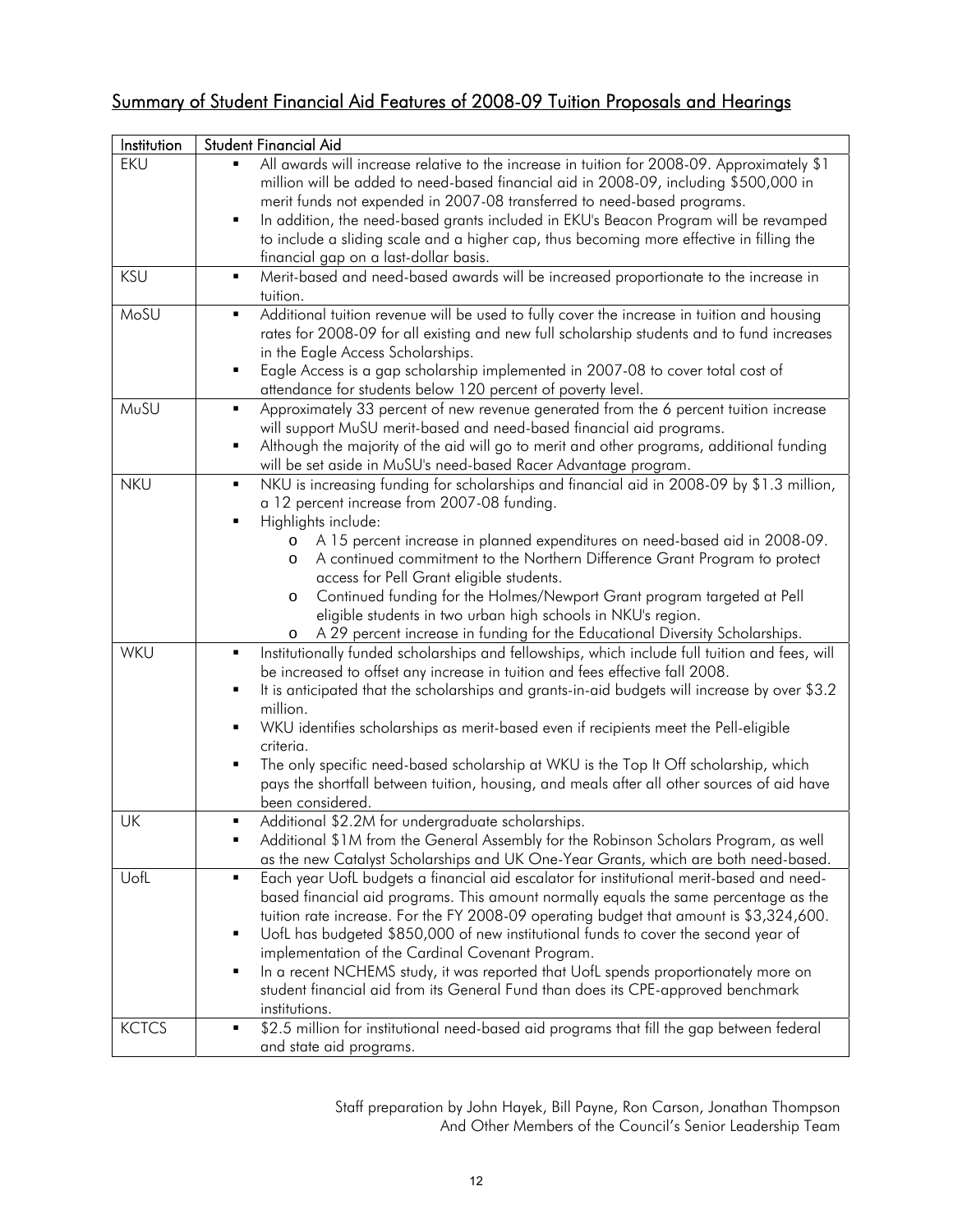## Summary of Student Financial Aid Features of 2008-09 Tuition Proposals and Hearings

| Institution | Student Financial Aid |
|---|---|
| EKU | ▪ All awards will increase relative to the increase in tuition for 2008-09. Approximately $1 million will be added to need-based financial aid in 2008-09, including $500,000 in merit funds not expended in 2007-08 transferred to need-based programs.<br>▪ In addition, the need-based grants included in EKU's Beacon Program will be revamped to include a sliding scale and a higher cap, thus becoming more effective in filling the financial gap on a last-dollar basis. |
| KSU | ▪ Merit-based and need-based awards will be increased proportionate to the increase in tuition. |
| MoSU | ▪ Additional tuition revenue will be used to fully cover the increase in tuition and housing rates for 2008-09 for all existing and new full scholarship students and to fund increases in the Eagle Access Scholarships.<br>▪ Eagle Access is a gap scholarship implemented in 2007-08 to cover total cost of attendance for students below 120 percent of poverty level. |
| MuSU | ▪ Approximately 33 percent of new revenue generated from the 6 percent tuition increase will support MuSU merit-based and need-based financial aid programs.<br>▪ Although the majority of the aid will go to merit and other programs, additional funding will be set aside in MuSU's need-based Racer Advantage program. |
| NKU | ▪ NKU is increasing funding for scholarships and financial aid in 2008-09 by $1.3 million, a 12 percent increase from 2007-08 funding.<br>▪ Highlights include:<br>o A 15 percent increase in planned expenditures on need-based aid in 2008-09.<br>o A continued commitment to the Northern Difference Grant Program to protect access for Pell Grant eligible students.<br>o Continued funding for the Holmes/Newport Grant program targeted at Pell eligible students in two urban high schools in NKU's region.<br>o A 29 percent increase in funding for the Educational Diversity Scholarships. |
| WKU | ▪ Institutionally funded scholarships and fellowships, which include full tuition and fees, will be increased to offset any increase in tuition and fees effective fall 2008.<br>▪ It is anticipated that the scholarships and grants-in-aid budgets will increase by over $3.2 million.<br>▪ WKU identifies scholarships as merit-based even if recipients meet the Pell-eligible criteria.<br>▪ The only specific need-based scholarship at WKU is the Top It Off scholarship, which pays the shortfall between tuition, housing, and meals after all other sources of aid have been considered. |
| UK | ▪ Additional $2.2M for undergraduate scholarships.<br>▪ Additional $1M from the General Assembly for the Robinson Scholars Program, as well as the new Catalyst Scholarships and UK One-Year Grants, which are both need-based. |
| UofL | ▪ Each year UofL budgets a financial aid escalator for institutional merit-based and need-based financial aid programs. This amount normally equals the same percentage as the tuition rate increase. For the FY 2008-09 operating budget that amount is $3,324,600.<br>▪ UofL has budgeted $850,000 of new institutional funds to cover the second year of implementation of the Cardinal Covenant Program.<br>▪ In a recent NCHEMS study, it was reported that UofL spends proportionately more on student financial aid from its General Fund than does its CPE-approved benchmark institutions. |
| KCTCS | ▪ $2.5 million for institutional need-based aid programs that fill the gap between federal and state aid programs. |

Staff preparation by John Hayek, Bill Payne, Ron Carson, Jonathan Thompson
And Other Members of the Council's Senior Leadership Team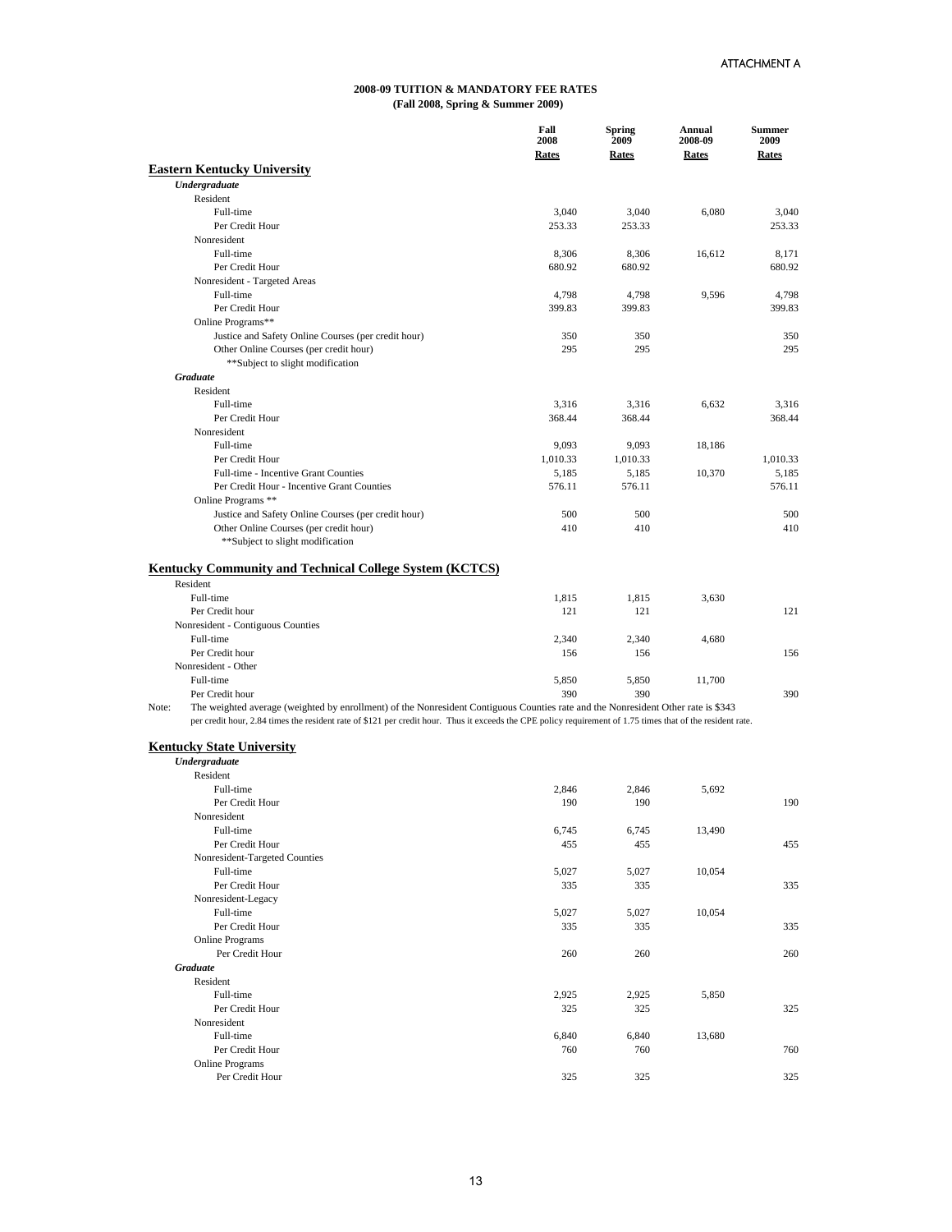ATTACHMENT A

**2008-09 TUITION & MANDATORY FEE RATES**
**(Fall 2008, Spring & Summer 2009)**

| | Fall 2008 Rates | Spring 2009 Rates | Annual 2008-09 Rates | Summer 2009 Rates |
|---|---|---|---|---|
| **Eastern Kentucky University** | | | | |
| ***Undergraduate*** | | | | |
| Resident | | | | |
| Full-time | 3,040 | 3,040 | 6,080 | 3,040 |
| Per Credit Hour | 253.33 | 253.33 | | 253.33 |
| Nonresident | | | | |
| Full-time | 8,306 | 8,306 | 16,612 | 8,171 |
| Per Credit Hour | 680.92 | 680.92 | | 680.92 |
| Nonresident - Targeted Areas | | | | |
| Full-time | 4,798 | 4,798 | 9,596 | 4,798 |
| Per Credit Hour | 399.83 | 399.83 | | 399.83 |
| Online Programs** | | | | |
| Justice and Safety Online Courses (per credit hour) | 350 | 350 | | 350 |
| Other Online Courses (per credit hour) | 295 | 295 | | 295 |
| **Subject to slight modification | | | | |
| ***Graduate*** | | | | |
| Resident | | | | |
| Full-time | 3,316 | 3,316 | 6,632 | 3,316 |
| Per Credit Hour | 368.44 | 368.44 | | 368.44 |
| Nonresident | | | | |
| Full-time | 9,093 | 9,093 | 18,186 | |
| Per Credit Hour | 1,010.33 | 1,010.33 | | 1,010.33 |
| Full-time - Incentive Grant Counties | 5,185 | 5,185 | 10,370 | 5,185 |
| Per Credit Hour - Incentive Grant Counties | 576.11 | 576.11 | | 576.11 |
| Online Programs ** | | | | |
| Justice and Safety Online Courses (per credit hour) | 500 | 500 | | 500 |
| Other Online Courses (per credit hour) | 410 | 410 | | 410 |
| **Subject to slight modification | | | | |
| **Kentucky Community and Technical College System (KCTCS)** | | | | |
| Resident | | | | |
| Full-time | 1,815 | 1,815 | 3,630 | |
| Per Credit hour | 121 | 121 | | 121 |
| Nonresident - Contiguous Counties | | | | |
| Full-time | 2,340 | 2,340 | 4,680 | |
| Per Credit hour | 156 | 156 | | 156 |
| Nonresident - Other | | | | |
| Full-time | 5,850 | 5,850 | 11,700 | |
| Per Credit hour | 390 | 390 | | 390 |

Note: The weighted average (weighted by enrollment) of the Nonresident Contiguous Counties rate and the Nonresident Other rate is $343 per credit hour, 2.84 times the resident rate of $121 per credit hour. Thus it exceeds the CPE policy requirement of 1.75 times that of the resident rate.

| | Fall 2008 Rates | Spring 2009 Rates | Annual 2008-09 Rates | Summer 2009 Rates |
|---|---|---|---|---|
| **Kentucky State University** | | | | |
| ***Undergraduate*** | | | | |
| Resident | | | | |
| Full-time | 2,846 | 2,846 | 5,692 | |
| Per Credit Hour | 190 | 190 | | 190 |
| Nonresident | | | | |
| Full-time | 6,745 | 6,745 | 13,490 | |
| Per Credit Hour | 455 | 455 | | 455 |
| Nonresident-Targeted Counties | | | | |
| Full-time | 5,027 | 5,027 | 10,054 | |
| Per Credit Hour | 335 | 335 | | 335 |
| Nonresident-Legacy | | | | |
| Full-time | 5,027 | 5,027 | 10,054 | |
| Per Credit Hour | 335 | 335 | | 335 |
| Online Programs | | | | |
| Per Credit Hour | 260 | 260 | | 260 |
| ***Graduate*** | | | | |
| Resident | | | | |
| Full-time | 2,925 | 2,925 | 5,850 | |
| Per Credit Hour | 325 | 325 | | 325 |
| Nonresident | | | | |
| Full-time | 6,840 | 6,840 | 13,680 | |
| Per Credit Hour | 760 | 760 | | 760 |
| Online Programs | | | | |
| Per Credit Hour | 325 | 325 | | 325 |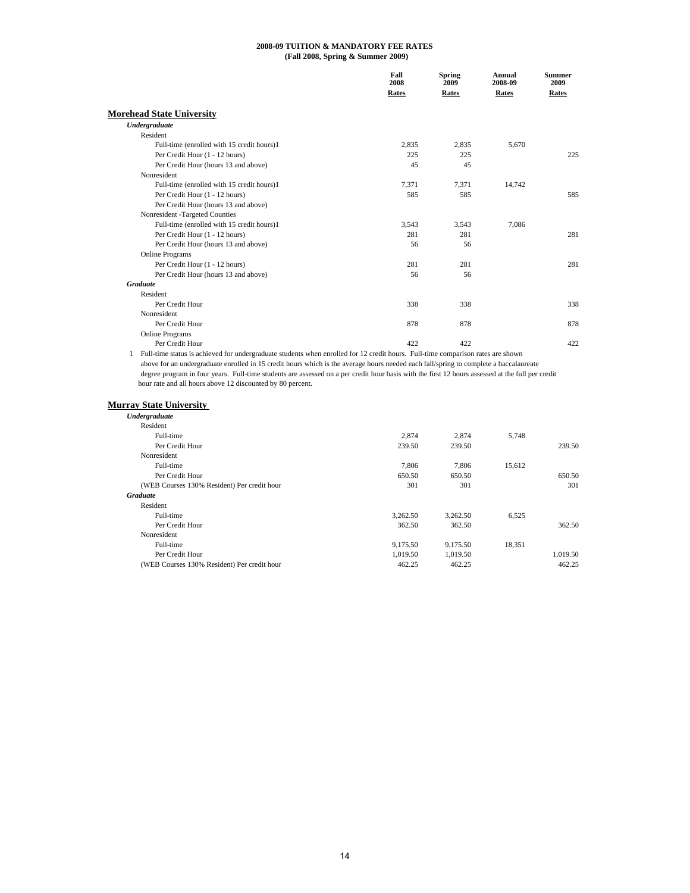**2008-09 TUITION & MANDATORY FEE RATES**
**(Fall 2008, Spring & Summer 2009)**

| | Fall 2008 Rates | Spring 2009 Rates | Annual 2008-09 Rates | Summer 2009 Rates |
|---|---|---|---|---|
| **Morehead State University** | | | | |
| ***Undergraduate*** | | | | |
| Resident | | | | |
| Full-time (enrolled with 15 credit hours)1 | 2,835 | 2,835 | 5,670 | |
| Per Credit Hour (1 - 12 hours) | 225 | 225 | | 225 |
| Per Credit Hour (hours 13 and above) | 45 | 45 | | |
| Nonresident | | | | |
| Full-time (enrolled with 15 credit hours)1 | 7,371 | 7,371 | 14,742 | |
| Per Credit Hour (1 - 12 hours) | 585 | 585 | | 585 |
| Per Credit Hour (hours 13 and above) | | | | |
| Nonresident -Targeted Counties | | | | |
| Full-time (enrolled with 15 credit hours)1 | 3,543 | 3,543 | 7,086 | |
| Per Credit Hour (1 - 12 hours) | 281 | 281 | | 281 |
| Per Credit Hour (hours 13 and above) | 56 | 56 | | |
| Online Programs | | | | |
| Per Credit Hour (1 - 12 hours) | 281 | 281 | | 281 |
| Per Credit Hour (hours 13 and above) | 56 | 56 | | |
| ***Graduate*** | | | | |
| Resident | | | | |
| Per Credit Hour | 338 | 338 | | 338 |
| Nonresident | | | | |
| Per Credit Hour | 878 | 878 | | 878 |
| Online Programs | | | | |
| Per Credit Hour | 422 | 422 | | 422 |

1 Full-time status is achieved for undergraduate students when enrolled for 12 credit hours. Full-time comparison rates are shown above for an undergraduate enrolled in 15 credit hours which is the average hours needed each fall/spring to complete a baccalaureate degree program in four years. Full-time students are assessed on a per credit hour basis with the first 12 hours assessed at the full per credit hour rate and all hours above 12 discounted by 80 percent.

| | Fall 2008 Rates | Spring 2009 Rates | Annual 2008-09 Rates | Summer 2009 Rates |
|---|---|---|---|---|
| **Murray State University** | | | | |
| ***Undergraduate*** | | | | |
| Resident | | | | |
| Full-time | 2,874 | 2,874 | 5,748 | |
| Per Credit Hour | 239.50 | 239.50 | | 239.50 |
| Nonresident | | | | |
| Full-time | 7,806 | 7,806 | 15,612 | |
| Per Credit Hour | 650.50 | 650.50 | | 650.50 |
| (WEB Courses 130% Resident) Per credit hour | 301 | 301 | | 301 |
| ***Graduate*** | | | | |
| Resident | | | | |
| Full-time | 3,262.50 | 3,262.50 | 6,525 | |
| Per Credit Hour | 362.50 | 362.50 | | 362.50 |
| Nonresident | | | | |
| Full-time | 9,175.50 | 9,175.50 | 18,351 | |
| Per Credit Hour | 1,019.50 | 1,019.50 | | 1,019.50 |
| (WEB Courses 130% Resident) Per credit hour | 462.25 | 462.25 | | 462.25 |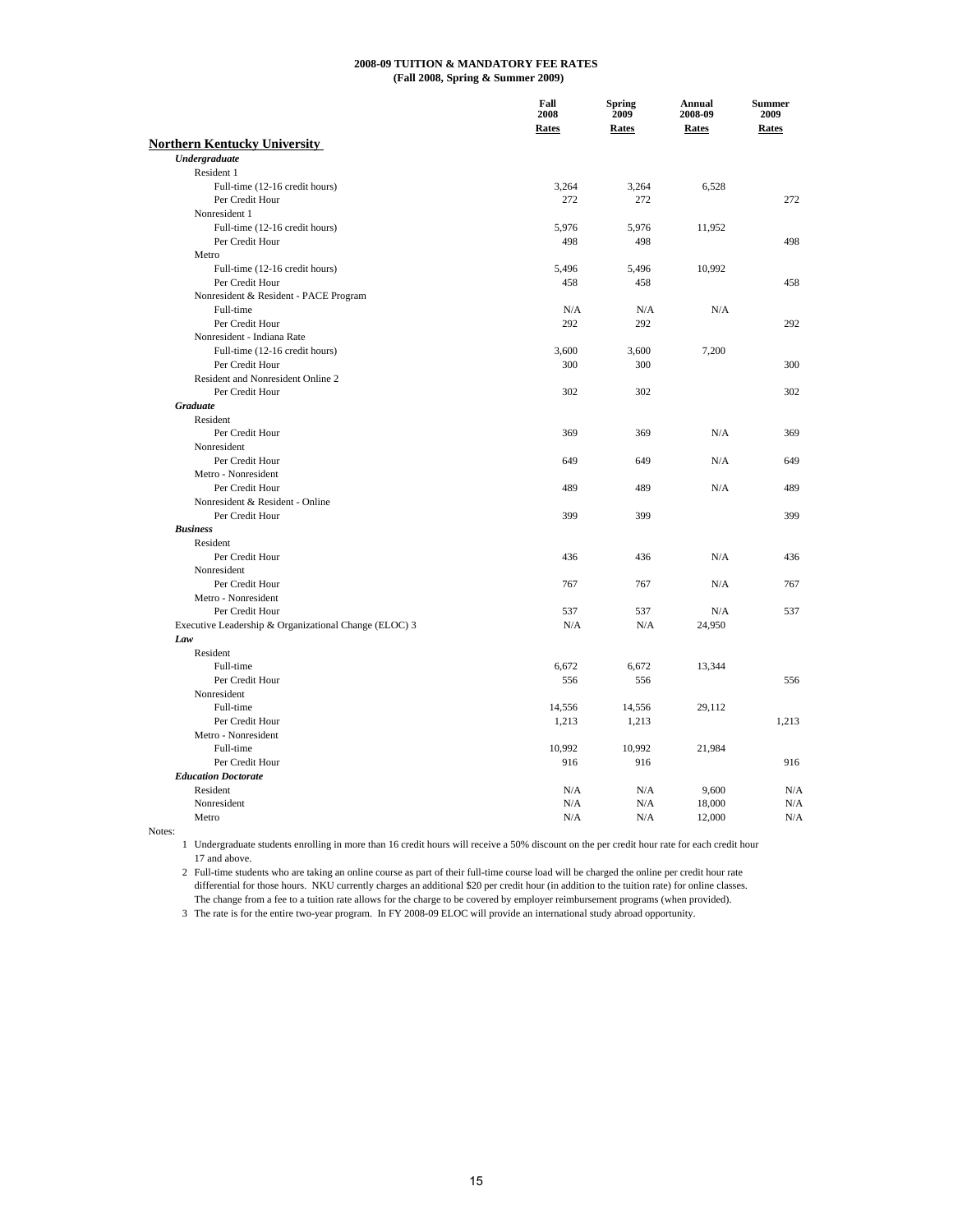# 2008-09 TUITION & MANDATORY FEE RATES
## (Fall 2008, Spring & Summer 2009)

| | Fall 2008 Rates | Spring 2009 Rates | Annual 2008-09 Rates | Summer 2009 Rates |
|---|---|---|---|---|
| **Northern Kentucky University** | | | | |
| ***Undergraduate*** | | | | |
| Resident 1 | | | | |
| Full-time (12-16 credit hours) | 3,264 | 3,264 | 6,528 | |
| Per Credit Hour | 272 | 272 | | 272 |
| Nonresident 1 | | | | |
| Full-time (12-16 credit hours) | 5,976 | 5,976 | 11,952 | |
| Per Credit Hour | 498 | 498 | | 498 |
| Metro | | | | |
| Full-time (12-16 credit hours) | 5,496 | 5,496 | 10,992 | |
| Per Credit Hour | 458 | 458 | | 458 |
| Nonresident & Resident - PACE Program | | | | |
| Full-time | N/A | N/A | N/A | |
| Per Credit Hour | 292 | 292 | | 292 |
| Nonresident - Indiana Rate | | | | |
| Full-time (12-16 credit hours) | 3,600 | 3,600 | 7,200 | |
| Per Credit Hour | 300 | 300 | | 300 |
| Resident and Nonresident Online 2 | | | | |
| Per Credit Hour | 302 | 302 | | 302 |
| ***Graduate*** | | | | |
| Resident | | | | |
| Per Credit Hour | 369 | 369 | N/A | 369 |
| Nonresident | | | | |
| Per Credit Hour | 649 | 649 | N/A | 649 |
| Metro - Nonresident | | | | |
| Per Credit Hour | 489 | 489 | N/A | 489 |
| Nonresident & Resident - Online | | | | |
| Per Credit Hour | 399 | 399 | | 399 |
| ***Business*** | | | | |
| Resident | | | | |
| Per Credit Hour | 436 | 436 | N/A | 436 |
| Nonresident | | | | |
| Per Credit Hour | 767 | 767 | N/A | 767 |
| Metro - Nonresident | | | | |
| Per Credit Hour | 537 | 537 | N/A | 537 |
| Executive Leadership & Organizational Change (ELOC) 3 | N/A | N/A | 24,950 | |
| ***Law*** | | | | |
| Resident | | | | |
| Full-time | 6,672 | 6,672 | 13,344 | |
| Per Credit Hour | 556 | 556 | | 556 |
| Nonresident | | | | |
| Full-time | 14,556 | 14,556 | 29,112 | |
| Per Credit Hour | 1,213 | 1,213 | | 1,213 |
| Metro - Nonresident | | | | |
| Full-time | 10,992 | 10,992 | 21,984 | |
| Per Credit Hour | 916 | 916 | | 916 |
| ***Education Doctorate*** | | | | |
| Resident | N/A | N/A | 9,600 | N/A |
| Nonresident | N/A | N/A | 18,000 | N/A |
| Metro | N/A | N/A | 12,000 | N/A |

Notes:

1 Undergraduate students enrolling in more than 16 credit hours will receive a 50% discount on the per credit hour rate for each credit hour 17 and above.

2 Full-time students who are taking an online course as part of their full-time course load will be charged the online per credit hour rate differential for those hours. NKU currently charges an additional $20 per credit hour (in addition to the tuition rate) for online classes. The change from a fee to a tuition rate allows for the charge to be covered by employer reimbursement programs (when provided).

3 The rate is for the entire two-year program. In FY 2008-09 ELOC will provide an international study abroad opportunity.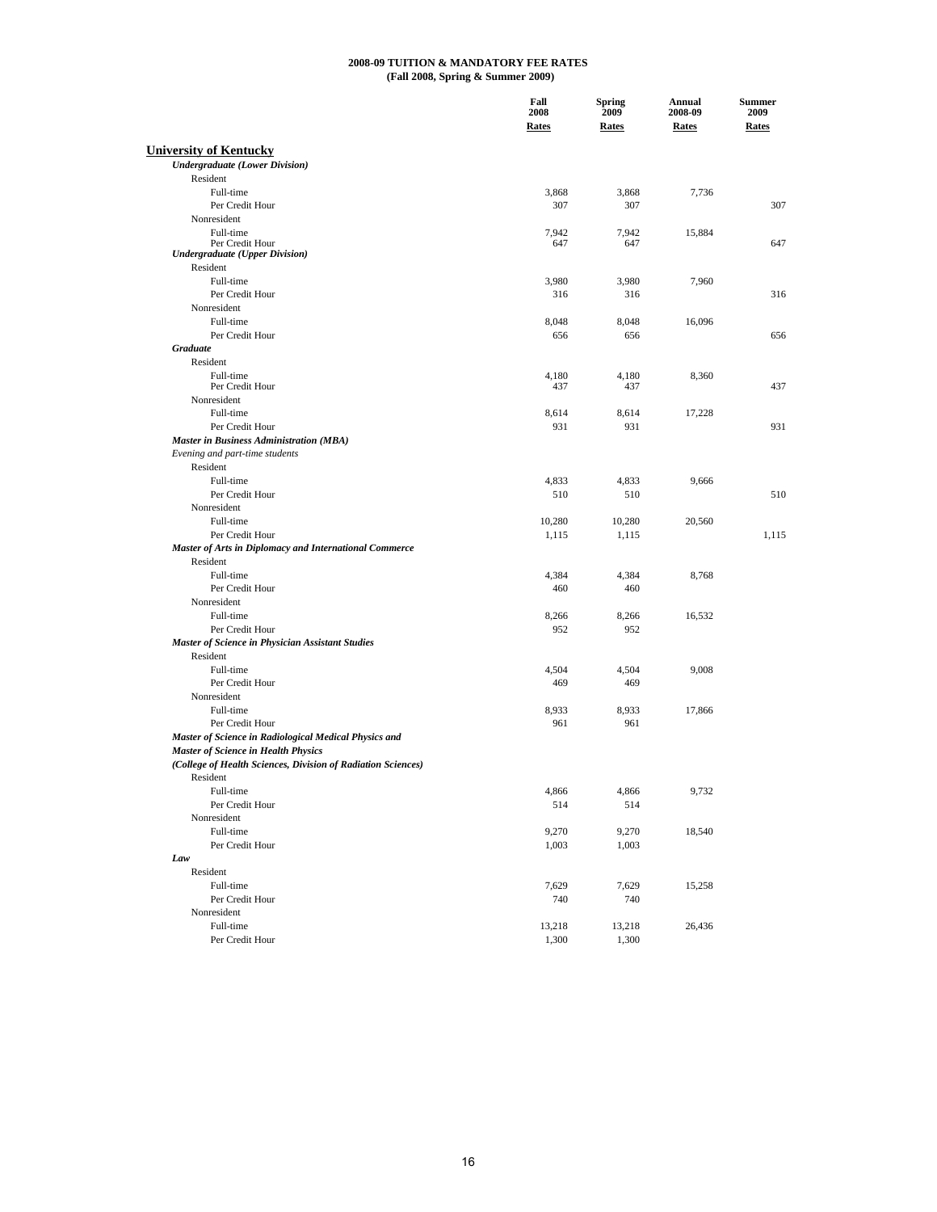# 2008-09 TUITION & MANDATORY FEE RATES
## (Fall 2008, Spring & Summer 2009)

| | Fall 2008 Rates | Spring 2009 Rates | Annual 2008-09 Rates | Summer 2009 Rates |
|---|---|---|---|---|
| **University of Kentucky** | | | | |
| ***Undergraduate (Lower Division)*** | | | | |
| Resident | | | | |
| Full-time | 3,868 | 3,868 | 7,736 | |
| Per Credit Hour | 307 | 307 | | 307 |
| Nonresident | | | | |
| Full-time | 7,942 | 7,942 | 15,884 | |
| Per Credit Hour | 647 | 647 | | 647 |
| ***Undergraduate (Upper Division)*** | | | | |
| Resident | | | | |
| Full-time | 3,980 | 3,980 | 7,960 | |
| Per Credit Hour | 316 | 316 | | 316 |
| Nonresident | | | | |
| Full-time | 8,048 | 8,048 | 16,096 | |
| Per Credit Hour | 656 | 656 | | 656 |
| ***Graduate*** | | | | |
| Resident | | | | |
| Full-time | 4,180 | 4,180 | 8,360 | |
| Per Credit Hour | 437 | 437 | | 437 |
| Nonresident | | | | |
| Full-time | 8,614 | 8,614 | 17,228 | |
| Per Credit Hour | 931 | 931 | | 931 |
| ***Master in Business Administration (MBA)*** | | | | |
| *Evening and part-time students* | | | | |
| Resident | | | | |
| Full-time | 4,833 | 4,833 | 9,666 | |
| Per Credit Hour | 510 | 510 | | 510 |
| Nonresident | | | | |
| Full-time | 10,280 | 10,280 | 20,560 | |
| Per Credit Hour | 1,115 | 1,115 | | 1,115 |
| ***Master of Arts in Diplomacy and International Commerce*** | | | | |
| Resident | | | | |
| Full-time | 4,384 | 4,384 | 8,768 | |
| Per Credit Hour | 460 | 460 | | |
| Nonresident | | | | |
| Full-time | 8,266 | 8,266 | 16,532 | |
| Per Credit Hour | 952 | 952 | | |
| ***Master of Science in Physician Assistant Studies*** | | | | |
| Resident | | | | |
| Full-time | 4,504 | 4,504 | 9,008 | |
| Per Credit Hour | 469 | 469 | | |
| Nonresident | | | | |
| Full-time | 8,933 | 8,933 | 17,866 | |
| Per Credit Hour | 961 | 961 | | |
| ***Master of Science in Radiological Medical Physics and*** | | | | |
| ***Master of Science in Health Physics*** | | | | |
| ***(College of Health Sciences, Division of Radiation Sciences)*** | | | | |
| Resident | | | | |
| Full-time | 4,866 | 4,866 | 9,732 | |
| Per Credit Hour | 514 | 514 | | |
| Nonresident | | | | |
| Full-time | 9,270 | 9,270 | 18,540 | |
| Per Credit Hour | 1,003 | 1,003 | | |
| ***Law*** | | | | |
| Resident | | | | |
| Full-time | 7,629 | 7,629 | 15,258 | |
| Per Credit Hour | 740 | 740 | | |
| Nonresident | | | | |
| Full-time | 13,218 | 13,218 | 26,436 | |
| Per Credit Hour | 1,300 | 1,300 | | |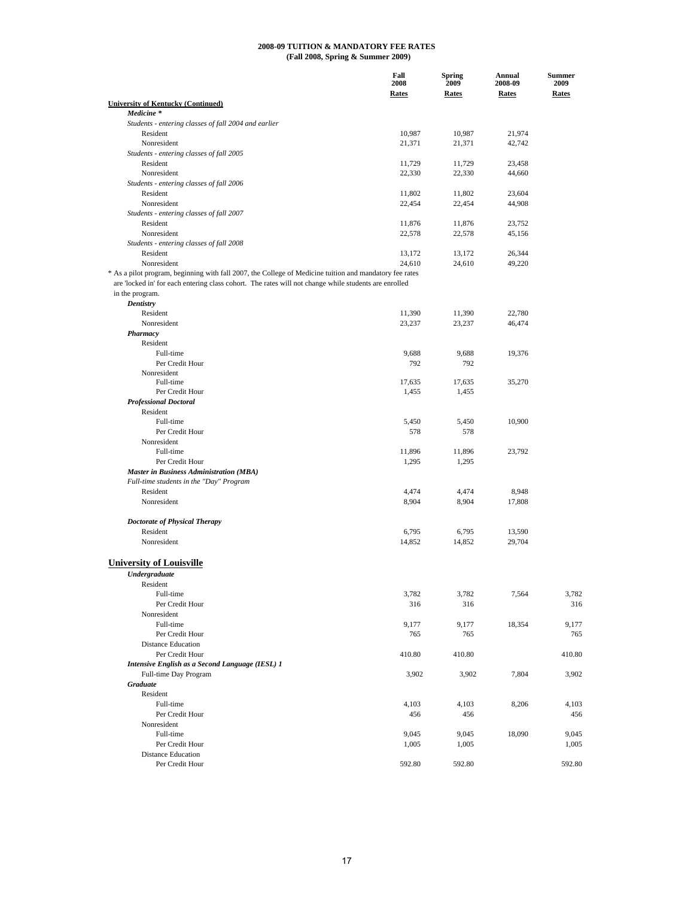**2008-09 TUITION & MANDATORY FEE RATES**
**(Fall 2008, Spring & Summer 2009)**

| | Fall 2008 Rates | Spring 2009 Rates | Annual 2008-09 Rates | Summer 2009 Rates |
|---|---|---|---|---|
| **University of Kentucky (Continued)** | | | | |
| ***Medicine **** | | | | |
| *Students - entering classes of fall 2004 and earlier* | | | | |
| Resident | 10,987 | 10,987 | 21,974 | |
| Nonresident | 21,371 | 21,371 | 42,742 | |
| *Students - entering classes of fall 2005* | | | | |
| Resident | 11,729 | 11,729 | 23,458 | |
| Nonresident | 22,330 | 22,330 | 44,660 | |
| *Students - entering classes of fall 2006* | | | | |
| Resident | 11,802 | 11,802 | 23,604 | |
| Nonresident | 22,454 | 22,454 | 44,908 | |
| *Students - entering classes of fall 2007* | | | | |
| Resident | 11,876 | 11,876 | 23,752 | |
| Nonresident | 22,578 | 22,578 | 45,156 | |
| *Students - entering classes of fall 2008* | | | | |
| Resident | 13,172 | 13,172 | 26,344 | |
| Nonresident | 24,610 | 24,610 | 49,220 | |
| * As a pilot program, beginning with fall 2007, the College of Medicine tuition and mandatory fee rates are 'locked in' for each entering class cohort. The rates will not change while students are enrolled in the program. | | | | |
| ***Dentistry*** | | | | |
| Resident | 11,390 | 11,390 | 22,780 | |
| Nonresident | 23,237 | 23,237 | 46,474 | |
| ***Pharmacy*** | | | | |
| Resident | | | | |
| Full-time | 9,688 | 9,688 | 19,376 | |
| Per Credit Hour | 792 | 792 | | |
| Nonresident | | | | |
| Full-time | 17,635 | 17,635 | 35,270 | |
| Per Credit Hour | 1,455 | 1,455 | | |
| ***Professional Doctoral*** | | | | |
| Resident | | | | |
| Full-time | 5,450 | 5,450 | 10,900 | |
| Per Credit Hour | 578 | 578 | | |
| Nonresident | | | | |
| Full-time | 11,896 | 11,896 | 23,792 | |
| Per Credit Hour | 1,295 | 1,295 | | |
| ***Master in Business Administration (MBA)*** | | | | |
| *Full-time students in the "Day" Program* | | | | |
| Resident | 4,474 | 4,474 | 8,948 | |
| Nonresident | 8,904 | 8,904 | 17,808 | |
| ***Doctorate of Physical Therapy*** | | | | |
| Resident | 6,795 | 6,795 | 13,590 | |
| Nonresident | 14,852 | 14,852 | 29,704 | |
| **University of Louisville** | | | | |
| ***Undergraduate*** | | | | |
| Resident | | | | |
| Full-time | 3,782 | 3,782 | 7,564 | 3,782 |
| Per Credit Hour | 316 | 316 | | 316 |
| Nonresident | | | | |
| Full-time | 9,177 | 9,177 | 18,354 | 9,177 |
| Per Credit Hour | 765 | 765 | | 765 |
| Distance Education | | | | |
| Per Credit Hour | 410.80 | 410.80 | | 410.80 |
| ***Intensive English as a Second Language (IESL) 1*** | | | | |
| Full-time Day Program | 3,902 | 3,902 | 7,804 | 3,902 |
| ***Graduate*** | | | | |
| Resident | | | | |
| Full-time | 4,103 | 4,103 | 8,206 | 4,103 |
| Per Credit Hour | 456 | 456 | | 456 |
| Nonresident | | | | |
| Full-time | 9,045 | 9,045 | 18,090 | 9,045 |
| Per Credit Hour | 1,005 | 1,005 | | 1,005 |
| Distance Education | | | | |
| Per Credit Hour | 592.80 | 592.80 | | 592.80 |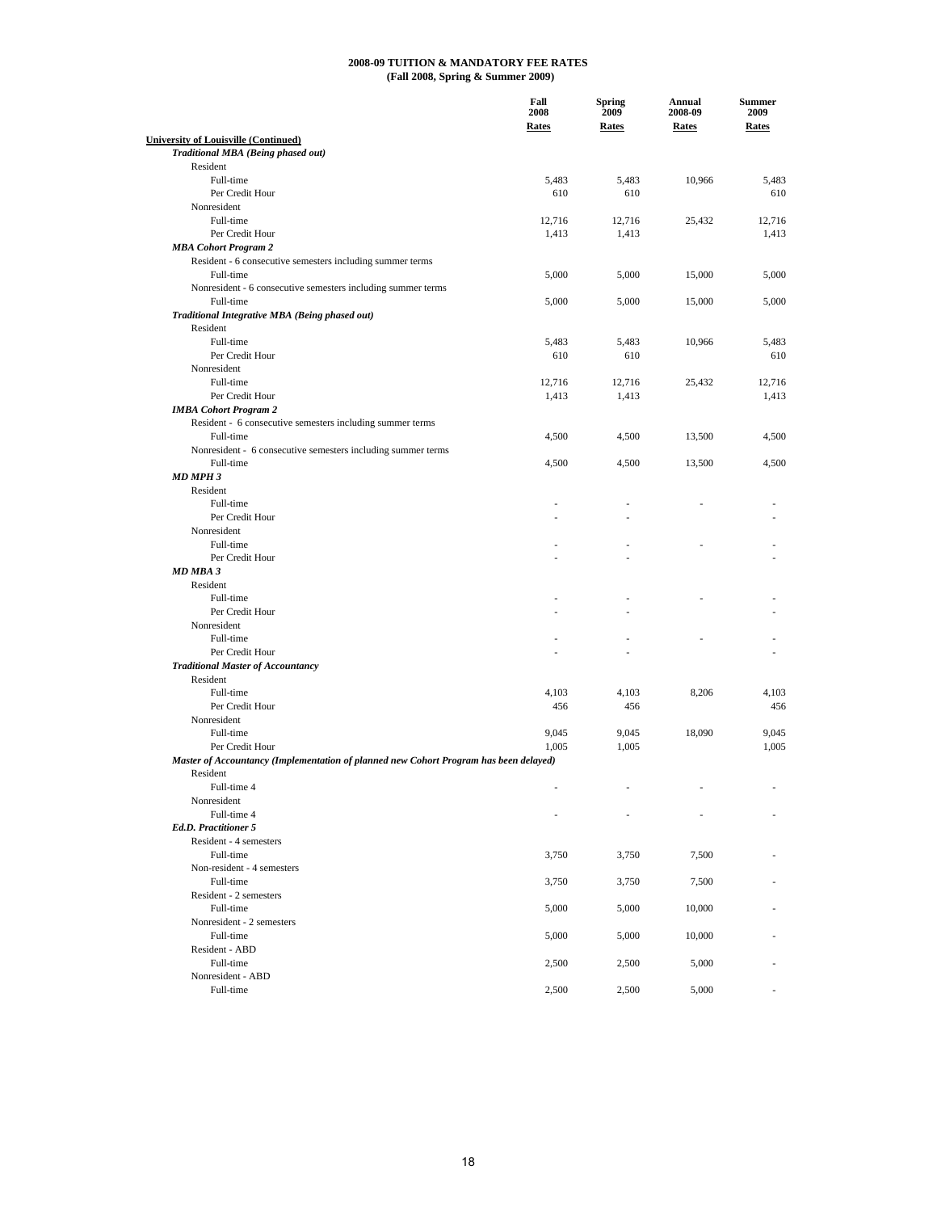# 2008-09 TUITION & MANDATORY FEE RATES
## (Fall 2008, Spring & Summer 2009)

| | Fall 2008 Rates | Spring 2009 Rates | Annual 2008-09 Rates | Summer 2009 Rates |
|---|---|---|---|---|
| **University of Louisville (Continued)** | | | | |
| ***Traditional MBA (Being phased out)*** | | | | |
| Resident | | | | |
| Full-time | 5,483 | 5,483 | 10,966 | 5,483 |
| Per Credit Hour | 610 | 610 | | 610 |
| Nonresident | | | | |
| Full-time | 12,716 | 12,716 | 25,432 | 12,716 |
| Per Credit Hour | 1,413 | 1,413 | | 1,413 |
| ***MBA Cohort Program 2*** | | | | |
| Resident - 6 consecutive semesters including summer terms | | | | |
| Full-time | 5,000 | 5,000 | 15,000 | 5,000 |
| Nonresident - 6 consecutive semesters including summer terms | | | | |
| Full-time | 5,000 | 5,000 | 15,000 | 5,000 |
| ***Traditional Integrative MBA (Being phased out)*** | | | | |
| Resident | | | | |
| Full-time | 5,483 | 5,483 | 10,966 | 5,483 |
| Per Credit Hour | 610 | 610 | | 610 |
| Nonresident | | | | |
| Full-time | 12,716 | 12,716 | 25,432 | 12,716 |
| Per Credit Hour | 1,413 | 1,413 | | 1,413 |
| ***IMBA Cohort Program 2*** | | | | |
| Resident - 6 consecutive semesters including summer terms | | | | |
| Full-time | 4,500 | 4,500 | 13,500 | 4,500 |
| Nonresident - 6 consecutive semesters including summer terms | | | | |
| Full-time | 4,500 | 4,500 | 13,500 | 4,500 |
| ***MD MPH 3*** | | | | |
| Resident | | | | |
| Full-time | - | - | - | - |
| Per Credit Hour | - | - | | - |
| Nonresident | | | | |
| Full-time | - | - | - | - |
| Per Credit Hour | - | - | | - |
| ***MD MBA 3*** | | | | |
| Resident | | | | |
| Full-time | - | - | - | - |
| Per Credit Hour | - | - | | - |
| Nonresident | | | | |
| Full-time | - | - | - | - |
| Per Credit Hour | - | - | | - |
| ***Traditional Master of Accountancy*** | | | | |
| Resident | | | | |
| Full-time | 4,103 | 4,103 | 8,206 | 4,103 |
| Per Credit Hour | 456 | 456 | | 456 |
| Nonresident | | | | |
| Full-time | 9,045 | 9,045 | 18,090 | 9,045 |
| Per Credit Hour | 1,005 | 1,005 | | 1,005 |
| ***Master of Accountancy (Implementation of planned new Cohort Program has been delayed)*** | | | | |
| Resident | | | | |
| Full-time 4 | - | - | - | - |
| Nonresident | | | | |
| Full-time 4 | - | - | - | - |
| ***Ed.D. Practitioner 5*** | | | | |
| Resident - 4 semesters | | | | |
| Full-time | 3,750 | 3,750 | 7,500 | - |
| Non-resident - 4 semesters | | | | |
| Full-time | 3,750 | 3,750 | 7,500 | - |
| Resident - 2 semesters | | | | |
| Full-time | 5,000 | 5,000 | 10,000 | - |
| Nonresident - 2 semesters | | | | |
| Full-time | 5,000 | 5,000 | 10,000 | - |
| Resident - ABD | | | | |
| Full-time | 2,500 | 2,500 | 5,000 | - |
| Nonresident - ABD | | | | |
| Full-time | 2,500 | 2,500 | 5,000 | - |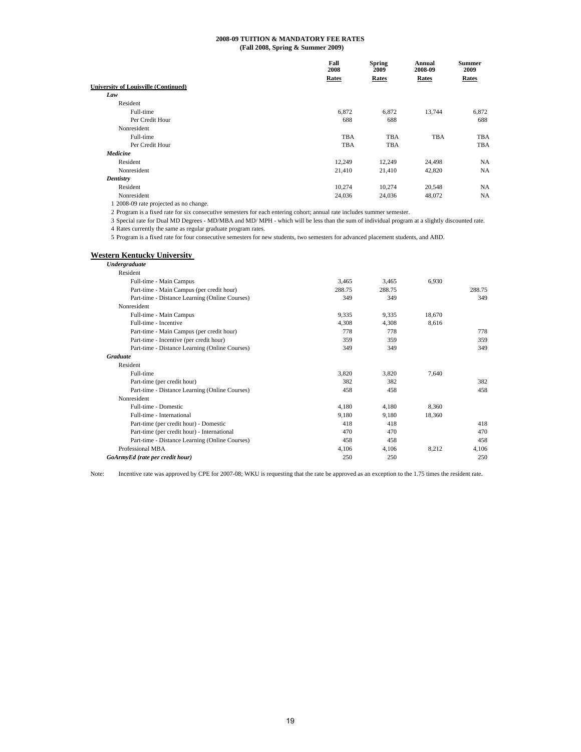**2008-09 TUITION & MANDATORY FEE RATES**
**(Fall 2008, Spring & Summer 2009)**

| | Fall 2008 Rates | Spring 2009 Rates | Annual 2008-09 Rates | Summer 2009 Rates |
|---|---|---|---|---|
| **University of Louisville (Continued)** | | | | |
| ***Law*** | | | | |
| Resident | | | | |
| Full-time | 6,872 | 6,872 | 13,744 | 6,872 |
| Per Credit Hour | 688 | 688 | | 688 |
| Nonresident | | | | |
| Full-time | TBA | TBA | TBA | TBA |
| Per Credit Hour | TBA | TBA | | TBA |
| ***Medicine*** | | | | |
| Resident | 12,249 | 12,249 | 24,498 | NA |
| Nonresident | 21,410 | 21,410 | 42,820 | NA |
| ***Dentistry*** | | | | |
| Resident | 10,274 | 10,274 | 20,548 | NA |
| Nonresident | 24,036 | 24,036 | 48,072 | NA |

1 2008-09 rate projected as no change.

2 Program is a fixed rate for six consecutive semesters for each entering cohort; annual rate includes summer semester.

3 Special rate for Dual MD Degrees - MD/MBA and MD/ MPH - which will be less than the sum of individual program at a slightly discounted rate.

4 Rates currently the same as regular graduate program rates.

5 Program is a fixed rate for four consecutive semesters for new students, two semesters for advanced placement students, and ABD.

## Western Kentucky University

| | Fall 2008 Rates | Spring 2009 Rates | Annual 2008-09 Rates | Summer 2009 Rates |
|---|---|---|---|---|
| ***Undergraduate*** | | | | |
| Resident | | | | |
| Full-time - Main Campus | 3,465 | 3,465 | 6,930 | |
| Part-time - Main Campus (per credit hour) | 288.75 | 288.75 | | 288.75 |
| Part-time - Distance Learning (Online Courses) | 349 | 349 | | 349 |
| Nonresident | | | | |
| Full-time - Main Campus | 9,335 | 9,335 | 18,670 | |
| Full-time - Incentive | 4,308 | 4,308 | 8,616 | |
| Part-time - Main Campus (per credit hour) | 778 | 778 | | 778 |
| Part-time - Incentive (per credit hour) | 359 | 359 | | 359 |
| Part-time - Distance Learning (Online Courses) | 349 | 349 | | 349 |
| ***Graduate*** | | | | |
| Resident | | | | |
| Full-time | 3,820 | 3,820 | 7,640 | |
| Part-time (per credit hour) | 382 | 382 | | 382 |
| Part-time - Distance Learning (Online Courses) | 458 | 458 | | 458 |
| Nonresident | | | | |
| Full-time - Domestic | 4,180 | 4,180 | 8,360 | |
| Full-time - International | 9,180 | 9,180 | 18,360 | |
| Part-time (per credit hour) - Domestic | 418 | 418 | | 418 |
| Part-time (per credit hour) - International | 470 | 470 | | 470 |
| Part-time - Distance Learning (Online Courses) | 458 | 458 | | 458 |
| Professional MBA | 4,106 | 4,106 | 8,212 | 4,106 |
| ***GoArmyEd (rate per credit hour)*** | 250 | 250 | | 250 |

Note: Incentive rate was approved by CPE for 2007-08; WKU is requesting that the rate be approved as an exception to the 1.75 times the resident rate.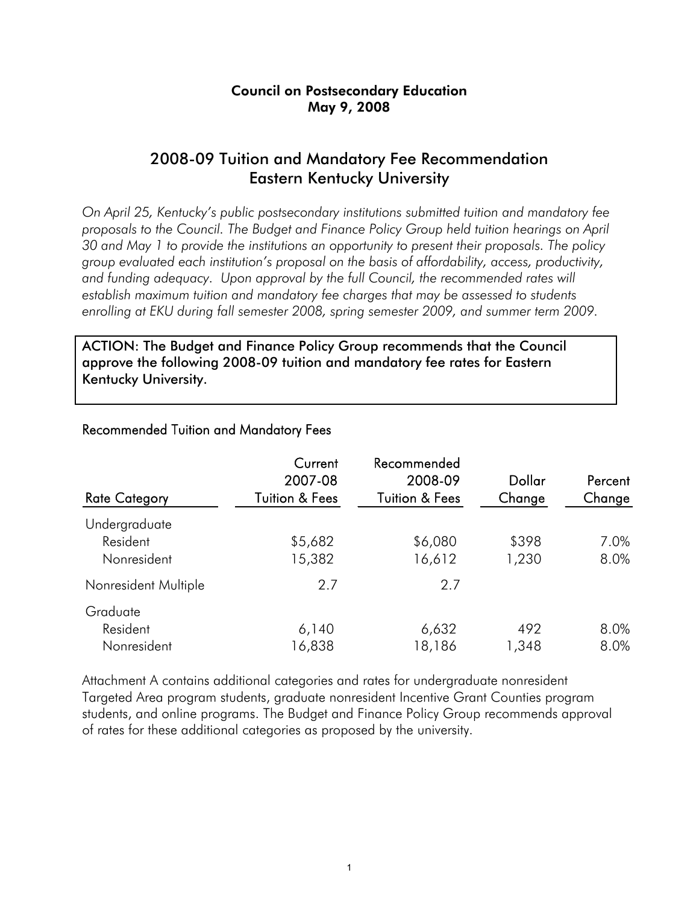**Council on Postsecondary Education**
**May 9, 2008**

# 2008-09 Tuition and Mandatory Fee Recommendation Eastern Kentucky University

*On April 25, Kentucky's public postsecondary institutions submitted tuition and mandatory fee proposals to the Council. The Budget and Finance Policy Group held tuition hearings on April 30 and May 1 to provide the institutions an opportunity to present their proposals. The policy group evaluated each institution's proposal on the basis of affordability, access, productivity, and funding adequacy. Upon approval by the full Council, the recommended rates will establish maximum tuition and mandatory fee charges that may be assessed to students enrolling at EKU during fall semester 2008, spring semester 2009, and summer term 2009.*

**ACTION: The Budget and Finance Policy Group recommends that the Council approve the following 2008-09 tuition and mandatory fee rates for Eastern Kentucky University.**

## Recommended Tuition and Mandatory Fees

| Rate Category | Current 2007-08 Tuition & Fees | Recommended 2008-09 Tuition & Fees | Dollar Change | Percent Change |
|---|---|---|---|---|
| Undergraduate | | | | |
| Resident | $5,682 | $6,080 | $398 | 7.0% |
| Nonresident | 15,382 | 16,612 | 1,230 | 8.0% |
| Nonresident Multiple | 2.7 | 2.7 | | |
| Graduate | | | | |
| Resident | 6,140 | 6,632 | 492 | 8.0% |
| Nonresident | 16,838 | 18,186 | 1,348 | 8.0% |

Attachment A contains additional categories and rates for undergraduate nonresident Targeted Area program students, graduate nonresident Incentive Grant Counties program students, and online programs. The Budget and Finance Policy Group recommends approval of rates for these additional categories as proposed by the university.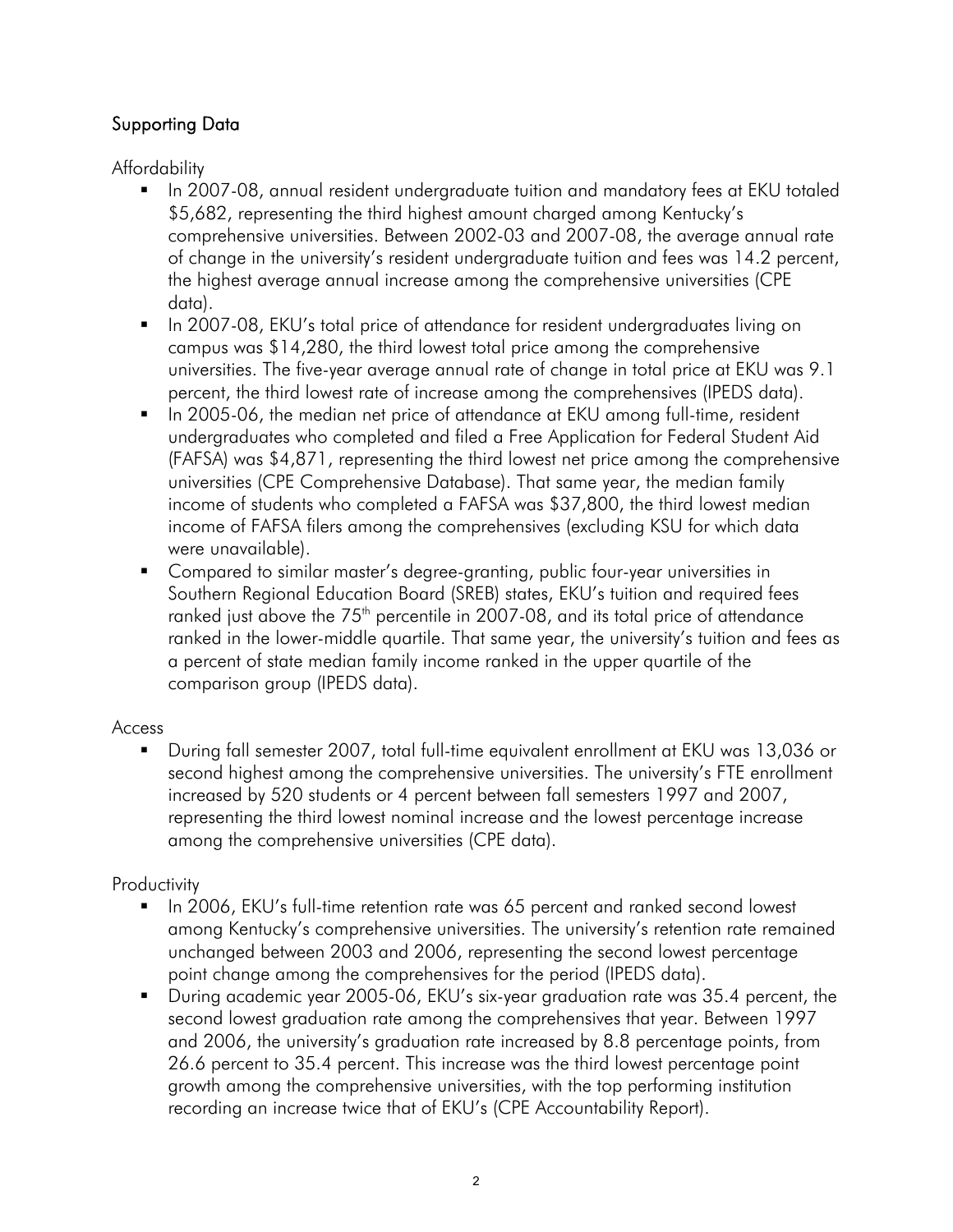## Supporting Data

### Affordability

- In 2007-08, annual resident undergraduate tuition and mandatory fees at EKU totaled $5,682, representing the third highest amount charged among Kentucky's comprehensive universities. Between 2002-03 and 2007-08, the average annual rate of change in the university's resident undergraduate tuition and fees was 14.2 percent, the highest average annual increase among the comprehensive universities (CPE data).
- In 2007-08, EKU's total price of attendance for resident undergraduates living on campus was $14,280, the third lowest total price among the comprehensive universities. The five-year average annual rate of change in total price at EKU was 9.1 percent, the third lowest rate of increase among the comprehensives (IPEDS data).
- In 2005-06, the median net price of attendance at EKU among full-time, resident undergraduates who completed and filed a Free Application for Federal Student Aid (FAFSA) was $4,871, representing the third lowest net price among the comprehensive universities (CPE Comprehensive Database). That same year, the median family income of students who completed a FAFSA was $37,800, the third lowest median income of FAFSA filers among the comprehensives (excluding KSU for which data were unavailable).
- Compared to similar master's degree-granting, public four-year universities in Southern Regional Education Board (SREB) states, EKU's tuition and required fees ranked just above the 75th percentile in 2007-08, and its total price of attendance ranked in the lower-middle quartile. That same year, the university's tuition and fees as a percent of state median family income ranked in the upper quartile of the comparison group (IPEDS data).

### Access

- During fall semester 2007, total full-time equivalent enrollment at EKU was 13,036 or second highest among the comprehensive universities. The university's FTE enrollment increased by 520 students or 4 percent between fall semesters 1997 and 2007, representing the third lowest nominal increase and the lowest percentage increase among the comprehensive universities (CPE data).

### Productivity

- In 2006, EKU's full-time retention rate was 65 percent and ranked second lowest among Kentucky's comprehensive universities. The university's retention rate remained unchanged between 2003 and 2006, representing the second lowest percentage point change among the comprehensives for the period (IPEDS data).
- During academic year 2005-06, EKU's six-year graduation rate was 35.4 percent, the second lowest graduation rate among the comprehensives that year. Between 1997 and 2006, the university's graduation rate increased by 8.8 percentage points, from 26.6 percent to 35.4 percent. This increase was the third lowest percentage point growth among the comprehensive universities, with the top performing institution recording an increase twice that of EKU's (CPE Accountability Report).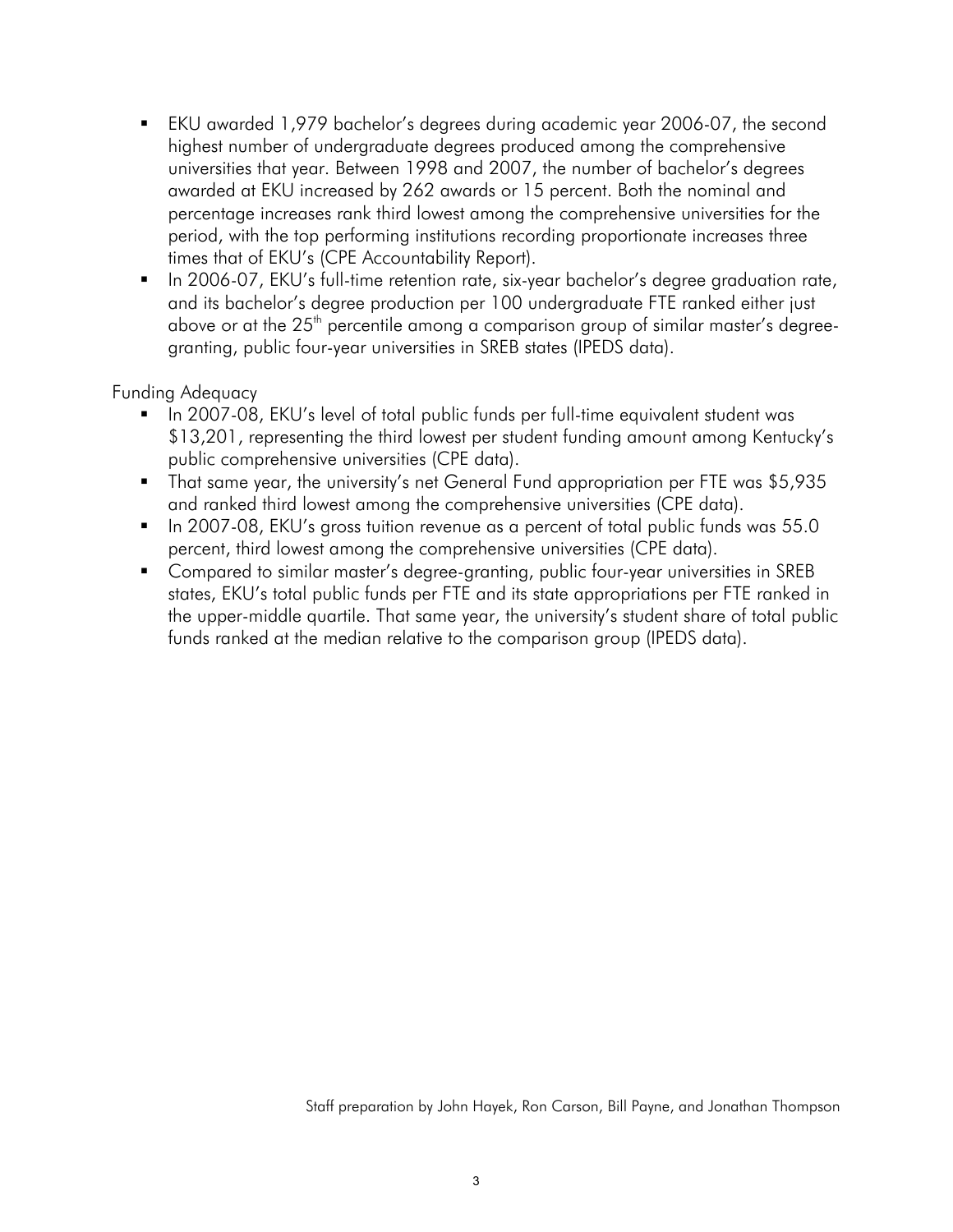- EKU awarded 1,979 bachelor's degrees during academic year 2006-07, the second highest number of undergraduate degrees produced among the comprehensive universities that year. Between 1998 and 2007, the number of bachelor's degrees awarded at EKU increased by 262 awards or 15 percent. Both the nominal and percentage increases rank third lowest among the comprehensive universities for the period, with the top performing institutions recording proportionate increases three times that of EKU's (CPE Accountability Report).
- In 2006-07, EKU's full-time retention rate, six-year bachelor's degree graduation rate, and its bachelor's degree production per 100 undergraduate FTE ranked either just above or at the 25th percentile among a comparison group of similar master's degree-granting, public four-year universities in SREB states (IPEDS data).

Funding Adequacy

- In 2007-08, EKU's level of total public funds per full-time equivalent student was $13,201, representing the third lowest per student funding amount among Kentucky's public comprehensive universities (CPE data).
- That same year, the university's net General Fund appropriation per FTE was $5,935 and ranked third lowest among the comprehensive universities (CPE data).
- In 2007-08, EKU's gross tuition revenue as a percent of total public funds was 55.0 percent, third lowest among the comprehensive universities (CPE data).
- Compared to similar master's degree-granting, public four-year universities in SREB states, EKU's total public funds per FTE and its state appropriations per FTE ranked in the upper-middle quartile. That same year, the university's student share of total public funds ranked at the median relative to the comparison group (IPEDS data).

Staff preparation by John Hayek, Ron Carson, Bill Payne, and Jonathan Thompson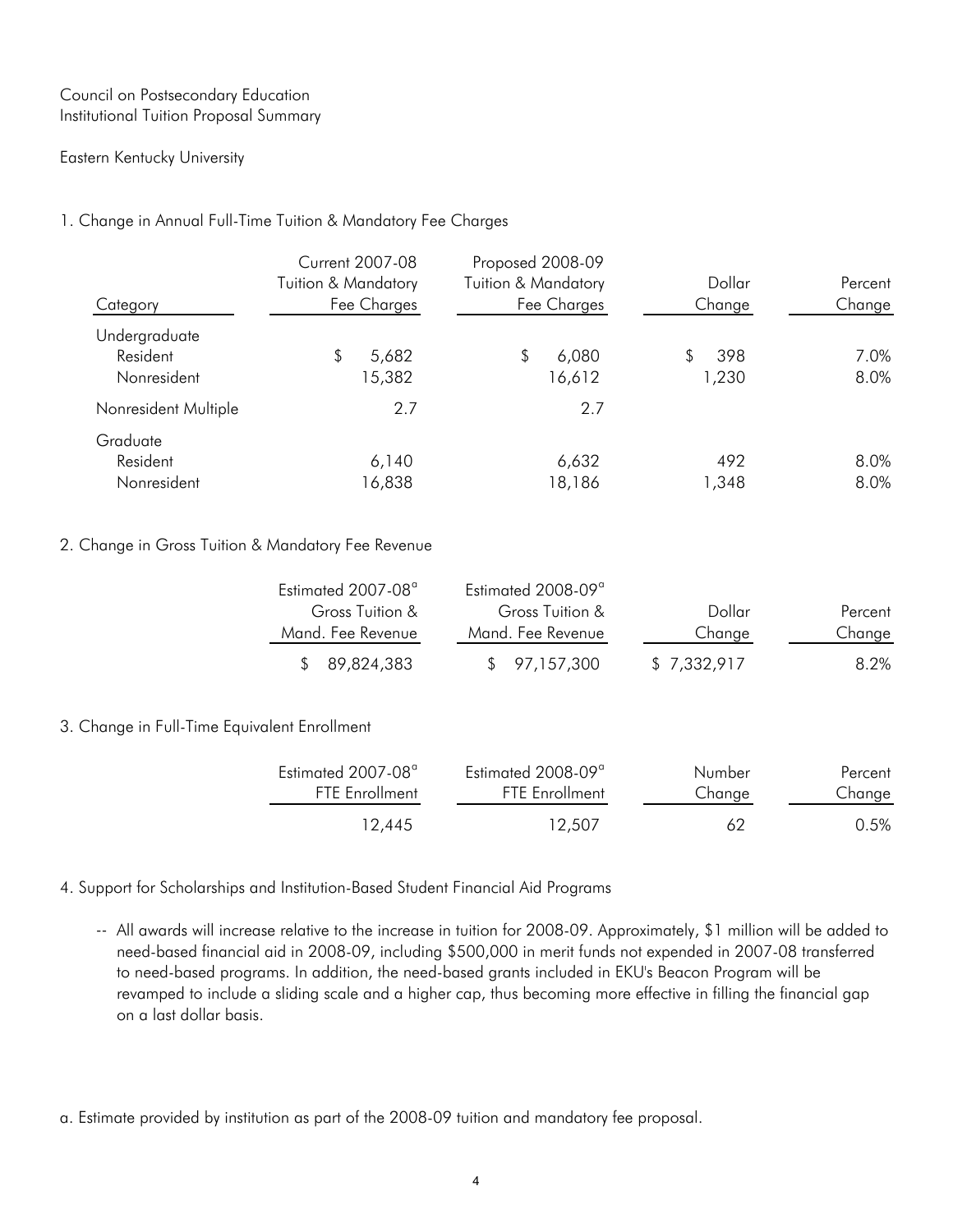Council on Postsecondary Education
Institutional Tuition Proposal Summary

Eastern Kentucky University

1. Change in Annual Full-Time Tuition & Mandatory Fee Charges

| Category | Current 2007-08 Tuition & Mandatory Fee Charges | Proposed 2008-09 Tuition & Mandatory Fee Charges | Dollar Change | Percent Change |
|---|---|---|---|---|
| Undergraduate | | | | |
| Resident | $ 5,682 | $ 6,080 | $ 398 | 7.0% |
| Nonresident | 15,382 | 16,612 | 1,230 | 8.0% |
| Nonresident Multiple | 2.7 | 2.7 | | |
| Graduate | | | | |
| Resident | 6,140 | 6,632 | 492 | 8.0% |
| Nonresident | 16,838 | 18,186 | 1,348 | 8.0% |

2. Change in Gross Tuition & Mandatory Fee Revenue

| Estimated 2007-08[a] Gross Tuition & Mand. Fee Revenue | Estimated 2008-09[a] Gross Tuition & Mand. Fee Revenue | Dollar Change | Percent Change |
|---|---|---|---|
| $ 89,824,383 | $ 97,157,300 | $ 7,332,917 | 8.2% |

3. Change in Full-Time Equivalent Enrollment

| Estimated 2007-08[a] FTE Enrollment | Estimated 2008-09[a] FTE Enrollment | Number Change | Percent Change |
|---|---|---|---|
| 12,445 | 12,507 | 62 | 0.5% |

4. Support for Scholarships and Institution-Based Student Financial Aid Programs

-- All awards will increase relative to the increase in tuition for 2008-09. Approximately, $1 million will be added to need-based financial aid in 2008-09, including $500,000 in merit funds not expended in 2007-08 transferred to need-based programs. In addition, the need-based grants included in EKU's Beacon Program will be revamped to include a sliding scale and a higher cap, thus becoming more effective in filling the financial gap on a last dollar basis.

a. Estimate provided by institution as part of the 2008-09 tuition and mandatory fee proposal.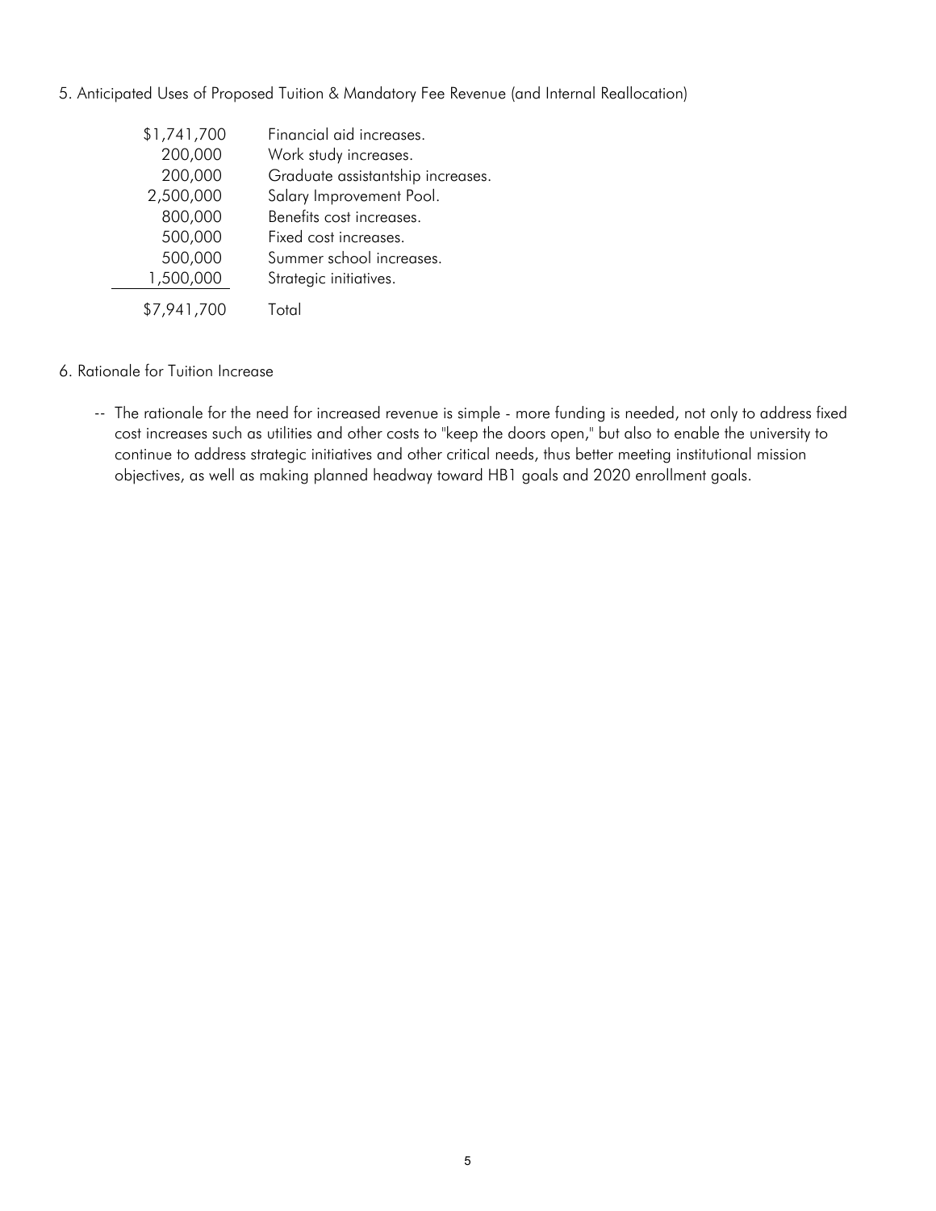5. Anticipated Uses of Proposed Tuition & Mandatory Fee Revenue (and Internal Reallocation)

| Amount | Use |
| ---: | --- |
| $1,741,700 | Financial aid increases. |
| 200,000 | Work study increases. |
| 200,000 | Graduate assistantship increases. |
| 2,500,000 | Salary Improvement Pool. |
| 800,000 | Benefits cost increases. |
| 500,000 | Fixed cost increases. |
| 500,000 | Summer school increases. |
| 1,500,000 | Strategic initiatives. |
| $7,941,700 | Total |

6. Rationale for Tuition Increase

-- The rationale for the need for increased revenue is simple - more funding is needed, not only to address fixed cost increases such as utilities and other costs to "keep the doors open," but also to enable the university to continue to address strategic initiatives and other critical needs, thus better meeting institutional mission objectives, as well as making planned headway toward HB1 goals and 2020 enrollment goals.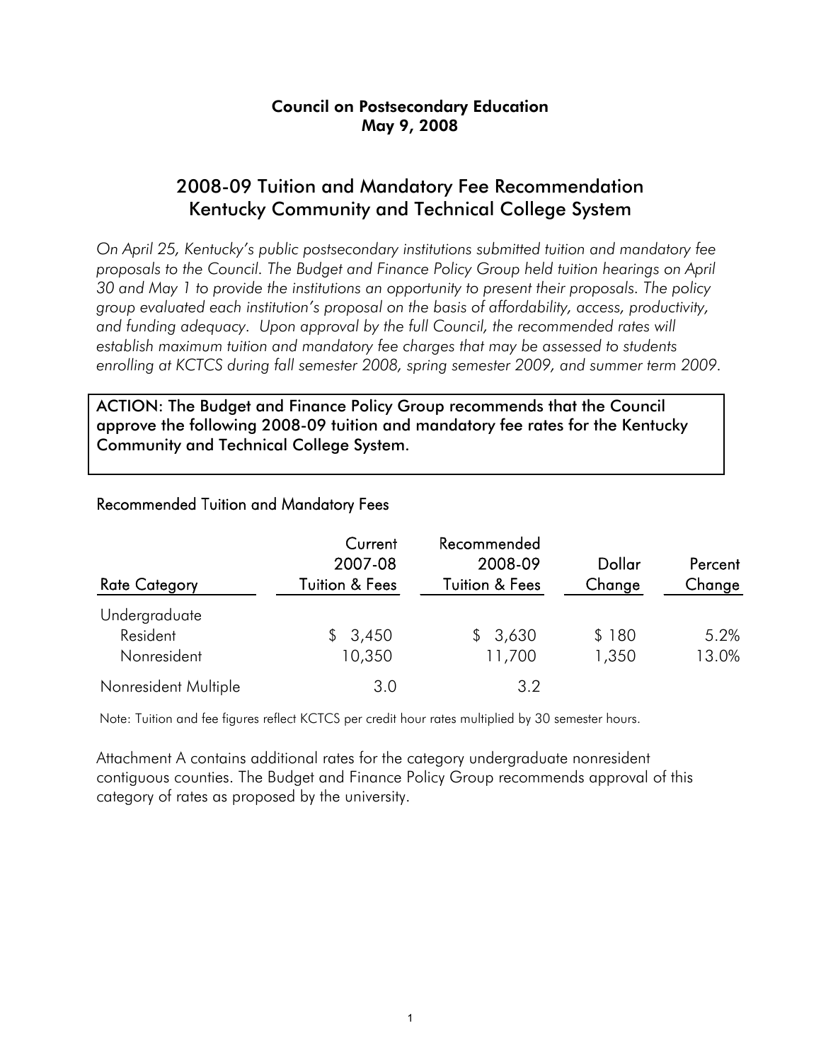**Council on Postsecondary Education**
**May 9, 2008**

# 2008-09 Tuition and Mandatory Fee Recommendation Kentucky Community and Technical College System

*On April 25, Kentucky's public postsecondary institutions submitted tuition and mandatory fee proposals to the Council. The Budget and Finance Policy Group held tuition hearings on April 30 and May 1 to provide the institutions an opportunity to present their proposals. The policy group evaluated each institution's proposal on the basis of affordability, access, productivity, and funding adequacy. Upon approval by the full Council, the recommended rates will establish maximum tuition and mandatory fee charges that may be assessed to students enrolling at KCTCS during fall semester 2008, spring semester 2009, and summer term 2009.*

**ACTION: The Budget and Finance Policy Group recommends that the Council approve the following 2008-09 tuition and mandatory fee rates for the Kentucky Community and Technical College System.**

## Recommended Tuition and Mandatory Fees

| Rate Category | Current 2007-08 Tuition & Fees | Recommended 2008-09 Tuition & Fees | Dollar Change | Percent Change |
|---|---|---|---|---|
| Undergraduate | | | | |
| Resident | $ 3,450 | $ 3,630 | $ 180 | 5.2% |
| Nonresident | 10,350 | 11,700 | 1,350 | 13.0% |
| Nonresident Multiple | 3.0 | 3.2 | | |

Note: Tuition and fee figures reflect KCTCS per credit hour rates multiplied by 30 semester hours.

Attachment A contains additional rates for the category undergraduate nonresident contiguous counties. The Budget and Finance Policy Group recommends approval of this category of rates as proposed by the university.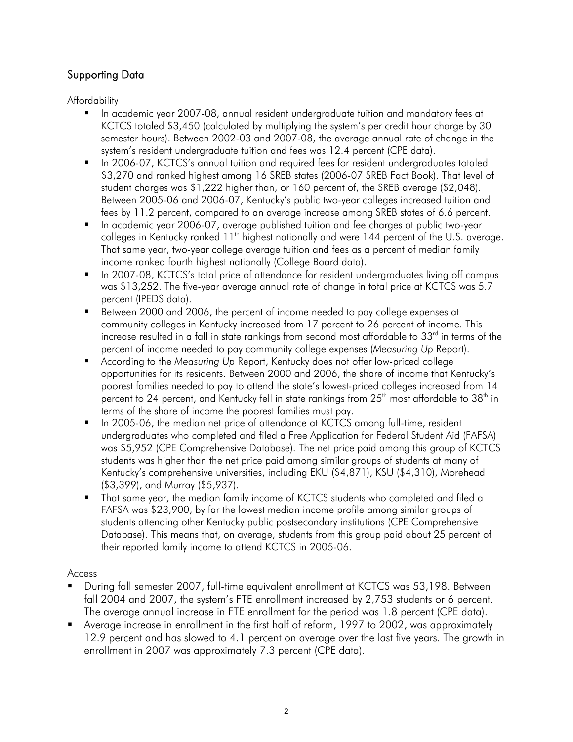## Supporting Data

Affordability

- In academic year 2007-08, annual resident undergraduate tuition and mandatory fees at KCTCS totaled $3,450 (calculated by multiplying the system's per credit hour charge by 30 semester hours). Between 2002-03 and 2007-08, the average annual rate of change in the system's resident undergraduate tuition and fees was 12.4 percent (CPE data).
- In 2006-07, KCTCS's annual tuition and required fees for resident undergraduates totaled $3,270 and ranked highest among 16 SREB states (2006-07 SREB Fact Book). That level of student charges was $1,222 higher than, or 160 percent of, the SREB average ($2,048). Between 2005-06 and 2006-07, Kentucky's public two-year colleges increased tuition and fees by 11.2 percent, compared to an average increase among SREB states of 6.6 percent.
- In academic year 2006-07, average published tuition and fee charges at public two-year colleges in Kentucky ranked 11th highest nationally and were 144 percent of the U.S. average. That same year, two-year college average tuition and fees as a percent of median family income ranked fourth highest nationally (College Board data).
- In 2007-08, KCTCS's total price of attendance for resident undergraduates living off campus was $13,252. The five-year average annual rate of change in total price at KCTCS was 5.7 percent (IPEDS data).
- Between 2000 and 2006, the percent of income needed to pay college expenses at community colleges in Kentucky increased from 17 percent to 26 percent of income. This increase resulted in a fall in state rankings from second most affordable to 33rd in terms of the percent of income needed to pay community college expenses (*Measuring Up* Report).
- According to the *Measuring Up* Report, Kentucky does not offer low-priced college opportunities for its residents. Between 2000 and 2006, the share of income that Kentucky's poorest families needed to pay to attend the state's lowest-priced colleges increased from 14 percent to 24 percent, and Kentucky fell in state rankings from 25th most affordable to 38th in terms of the share of income the poorest families must pay.
- In 2005-06, the median net price of attendance at KCTCS among full-time, resident undergraduates who completed and filed a Free Application for Federal Student Aid (FAFSA) was $5,952 (CPE Comprehensive Database). The net price paid among this group of KCTCS students was higher than the net price paid among similar groups of students at many of Kentucky's comprehensive universities, including EKU ($4,871), KSU ($4,310), Morehead ($3,399), and Murray ($5,937).
- That same year, the median family income of KCTCS students who completed and filed a FAFSA was $23,900, by far the lowest median income profile among similar groups of students attending other Kentucky public postsecondary institutions (CPE Comprehensive Database). This means that, on average, students from this group paid about 25 percent of their reported family income to attend KCTCS in 2005-06.

Access

- During fall semester 2007, full-time equivalent enrollment at KCTCS was 53,198. Between fall 2004 and 2007, the system's FTE enrollment increased by 2,753 students or 6 percent. The average annual increase in FTE enrollment for the period was 1.8 percent (CPE data).
- Average increase in enrollment in the first half of reform, 1997 to 2002, was approximately 12.9 percent and has slowed to 4.1 percent on average over the last five years. The growth in enrollment in 2007 was approximately 7.3 percent (CPE data).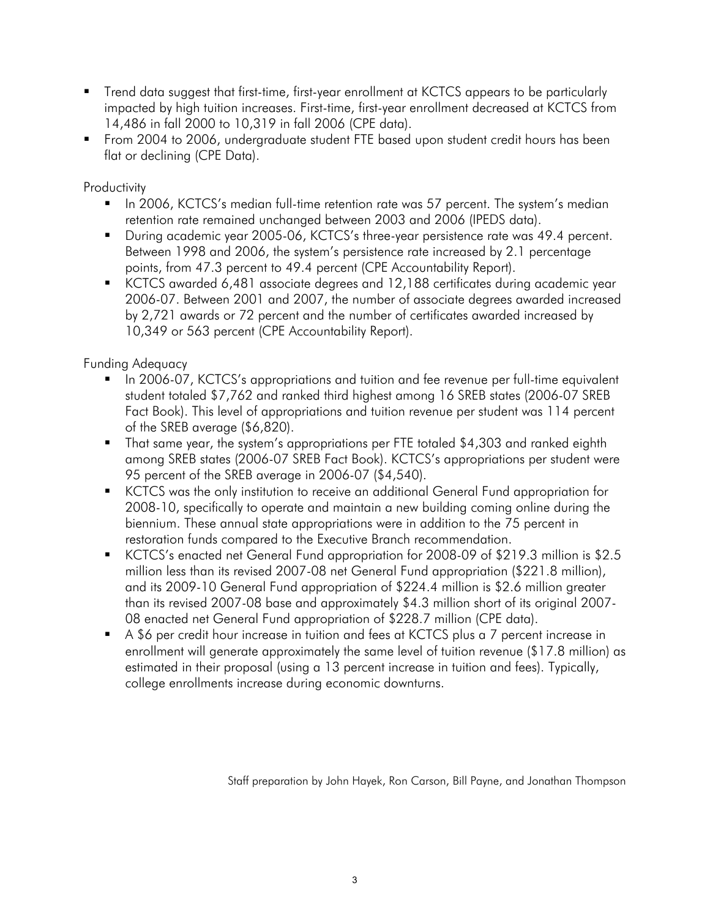- Trend data suggest that first-time, first-year enrollment at KCTCS appears to be particularly impacted by high tuition increases. First-time, first-year enrollment decreased at KCTCS from 14,486 in fall 2000 to 10,319 in fall 2006 (CPE data).
- From 2004 to 2006, undergraduate student FTE based upon student credit hours has been flat or declining (CPE Data).

Productivity

- In 2006, KCTCS's median full-time retention rate was 57 percent. The system's median retention rate remained unchanged between 2003 and 2006 (IPEDS data).
- During academic year 2005-06, KCTCS's three-year persistence rate was 49.4 percent. Between 1998 and 2006, the system's persistence rate increased by 2.1 percentage points, from 47.3 percent to 49.4 percent (CPE Accountability Report).
- KCTCS awarded 6,481 associate degrees and 12,188 certificates during academic year 2006-07. Between 2001 and 2007, the number of associate degrees awarded increased by 2,721 awards or 72 percent and the number of certificates awarded increased by 10,349 or 563 percent (CPE Accountability Report).

Funding Adequacy

- In 2006-07, KCTCS's appropriations and tuition and fee revenue per full-time equivalent student totaled $7,762 and ranked third highest among 16 SREB states (2006-07 SREB Fact Book). This level of appropriations and tuition revenue per student was 114 percent of the SREB average ($6,820).
- That same year, the system's appropriations per FTE totaled $4,303 and ranked eighth among SREB states (2006-07 SREB Fact Book). KCTCS's appropriations per student were 95 percent of the SREB average in 2006-07 ($4,540).
- KCTCS was the only institution to receive an additional General Fund appropriation for 2008-10, specifically to operate and maintain a new building coming online during the biennium. These annual state appropriations were in addition to the 75 percent in restoration funds compared to the Executive Branch recommendation.
- KCTCS's enacted net General Fund appropriation for 2008-09 of $219.3 million is $2.5 million less than its revised 2007-08 net General Fund appropriation ($221.8 million), and its 2009-10 General Fund appropriation of $224.4 million is $2.6 million greater than its revised 2007-08 base and approximately $4.3 million short of its original 2007-08 enacted net General Fund appropriation of $228.7 million (CPE data).
- A $6 per credit hour increase in tuition and fees at KCTCS plus a 7 percent increase in enrollment will generate approximately the same level of tuition revenue ($17.8 million) as estimated in their proposal (using a 13 percent increase in tuition and fees). Typically, college enrollments increase during economic downturns.

Staff preparation by John Hayek, Ron Carson, Bill Payne, and Jonathan Thompson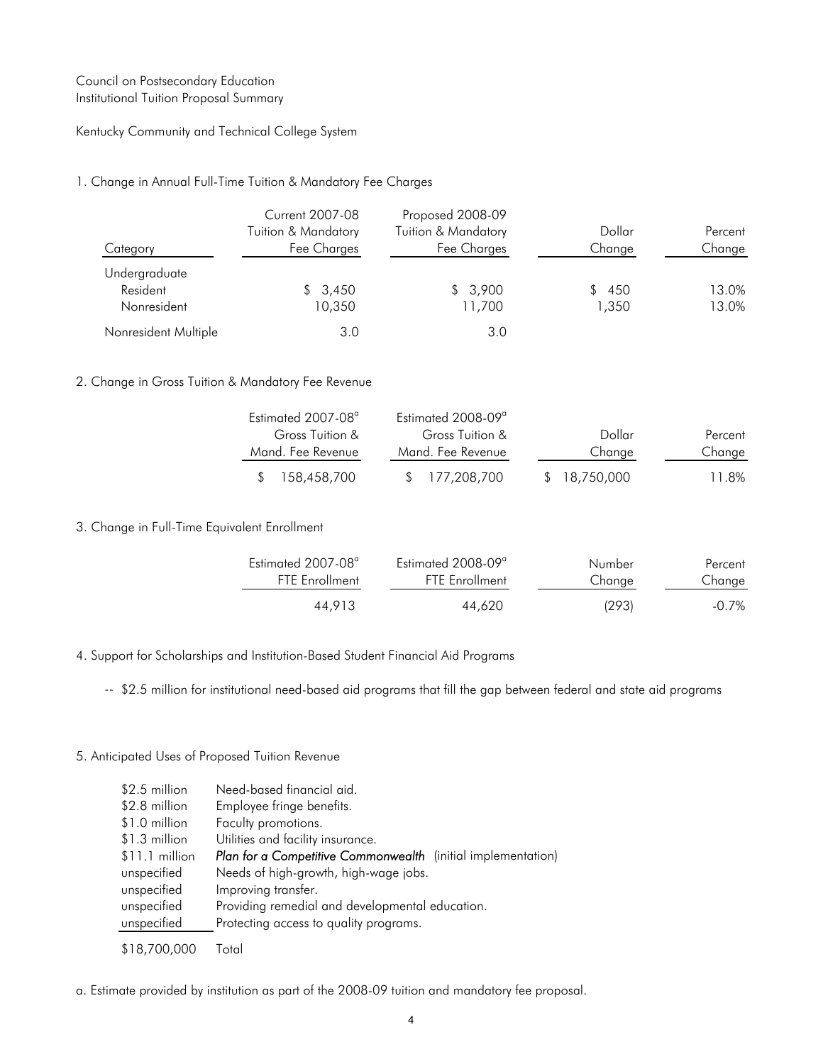Council on Postsecondary Education
Institutional Tuition Proposal Summary

Kentucky Community and Technical College System

1. Change in Annual Full-Time Tuition & Mandatory Fee Charges

| Category | Current 2007-08 Tuition & Mandatory Fee Charges | Proposed 2008-09 Tuition & Mandatory Fee Charges | Dollar Change | Percent Change |
|---|---|---|---|---|
| Undergraduate | | | | |
| Resident | $ 3,450 | $ 3,900 | $ 450 | 13.0% |
| Nonresident | 10,350 | 11,700 | 1,350 | 13.0% |
| Nonresident Multiple | 3.0 | 3.0 | | |

2. Change in Gross Tuition & Mandatory Fee Revenue

| Estimated 2007-08[a] Gross Tuition & Mand. Fee Revenue | Estimated 2008-09[a] Gross Tuition & Mand. Fee Revenue | Dollar Change | Percent Change |
|---|---|---|---|
| $ 158,458,700 | $ 177,208,700 | $ 18,750,000 | 11.8% |

3. Change in Full-Time Equivalent Enrollment

| Estimated 2007-08[a] FTE Enrollment | Estimated 2008-09[a] FTE Enrollment | Number Change | Percent Change |
|---|---|---|---|
| 44,913 | 44,620 | (293) | -0.7% |

4. Support for Scholarships and Institution-Based Student Financial Aid Programs

-- $2.5 million for institutional need-based aid programs that fill the gap between federal and state aid programs

5. Anticipated Uses of Proposed Tuition Revenue

| | |
|---|---|
| $2.5 million | Need-based financial aid. |
| $2.8 million | Employee fringe benefits. |
| $1.0 million | Faculty promotions. |
| $1.3 million | Utilities and facility insurance. |
| $11.1 million | *Plan for a Competitive Commonwealth* (initial implementation) |
| unspecified | Needs of high-growth, high-wage jobs. |
| unspecified | Improving transfer. |
| unspecified | Providing remedial and developmental education. |
| unspecified | Protecting access to quality programs. |
| $18,700,000 | Total |

a. Estimate provided by institution as part of the 2008-09 tuition and mandatory fee proposal.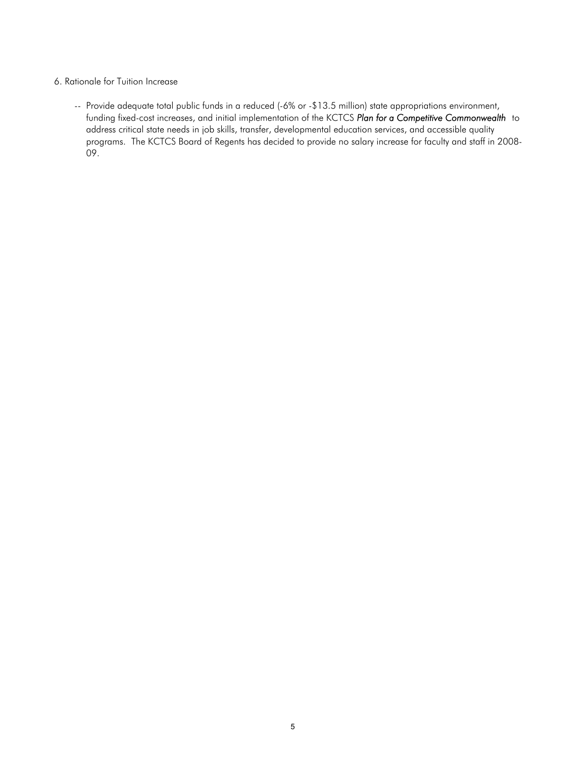6. Rationale for Tuition Increase

-- Provide adequate total public funds in a reduced (-6% or -$13.5 million) state appropriations environment, funding fixed-cost increases, and initial implementation of the KCTCS ***Plan for a Competitive Commonwealth*** to address critical state needs in job skills, transfer, developmental education services, and accessible quality programs. The KCTCS Board of Regents has decided to provide no salary increase for faculty and staff in 2008-09.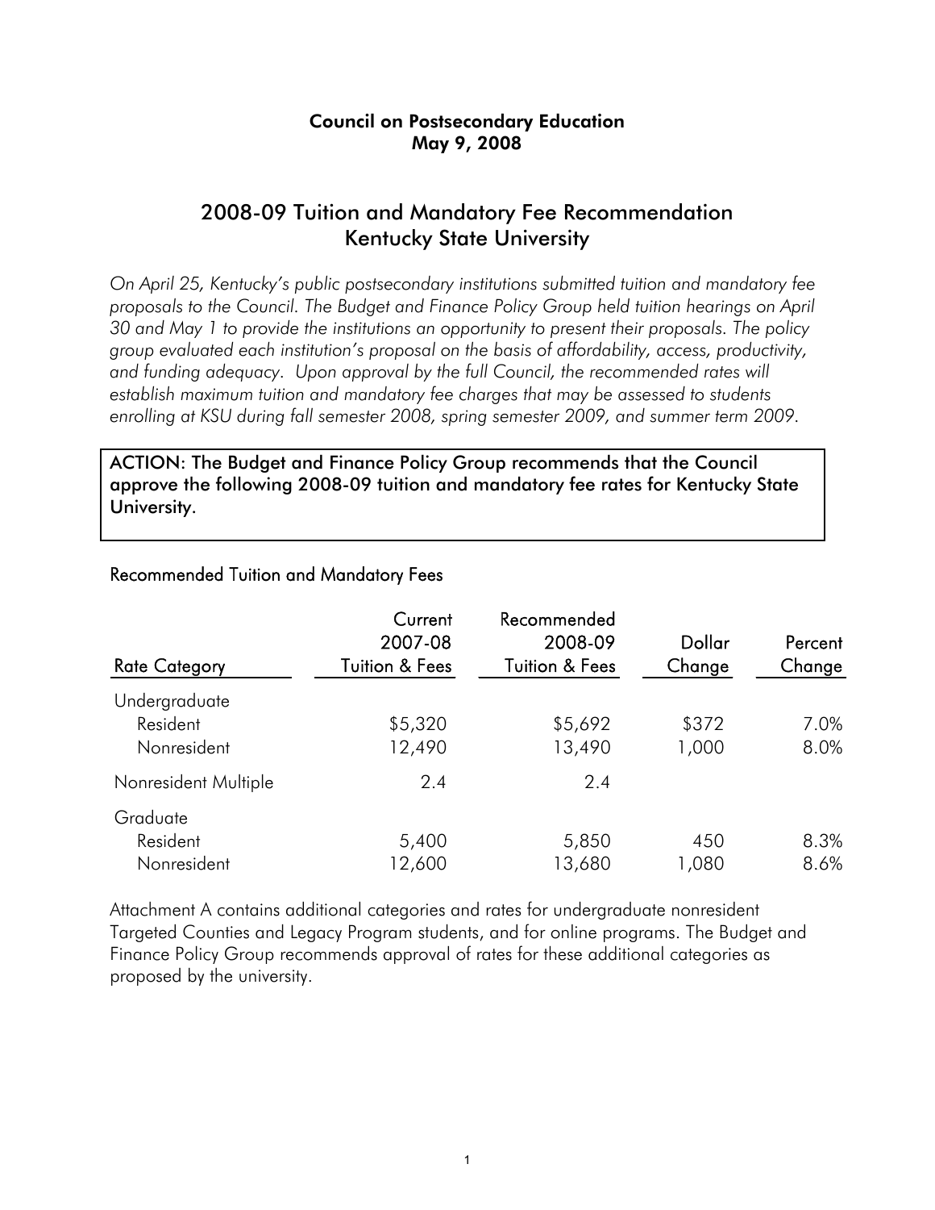**Council on Postsecondary Education**
**May 9, 2008**

## 2008-09 Tuition and Mandatory Fee Recommendation
## Kentucky State University

*On April 25, Kentucky's public postsecondary institutions submitted tuition and mandatory fee proposals to the Council. The Budget and Finance Policy Group held tuition hearings on April 30 and May 1 to provide the institutions an opportunity to present their proposals. The policy group evaluated each institution's proposal on the basis of affordability, access, productivity, and funding adequacy. Upon approval by the full Council, the recommended rates will establish maximum tuition and mandatory fee charges that may be assessed to students enrolling at KSU during fall semester 2008, spring semester 2009, and summer term 2009.*

**ACTION: The Budget and Finance Policy Group recommends that the Council approve the following 2008-09 tuition and mandatory fee rates for Kentucky State University.**

### Recommended Tuition and Mandatory Fees

| Rate Category | Current 2007-08 Tuition & Fees | Recommended 2008-09 Tuition & Fees | Dollar Change | Percent Change |
|---|---|---|---|---|
| Undergraduate | | | | |
| Resident | $5,320 | $5,692 | $372 | 7.0% |
| Nonresident | 12,490 | 13,490 | 1,000 | 8.0% |
| Nonresident Multiple | 2.4 | 2.4 | | |
| Graduate | | | | |
| Resident | 5,400 | 5,850 | 450 | 8.3% |
| Nonresident | 12,600 | 13,680 | 1,080 | 8.6% |

Attachment A contains additional categories and rates for undergraduate nonresident Targeted Counties and Legacy Program students, and for online programs. The Budget and Finance Policy Group recommends approval of rates for these additional categories as proposed by the university.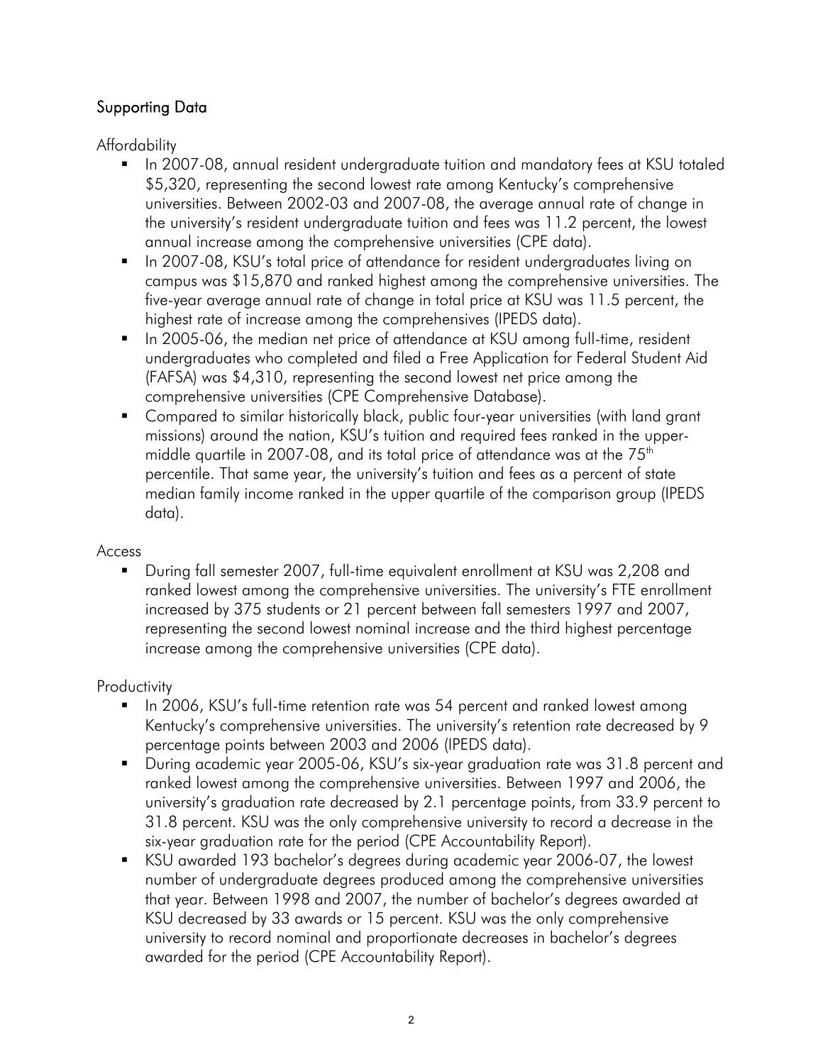## Supporting Data

Affordability

- In 2007-08, annual resident undergraduate tuition and mandatory fees at KSU totaled $5,320, representing the second lowest rate among Kentucky's comprehensive universities. Between 2002-03 and 2007-08, the average annual rate of change in the university's resident undergraduate tuition and fees was 11.2 percent, the lowest annual increase among the comprehensive universities (CPE data).
- In 2007-08, KSU's total price of attendance for resident undergraduates living on campus was $15,870 and ranked highest among the comprehensive universities. The five-year average annual rate of change in total price at KSU was 11.5 percent, the highest rate of increase among the comprehensives (IPEDS data).
- In 2005-06, the median net price of attendance at KSU among full-time, resident undergraduates who completed and filed a Free Application for Federal Student Aid (FAFSA) was $4,310, representing the second lowest net price among the comprehensive universities (CPE Comprehensive Database).
- Compared to similar historically black, public four-year universities (with land grant missions) around the nation, KSU's tuition and required fees ranked in the upper-middle quartile in 2007-08, and its total price of attendance was at the 75th percentile. That same year, the university's tuition and fees as a percent of state median family income ranked in the upper quartile of the comparison group (IPEDS data).

Access

- During fall semester 2007, full-time equivalent enrollment at KSU was 2,208 and ranked lowest among the comprehensive universities. The university's FTE enrollment increased by 375 students or 21 percent between fall semesters 1997 and 2007, representing the second lowest nominal increase and the third highest percentage increase among the comprehensive universities (CPE data).

Productivity

- In 2006, KSU's full-time retention rate was 54 percent and ranked lowest among Kentucky's comprehensive universities. The university's retention rate decreased by 9 percentage points between 2003 and 2006 (IPEDS data).
- During academic year 2005-06, KSU's six-year graduation rate was 31.8 percent and ranked lowest among the comprehensive universities. Between 1997 and 2006, the university's graduation rate decreased by 2.1 percentage points, from 33.9 percent to 31.8 percent. KSU was the only comprehensive university to record a decrease in the six-year graduation rate for the period (CPE Accountability Report).
- KSU awarded 193 bachelor's degrees during academic year 2006-07, the lowest number of undergraduate degrees produced among the comprehensive universities that year. Between 1998 and 2007, the number of bachelor's degrees awarded at KSU decreased by 33 awards or 15 percent. KSU was the only comprehensive university to record nominal and proportionate decreases in bachelor's degrees awarded for the period (CPE Accountability Report).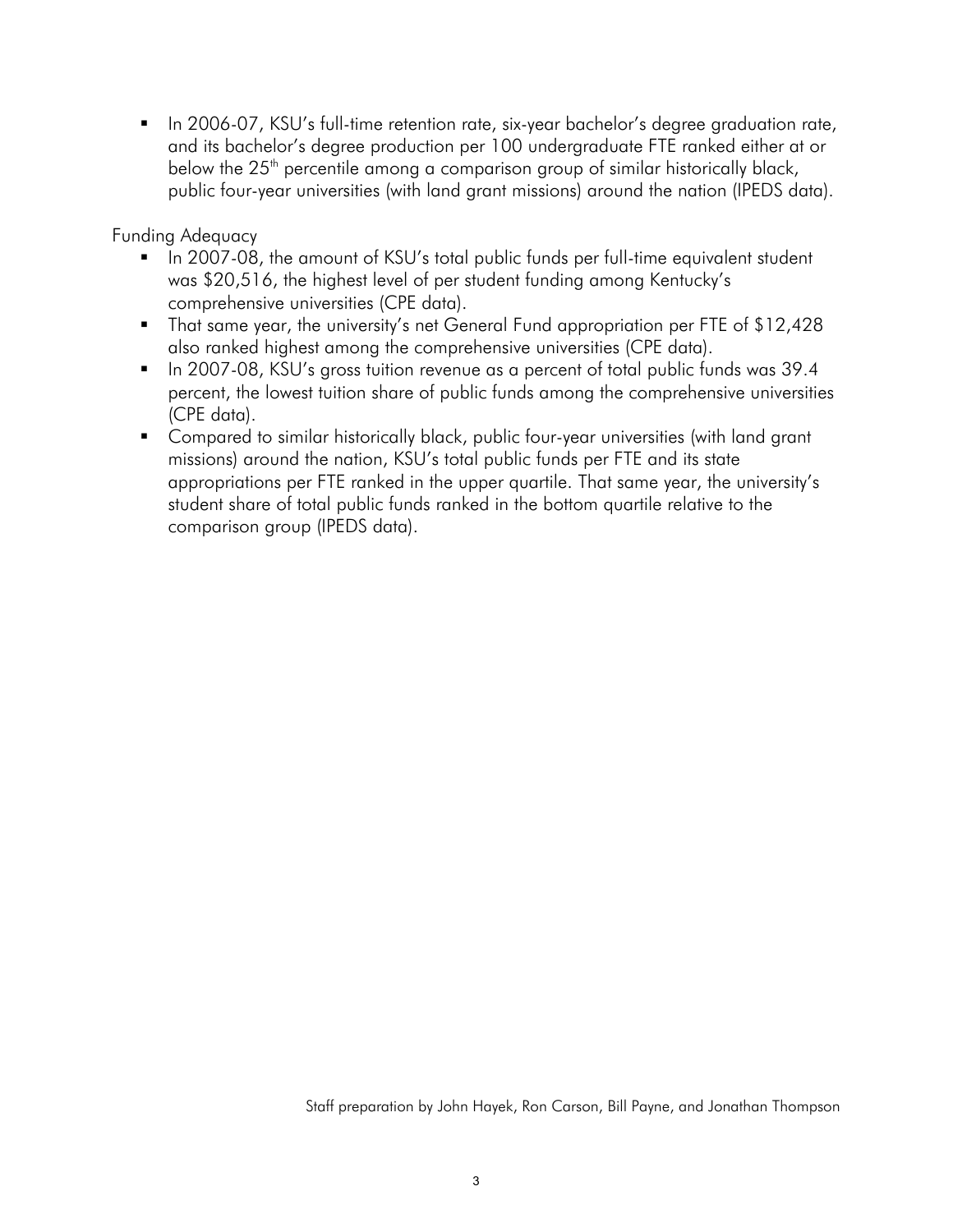- In 2006-07, KSU's full-time retention rate, six-year bachelor's degree graduation rate, and its bachelor's degree production per 100 undergraduate FTE ranked either at or below the 25th percentile among a comparison group of similar historically black, public four-year universities (with land grant missions) around the nation (IPEDS data).

Funding Adequacy

- In 2007-08, the amount of KSU's total public funds per full-time equivalent student was $20,516, the highest level of per student funding among Kentucky's comprehensive universities (CPE data).
- That same year, the university's net General Fund appropriation per FTE of $12,428 also ranked highest among the comprehensive universities (CPE data).
- In 2007-08, KSU's gross tuition revenue as a percent of total public funds was 39.4 percent, the lowest tuition share of public funds among the comprehensive universities (CPE data).
- Compared to similar historically black, public four-year universities (with land grant missions) around the nation, KSU's total public funds per FTE and its state appropriations per FTE ranked in the upper quartile. That same year, the university's student share of total public funds ranked in the bottom quartile relative to the comparison group (IPEDS data).

Staff preparation by John Hayek, Ron Carson, Bill Payne, and Jonathan Thompson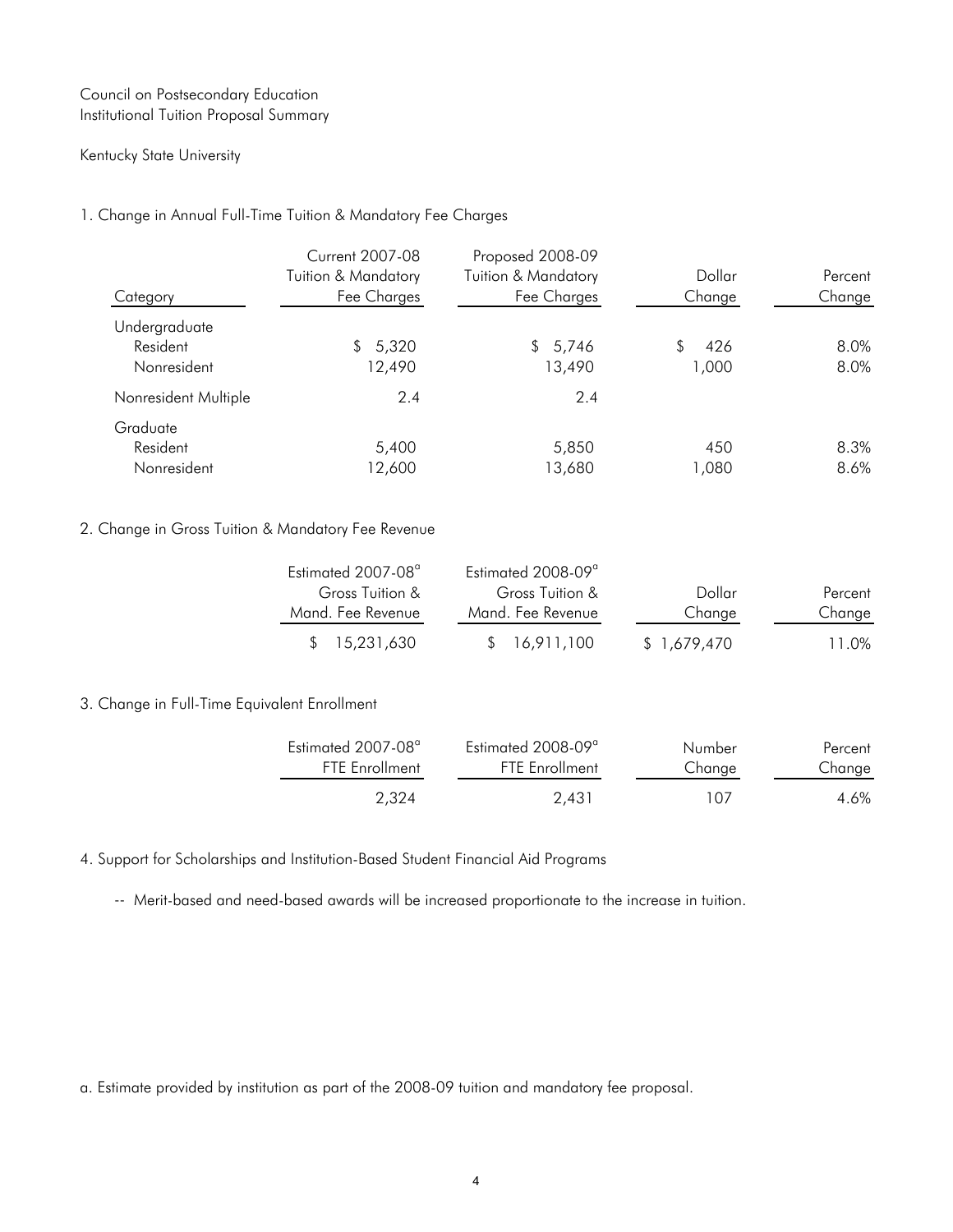Council on Postsecondary Education
Institutional Tuition Proposal Summary

Kentucky State University

1. Change in Annual Full-Time Tuition & Mandatory Fee Charges

| Category | Current 2007-08 Tuition & Mandatory Fee Charges | Proposed 2008-09 Tuition & Mandatory Fee Charges | Dollar Change | Percent Change |
|---|---|---|---|---|
| Undergraduate | | | | |
| Resident | $ 5,320 | $ 5,746 | $ 426 | 8.0% |
| Nonresident | 12,490 | 13,490 | 1,000 | 8.0% |
| Nonresident Multiple | 2.4 | 2.4 | | |
| Graduate | | | | |
| Resident | 5,400 | 5,850 | 450 | 8.3% |
| Nonresident | 12,600 | 13,680 | 1,080 | 8.6% |

2. Change in Gross Tuition & Mandatory Fee Revenue

| Estimated 2007-08[a] Gross Tuition & Mand. Fee Revenue | Estimated 2008-09[a] Gross Tuition & Mand. Fee Revenue | Dollar Change | Percent Change |
|---|---|---|---|
| $ 15,231,630 | $ 16,911,100 | $ 1,679,470 | 11.0% |

3. Change in Full-Time Equivalent Enrollment

| Estimated 2007-08[a] FTE Enrollment | Estimated 2008-09[a] FTE Enrollment | Number Change | Percent Change |
|---|---|---|---|
| 2,324 | 2,431 | 107 | 4.6% |

4. Support for Scholarships and Institution-Based Student Financial Aid Programs

-- Merit-based and need-based awards will be increased proportionate to the increase in tuition.

a. Estimate provided by institution as part of the 2008-09 tuition and mandatory fee proposal.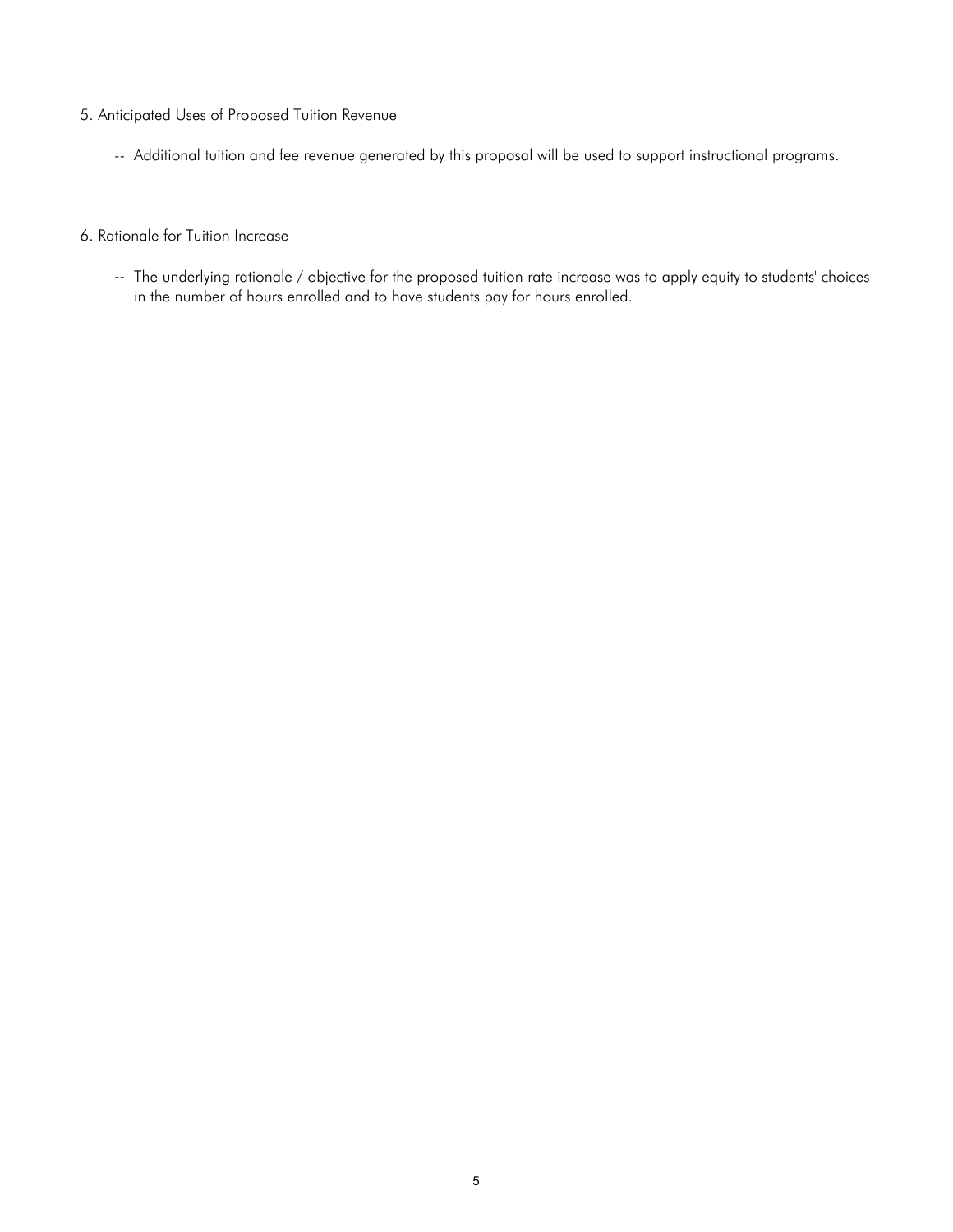5. Anticipated Uses of Proposed Tuition Revenue

    -- Additional tuition and fee revenue generated by this proposal will be used to support instructional programs.

6. Rationale for Tuition Increase

    -- The underlying rationale / objective for the proposed tuition rate increase was to apply equity to students' choices in the number of hours enrolled and to have students pay for hours enrolled.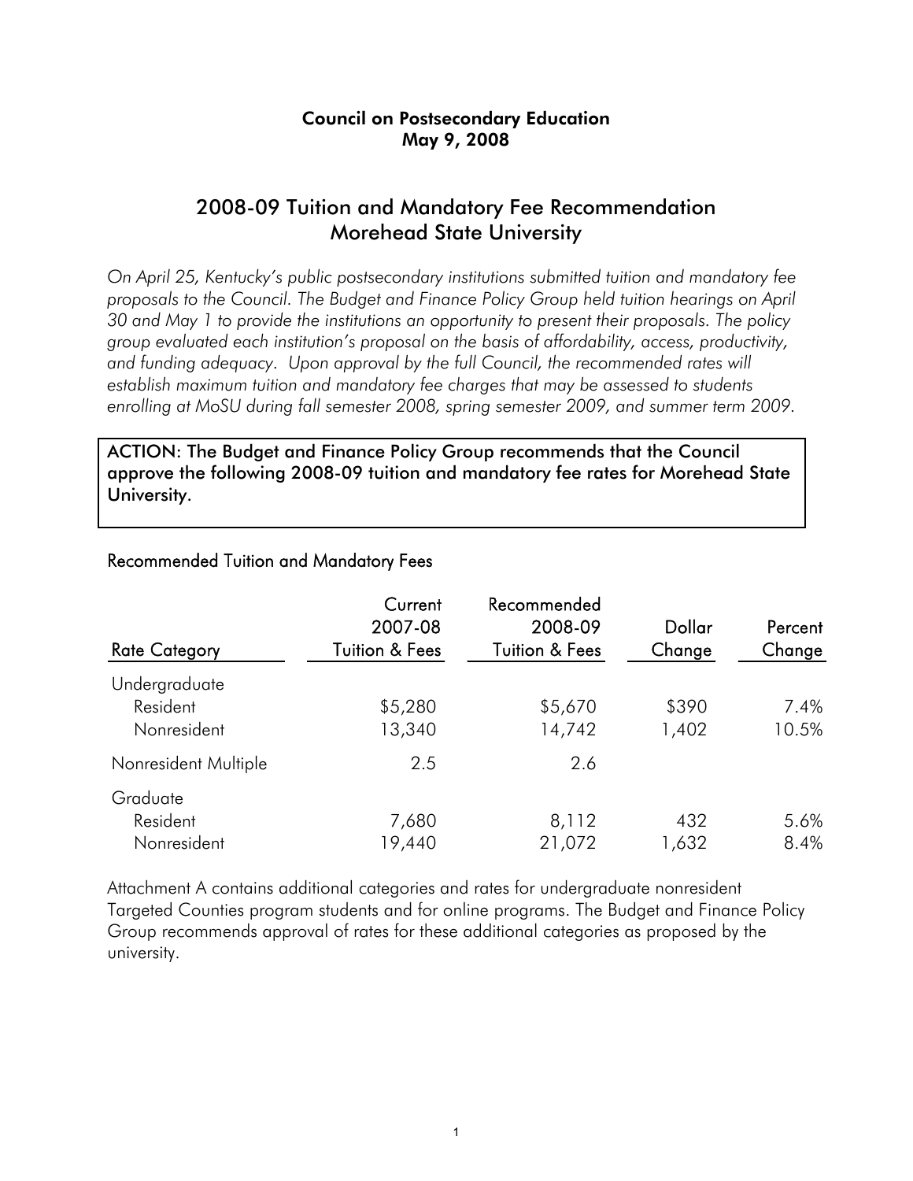**Council on Postsecondary Education**
**May 9, 2008**

## 2008-09 Tuition and Mandatory Fee Recommendation
## Morehead State University

*On April 25, Kentucky's public postsecondary institutions submitted tuition and mandatory fee proposals to the Council. The Budget and Finance Policy Group held tuition hearings on April 30 and May 1 to provide the institutions an opportunity to present their proposals. The policy group evaluated each institution's proposal on the basis of affordability, access, productivity, and funding adequacy. Upon approval by the full Council, the recommended rates will establish maximum tuition and mandatory fee charges that may be assessed to students enrolling at MoSU during fall semester 2008, spring semester 2009, and summer term 2009.*

**ACTION: The Budget and Finance Policy Group recommends that the Council approve the following 2008-09 tuition and mandatory fee rates for Morehead State University.**

Recommended Tuition and Mandatory Fees

| Rate Category | Current 2007-08 Tuition & Fees | Recommended 2008-09 Tuition & Fees | Dollar Change | Percent Change |
|---|---|---|---|---|
| Undergraduate | | | | |
| Resident | $5,280 | $5,670 | $390 | 7.4% |
| Nonresident | 13,340 | 14,742 | 1,402 | 10.5% |
| Nonresident Multiple | 2.5 | 2.6 | | |
| Graduate | | | | |
| Resident | 7,680 | 8,112 | 432 | 5.6% |
| Nonresident | 19,440 | 21,072 | 1,632 | 8.4% |

Attachment A contains additional categories and rates for undergraduate nonresident Targeted Counties program students and for online programs. The Budget and Finance Policy Group recommends approval of rates for these additional categories as proposed by the university.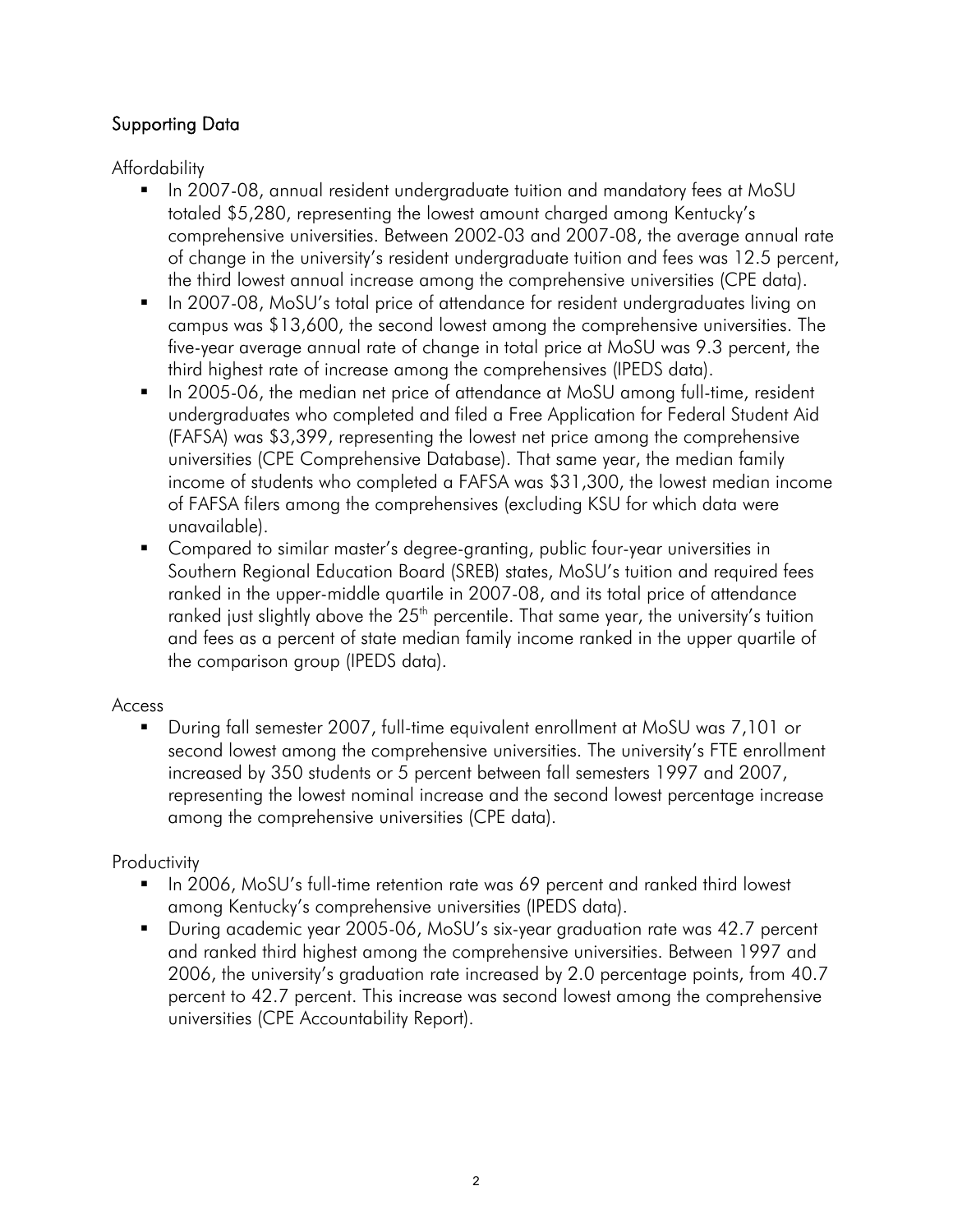## Supporting Data

Affordability

- In 2007-08, annual resident undergraduate tuition and mandatory fees at MoSU totaled $5,280, representing the lowest amount charged among Kentucky's comprehensive universities. Between 2002-03 and 2007-08, the average annual rate of change in the university's resident undergraduate tuition and fees was 12.5 percent, the third lowest annual increase among the comprehensive universities (CPE data).
- In 2007-08, MoSU's total price of attendance for resident undergraduates living on campus was $13,600, the second lowest among the comprehensive universities. The five-year average annual rate of change in total price at MoSU was 9.3 percent, the third highest rate of increase among the comprehensives (IPEDS data).
- In 2005-06, the median net price of attendance at MoSU among full-time, resident undergraduates who completed and filed a Free Application for Federal Student Aid (FAFSA) was $3,399, representing the lowest net price among the comprehensive universities (CPE Comprehensive Database). That same year, the median family income of students who completed a FAFSA was $31,300, the lowest median income of FAFSA filers among the comprehensives (excluding KSU for which data were unavailable).
- Compared to similar master's degree-granting, public four-year universities in Southern Regional Education Board (SREB) states, MoSU's tuition and required fees ranked in the upper-middle quartile in 2007-08, and its total price of attendance ranked just slightly above the 25th percentile. That same year, the university's tuition and fees as a percent of state median family income ranked in the upper quartile of the comparison group (IPEDS data).

Access

- During fall semester 2007, full-time equivalent enrollment at MoSU was 7,101 or second lowest among the comprehensive universities. The university's FTE enrollment increased by 350 students or 5 percent between fall semesters 1997 and 2007, representing the lowest nominal increase and the second lowest percentage increase among the comprehensive universities (CPE data).

Productivity

- In 2006, MoSU's full-time retention rate was 69 percent and ranked third lowest among Kentucky's comprehensive universities (IPEDS data).
- During academic year 2005-06, MoSU's six-year graduation rate was 42.7 percent and ranked third highest among the comprehensive universities. Between 1997 and 2006, the university's graduation rate increased by 2.0 percentage points, from 40.7 percent to 42.7 percent. This increase was second lowest among the comprehensive universities (CPE Accountability Report).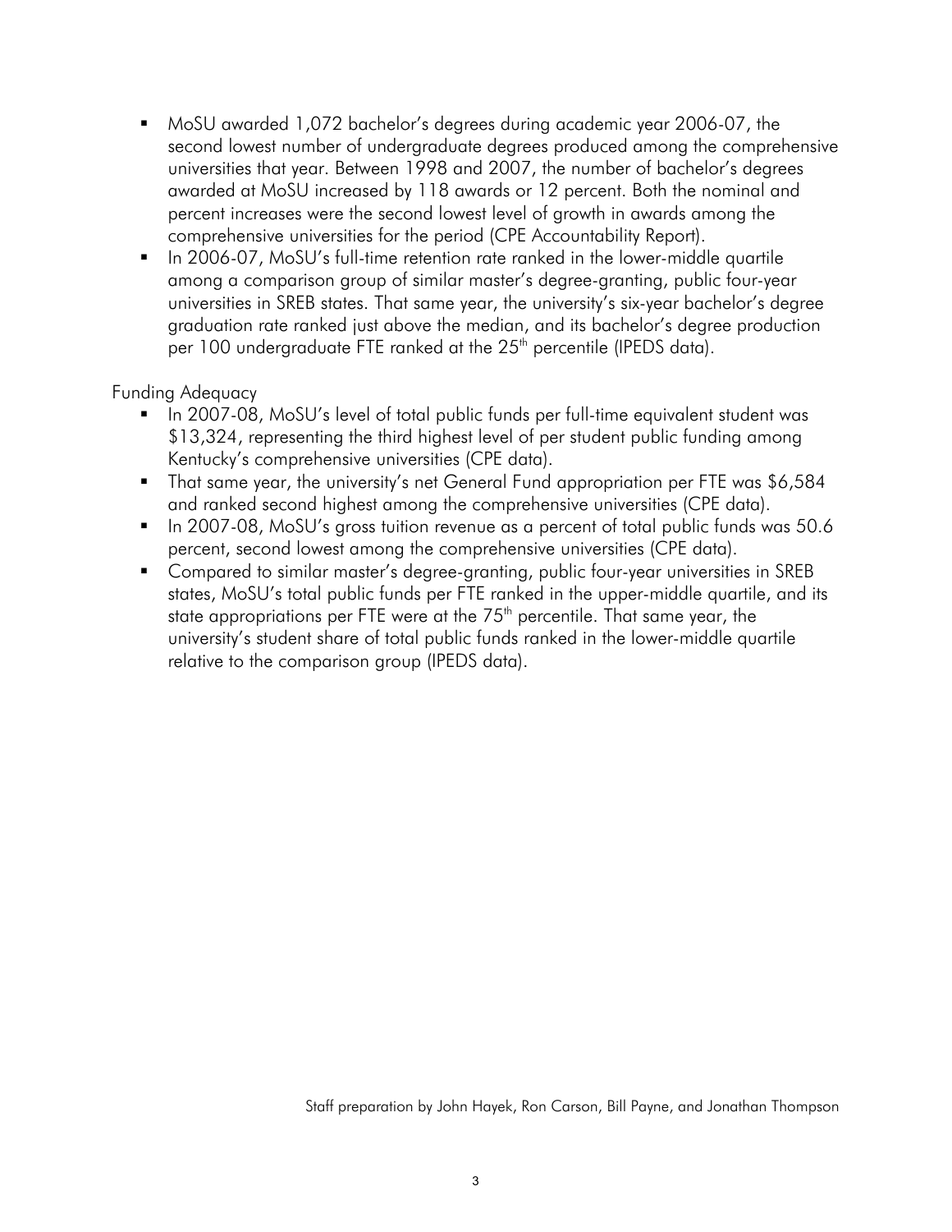- MoSU awarded 1,072 bachelor's degrees during academic year 2006-07, the second lowest number of undergraduate degrees produced among the comprehensive universities that year. Between 1998 and 2007, the number of bachelor's degrees awarded at MoSU increased by 118 awards or 12 percent. Both the nominal and percent increases were the second lowest level of growth in awards among the comprehensive universities for the period (CPE Accountability Report).
- In 2006-07, MoSU's full-time retention rate ranked in the lower-middle quartile among a comparison group of similar master's degree-granting, public four-year universities in SREB states. That same year, the university's six-year bachelor's degree graduation rate ranked just above the median, and its bachelor's degree production per 100 undergraduate FTE ranked at the 25th percentile (IPEDS data).

Funding Adequacy

- In 2007-08, MoSU's level of total public funds per full-time equivalent student was $13,324, representing the third highest level of per student public funding among Kentucky's comprehensive universities (CPE data).
- That same year, the university's net General Fund appropriation per FTE was $6,584 and ranked second highest among the comprehensive universities (CPE data).
- In 2007-08, MoSU's gross tuition revenue as a percent of total public funds was 50.6 percent, second lowest among the comprehensive universities (CPE data).
- Compared to similar master's degree-granting, public four-year universities in SREB states, MoSU's total public funds per FTE ranked in the upper-middle quartile, and its state appropriations per FTE were at the 75th percentile. That same year, the university's student share of total public funds ranked in the lower-middle quartile relative to the comparison group (IPEDS data).

Staff preparation by John Hayek, Ron Carson, Bill Payne, and Jonathan Thompson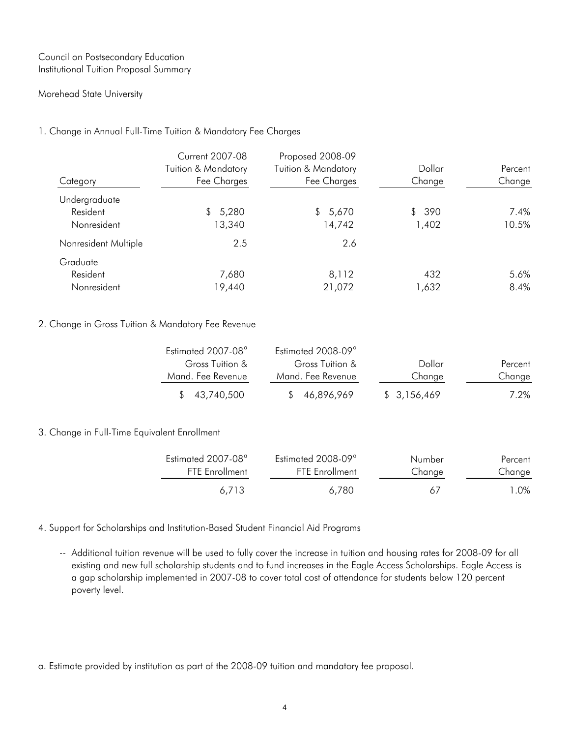Council on Postsecondary Education
Institutional Tuition Proposal Summary

Morehead State University

1. Change in Annual Full-Time Tuition & Mandatory Fee Charges

| Category | Current 2007-08 Tuition & Mandatory Fee Charges | Proposed 2008-09 Tuition & Mandatory Fee Charges | Dollar Change | Percent Change |
|---|---|---|---|---|
| Undergraduate | | | | |
| Resident | $ 5,280 | $ 5,670 | $ 390 | 7.4% |
| Nonresident | 13,340 | 14,742 | 1,402 | 10.5% |
| Nonresident Multiple | 2.5 | 2.6 | | |
| Graduate | | | | |
| Resident | 7,680 | 8,112 | 432 | 5.6% |
| Nonresident | 19,440 | 21,072 | 1,632 | 8.4% |

2. Change in Gross Tuition & Mandatory Fee Revenue

| Estimated 2007-08[a] Gross Tuition & Mand. Fee Revenue | Estimated 2008-09[a] Gross Tuition & Mand. Fee Revenue | Dollar Change | Percent Change |
|---|---|---|---|
| $ 43,740,500 | $ 46,896,969 | $ 3,156,469 | 7.2% |

3. Change in Full-Time Equivalent Enrollment

| Estimated 2007-08[a] FTE Enrollment | Estimated 2008-09[a] FTE Enrollment | Number Change | Percent Change |
|---|---|---|---|
| 6,713 | 6,780 | 67 | 1.0% |

4. Support for Scholarships and Institution-Based Student Financial Aid Programs

-- Additional tuition revenue will be used to fully cover the increase in tuition and housing rates for 2008-09 for all existing and new full scholarship students and to fund increases in the Eagle Access Scholarships. Eagle Access is a gap scholarship implemented in 2007-08 to cover total cost of attendance for students below 120 percent poverty level.

a. Estimate provided by institution as part of the 2008-09 tuition and mandatory fee proposal.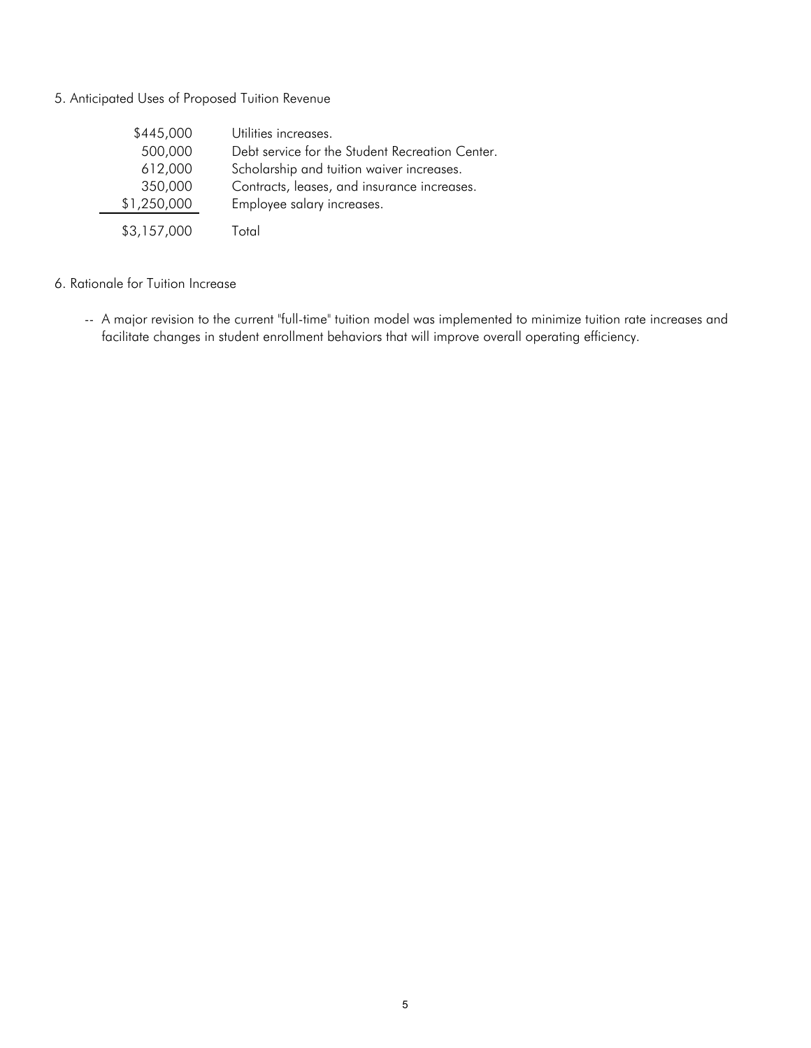5. Anticipated Uses of Proposed Tuition Revenue

| | |
|---|---|
| $445,000 | Utilities increases. |
| 500,000 | Debt service for the Student Recreation Center. |
| 612,000 | Scholarship and tuition waiver increases. |
| 350,000 | Contracts, leases, and insurance increases. |
| $1,250,000 | Employee salary increases. |
| $3,157,000 | Total |

6. Rationale for Tuition Increase

-- A major revision to the current "full-time" tuition model was implemented to minimize tuition rate increases and facilitate changes in student enrollment behaviors that will improve overall operating efficiency.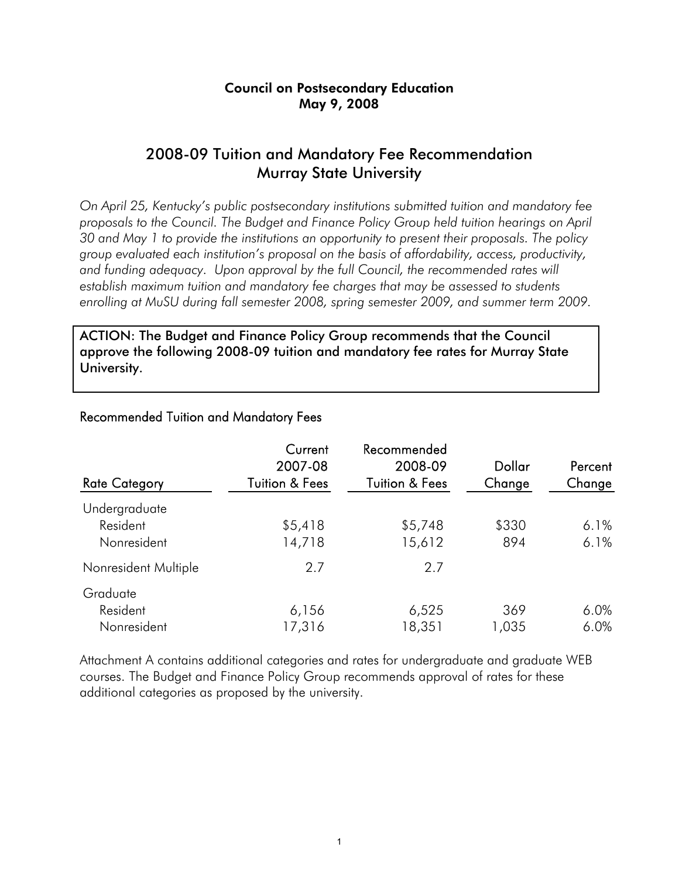**Council on Postsecondary Education**
**May 9, 2008**

## 2008-09 Tuition and Mandatory Fee Recommendation
## Murray State University

*On April 25, Kentucky's public postsecondary institutions submitted tuition and mandatory fee proposals to the Council. The Budget and Finance Policy Group held tuition hearings on April 30 and May 1 to provide the institutions an opportunity to present their proposals. The policy group evaluated each institution's proposal on the basis of affordability, access, productivity, and funding adequacy. Upon approval by the full Council, the recommended rates will establish maximum tuition and mandatory fee charges that may be assessed to students enrolling at MuSU during fall semester 2008, spring semester 2009, and summer term 2009.*

**ACTION: The Budget and Finance Policy Group recommends that the Council approve the following 2008-09 tuition and mandatory fee rates for Murray State University.**

### Recommended Tuition and Mandatory Fees

| Rate Category | Current 2007-08 Tuition & Fees | Recommended 2008-09 Tuition & Fees | Dollar Change | Percent Change |
|---|---|---|---|---|
| Undergraduate | | | | |
| Resident | $5,418 | $5,748 | $330 | 6.1% |
| Nonresident | 14,718 | 15,612 | 894 | 6.1% |
| Nonresident Multiple | 2.7 | 2.7 | | |
| Graduate | | | | |
| Resident | 6,156 | 6,525 | 369 | 6.0% |
| Nonresident | 17,316 | 18,351 | 1,035 | 6.0% |

Attachment A contains additional categories and rates for undergraduate and graduate WEB courses. The Budget and Finance Policy Group recommends approval of rates for these additional categories as proposed by the university.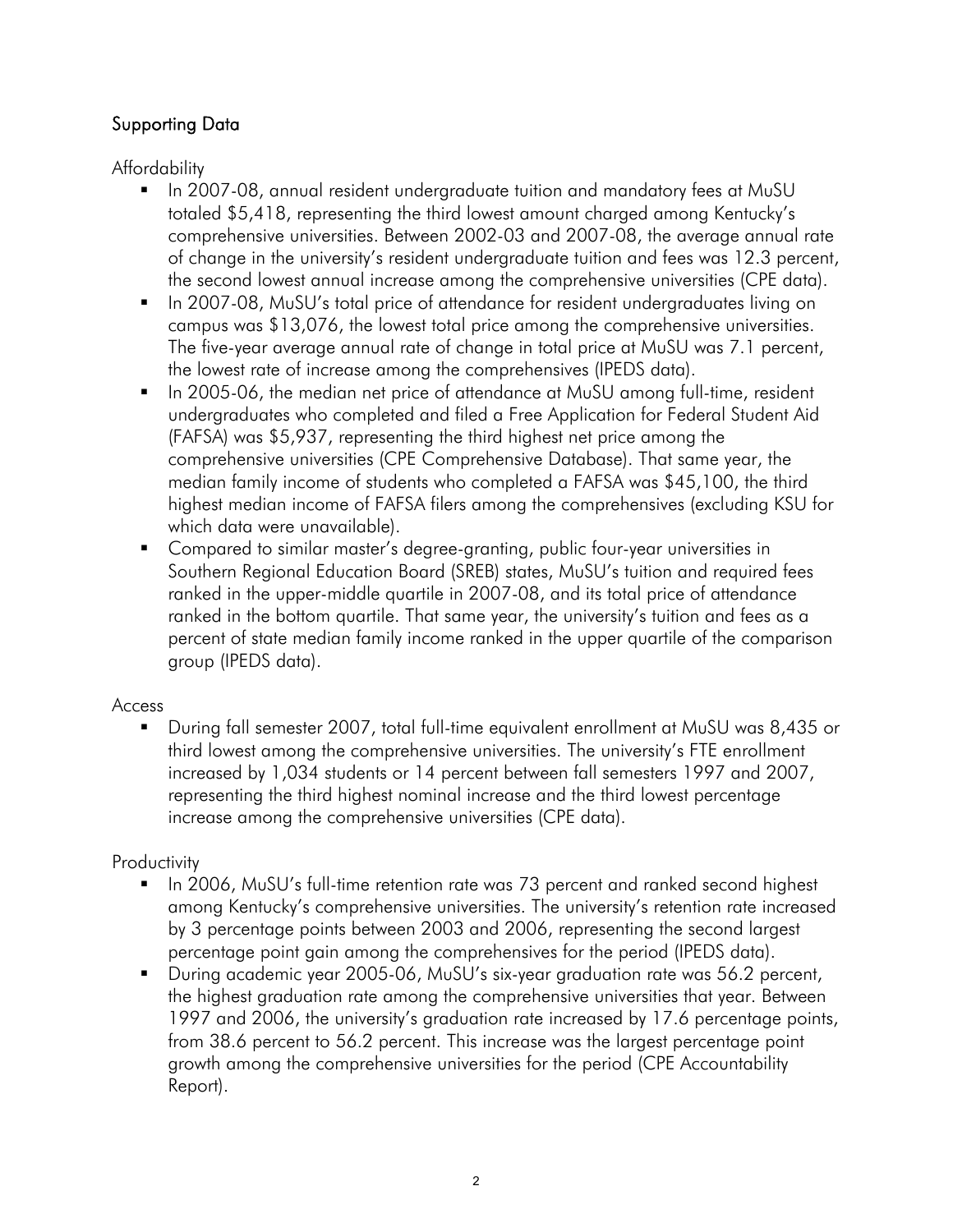## Supporting Data

### Affordability

- In 2007-08, annual resident undergraduate tuition and mandatory fees at MuSU totaled $5,418, representing the third lowest amount charged among Kentucky's comprehensive universities. Between 2002-03 and 2007-08, the average annual rate of change in the university's resident undergraduate tuition and fees was 12.3 percent, the second lowest annual increase among the comprehensive universities (CPE data).
- In 2007-08, MuSU's total price of attendance for resident undergraduates living on campus was $13,076, the lowest total price among the comprehensive universities. The five-year average annual rate of change in total price at MuSU was 7.1 percent, the lowest rate of increase among the comprehensives (IPEDS data).
- In 2005-06, the median net price of attendance at MuSU among full-time, resident undergraduates who completed and filed a Free Application for Federal Student Aid (FAFSA) was $5,937, representing the third highest net price among the comprehensive universities (CPE Comprehensive Database). That same year, the median family income of students who completed a FAFSA was $45,100, the third highest median income of FAFSA filers among the comprehensives (excluding KSU for which data were unavailable).
- Compared to similar master's degree-granting, public four-year universities in Southern Regional Education Board (SREB) states, MuSU's tuition and required fees ranked in the upper-middle quartile in 2007-08, and its total price of attendance ranked in the bottom quartile. That same year, the university's tuition and fees as a percent of state median family income ranked in the upper quartile of the comparison group (IPEDS data).

### Access

- During fall semester 2007, total full-time equivalent enrollment at MuSU was 8,435 or third lowest among the comprehensive universities. The university's FTE enrollment increased by 1,034 students or 14 percent between fall semesters 1997 and 2007, representing the third highest nominal increase and the third lowest percentage increase among the comprehensive universities (CPE data).

### Productivity

- In 2006, MuSU's full-time retention rate was 73 percent and ranked second highest among Kentucky's comprehensive universities. The university's retention rate increased by 3 percentage points between 2003 and 2006, representing the second largest percentage point gain among the comprehensives for the period (IPEDS data).
- During academic year 2005-06, MuSU's six-year graduation rate was 56.2 percent, the highest graduation rate among the comprehensive universities that year. Between 1997 and 2006, the university's graduation rate increased by 17.6 percentage points, from 38.6 percent to 56.2 percent. This increase was the largest percentage point growth among the comprehensive universities for the period (CPE Accountability Report).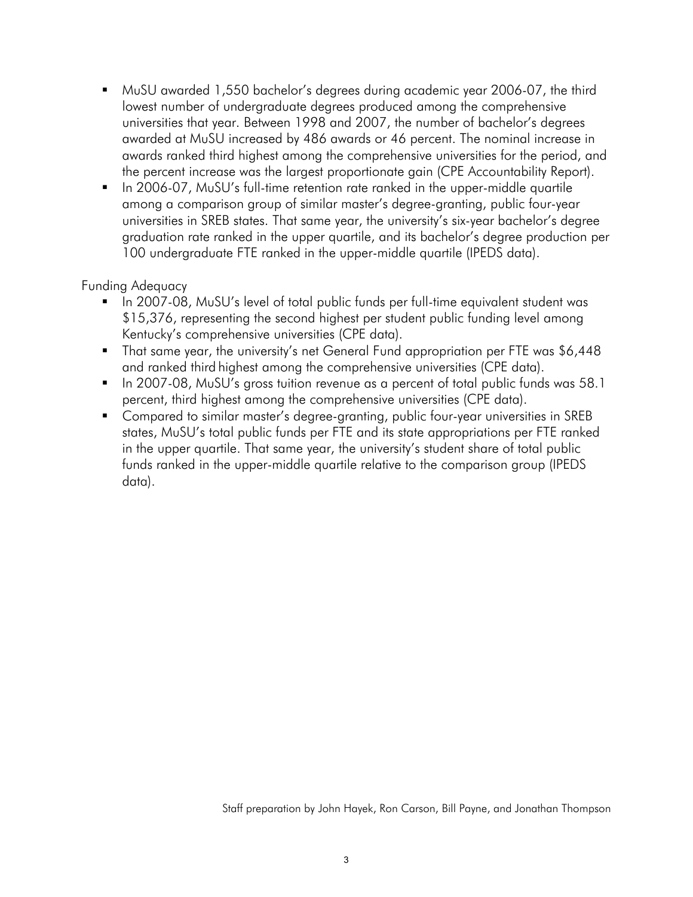- MuSU awarded 1,550 bachelor's degrees during academic year 2006-07, the third lowest number of undergraduate degrees produced among the comprehensive universities that year. Between 1998 and 2007, the number of bachelor's degrees awarded at MuSU increased by 486 awards or 46 percent. The nominal increase in awards ranked third highest among the comprehensive universities for the period, and the percent increase was the largest proportionate gain (CPE Accountability Report).
- In 2006-07, MuSU's full-time retention rate ranked in the upper-middle quartile among a comparison group of similar master's degree-granting, public four-year universities in SREB states. That same year, the university's six-year bachelor's degree graduation rate ranked in the upper quartile, and its bachelor's degree production per 100 undergraduate FTE ranked in the upper-middle quartile (IPEDS data).

Funding Adequacy

- In 2007-08, MuSU's level of total public funds per full-time equivalent student was $15,376, representing the second highest per student public funding level among Kentucky's comprehensive universities (CPE data).
- That same year, the university's net General Fund appropriation per FTE was $6,448 and ranked third highest among the comprehensive universities (CPE data).
- In 2007-08, MuSU's gross tuition revenue as a percent of total public funds was 58.1 percent, third highest among the comprehensive universities (CPE data).
- Compared to similar master's degree-granting, public four-year universities in SREB states, MuSU's total public funds per FTE and its state appropriations per FTE ranked in the upper quartile. That same year, the university's student share of total public funds ranked in the upper-middle quartile relative to the comparison group (IPEDS data).

Staff preparation by John Hayek, Ron Carson, Bill Payne, and Jonathan Thompson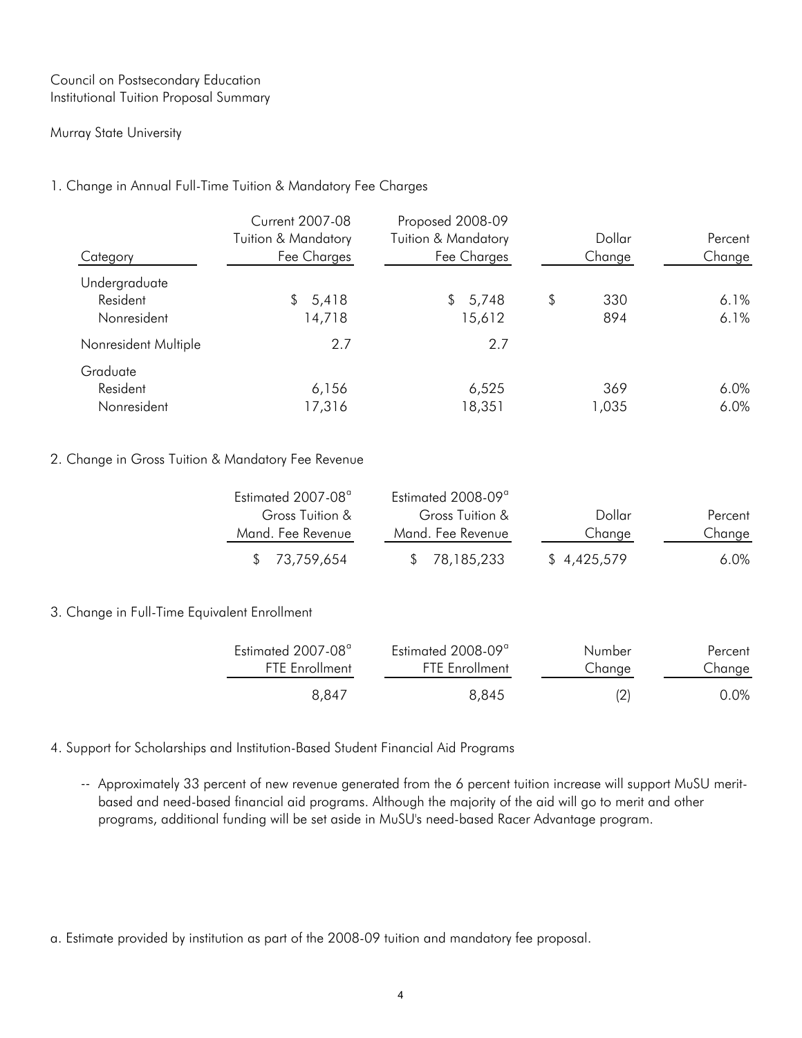Council on Postsecondary Education
Institutional Tuition Proposal Summary

Murray State University

1. Change in Annual Full-Time Tuition & Mandatory Fee Charges

| Category | Current 2007-08 Tuition & Mandatory Fee Charges | Proposed 2008-09 Tuition & Mandatory Fee Charges | Dollar Change | Percent Change |
|---|---|---|---|---|
| Undergraduate | | | | |
| Resident | $ 5,418 | $ 5,748 | $ 330 | 6.1% |
| Nonresident | 14,718 | 15,612 | 894 | 6.1% |
| Nonresident Multiple | 2.7 | 2.7 | | |
| Graduate | | | | |
| Resident | 6,156 | 6,525 | 369 | 6.0% |
| Nonresident | 17,316 | 18,351 | 1,035 | 6.0% |

2. Change in Gross Tuition & Mandatory Fee Revenue

| Estimated 2007-08[a] Gross Tuition & Mand. Fee Revenue | Estimated 2008-09[a] Gross Tuition & Mand. Fee Revenue | Dollar Change | Percent Change |
|---|---|---|---|
| $ 73,759,654 | $ 78,185,233 | $ 4,425,579 | 6.0% |

3. Change in Full-Time Equivalent Enrollment

| Estimated 2007-08[a] FTE Enrollment | Estimated 2008-09[a] FTE Enrollment | Number Change | Percent Change |
|---|---|---|---|
| 8,847 | 8,845 | (2) | 0.0% |

4. Support for Scholarships and Institution-Based Student Financial Aid Programs

-- Approximately 33 percent of new revenue generated from the 6 percent tuition increase will support MuSU merit-based and need-based financial aid programs. Although the majority of the aid will go to merit and other programs, additional funding will be set aside in MuSU's need-based Racer Advantage program.

a. Estimate provided by institution as part of the 2008-09 tuition and mandatory fee proposal.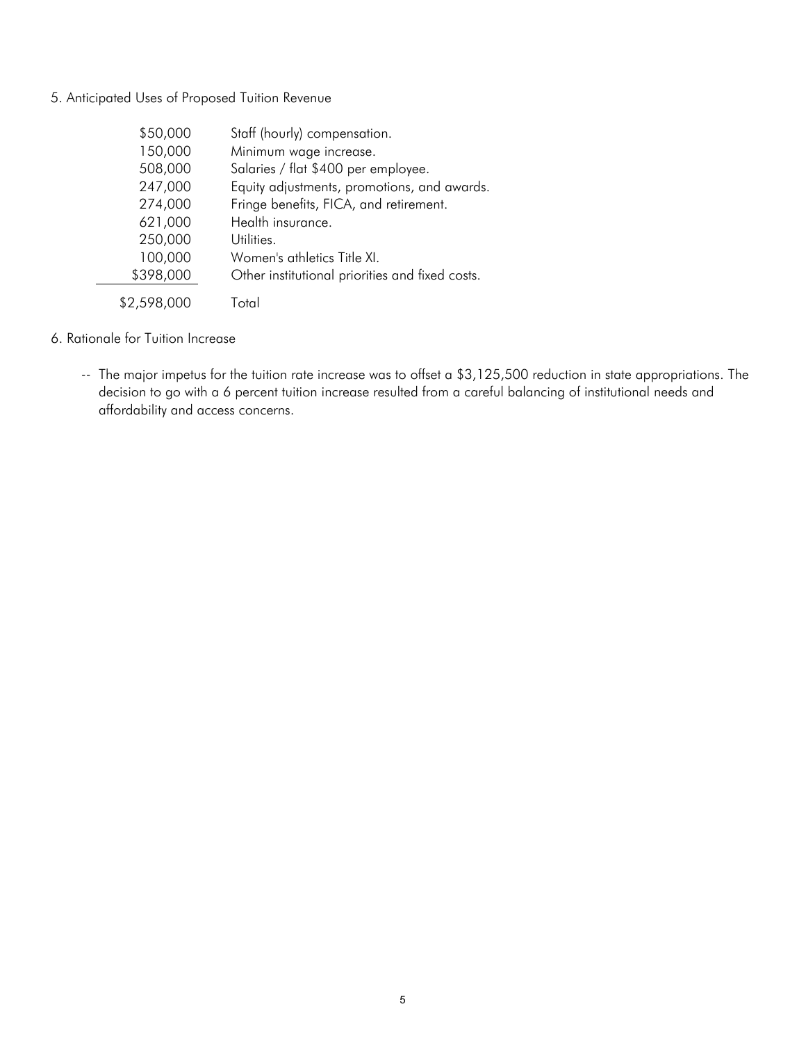5. Anticipated Uses of Proposed Tuition Revenue

| | |
|---|---|
| $50,000 | Staff (hourly) compensation. |
| 150,000 | Minimum wage increase. |
| 508,000 | Salaries / flat $400 per employee. |
| 247,000 | Equity adjustments, promotions, and awards. |
| 274,000 | Fringe benefits, FICA, and retirement. |
| 621,000 | Health insurance. |
| 250,000 | Utilities. |
| 100,000 | Women's athletics Title XI. |
| $398,000 | Other institutional priorities and fixed costs. |
| $2,598,000 | Total |

6. Rationale for Tuition Increase

-- The major impetus for the tuition rate increase was to offset a $3,125,500 reduction in state appropriations. The decision to go with a 6 percent tuition increase resulted from a careful balancing of institutional needs and affordability and access concerns.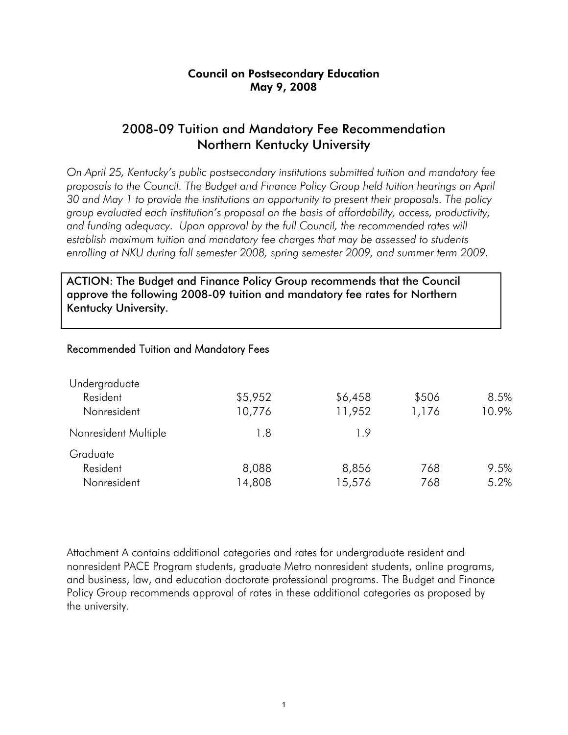**Council on Postsecondary Education**
**May 9, 2008**

# 2008-09 Tuition and Mandatory Fee Recommendation
# Northern Kentucky University

*On April 25, Kentucky's public postsecondary institutions submitted tuition and mandatory fee proposals to the Council. The Budget and Finance Policy Group held tuition hearings on April 30 and May 1 to provide the institutions an opportunity to present their proposals. The policy group evaluated each institution's proposal on the basis of affordability, access, productivity, and funding adequacy. Upon approval by the full Council, the recommended rates will establish maximum tuition and mandatory fee charges that may be assessed to students enrolling at NKU during fall semester 2008, spring semester 2009, and summer term 2009.*

**ACTION: The Budget and Finance Policy Group recommends that the Council approve the following 2008-09 tuition and mandatory fee rates for Northern Kentucky University.**

## Recommended Tuition and Mandatory Fees

| | | | | |
|---|---|---|---|---|
| Undergraduate | | | | |
| Resident | $5,952 | $6,458 | $506 | 8.5% |
| Nonresident | 10,776 | 11,952 | 1,176 | 10.9% |
| Nonresident Multiple | 1.8 | 1.9 | | |
| Graduate | | | | |
| Resident | 8,088 | 8,856 | 768 | 9.5% |
| Nonresident | 14,808 | 15,576 | 768 | 5.2% |

Attachment A contains additional categories and rates for undergraduate resident and nonresident PACE Program students, graduate Metro nonresident students, online programs, and business, law, and education doctorate professional programs. The Budget and Finance Policy Group recommends approval of rates in these additional categories as proposed by the university.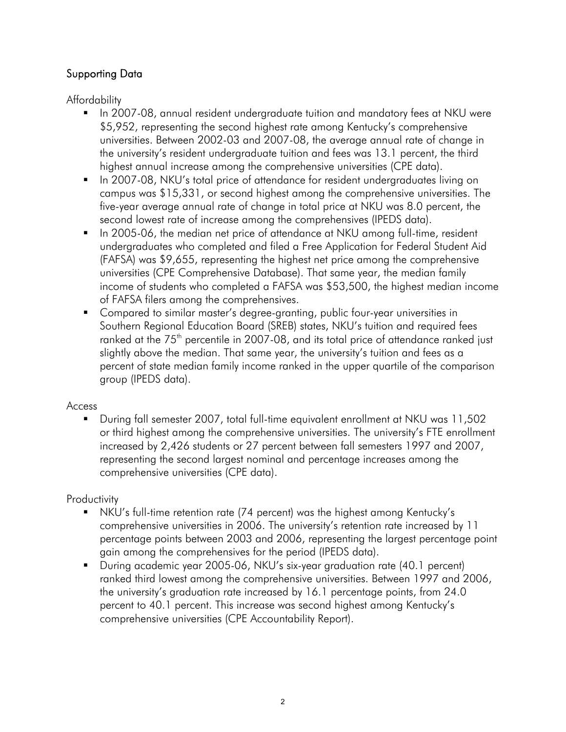## Supporting Data

### Affordability

- In 2007-08, annual resident undergraduate tuition and mandatory fees at NKU were $5,952, representing the second highest rate among Kentucky's comprehensive universities. Between 2002-03 and 2007-08, the average annual rate of change in the university's resident undergraduate tuition and fees was 13.1 percent, the third highest annual increase among the comprehensive universities (CPE data).
- In 2007-08, NKU's total price of attendance for resident undergraduates living on campus was $15,331, or second highest among the comprehensive universities. The five-year average annual rate of change in total price at NKU was 8.0 percent, the second lowest rate of increase among the comprehensives (IPEDS data).
- In 2005-06, the median net price of attendance at NKU among full-time, resident undergraduates who completed and filed a Free Application for Federal Student Aid (FAFSA) was $9,655, representing the highest net price among the comprehensive universities (CPE Comprehensive Database). That same year, the median family income of students who completed a FAFSA was $53,500, the highest median income of FAFSA filers among the comprehensives.
- Compared to similar master's degree-granting, public four-year universities in Southern Regional Education Board (SREB) states, NKU's tuition and required fees ranked at the 75th percentile in 2007-08, and its total price of attendance ranked just slightly above the median. That same year, the university's tuition and fees as a percent of state median family income ranked in the upper quartile of the comparison group (IPEDS data).

### Access

- During fall semester 2007, total full-time equivalent enrollment at NKU was 11,502 or third highest among the comprehensive universities. The university's FTE enrollment increased by 2,426 students or 27 percent between fall semesters 1997 and 2007, representing the second largest nominal and percentage increases among the comprehensive universities (CPE data).

### Productivity

- NKU's full-time retention rate (74 percent) was the highest among Kentucky's comprehensive universities in 2006. The university's retention rate increased by 11 percentage points between 2003 and 2006, representing the largest percentage point gain among the comprehensives for the period (IPEDS data).
- During academic year 2005-06, NKU's six-year graduation rate (40.1 percent) ranked third lowest among the comprehensive universities. Between 1997 and 2006, the university's graduation rate increased by 16.1 percentage points, from 24.0 percent to 40.1 percent. This increase was second highest among Kentucky's comprehensive universities (CPE Accountability Report).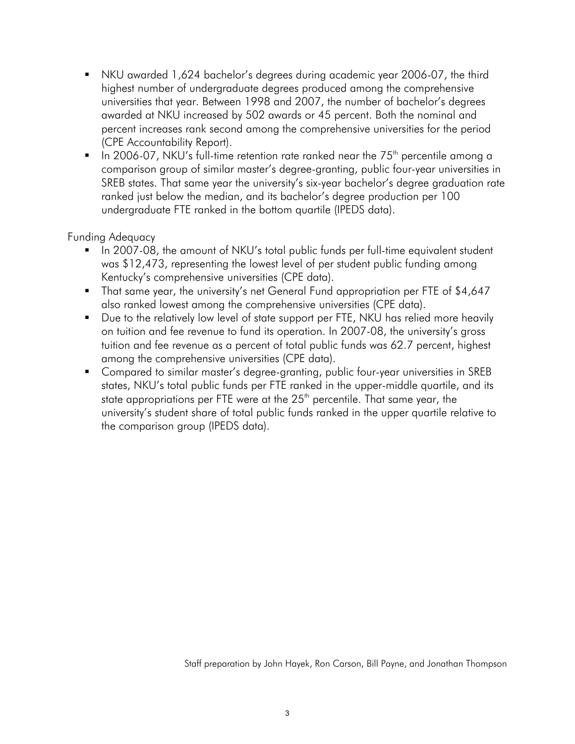- NKU awarded 1,624 bachelor's degrees during academic year 2006-07, the third highest number of undergraduate degrees produced among the comprehensive universities that year. Between 1998 and 2007, the number of bachelor's degrees awarded at NKU increased by 502 awards or 45 percent. Both the nominal and percent increases rank second among the comprehensive universities for the period (CPE Accountability Report).
- In 2006-07, NKU's full-time retention rate ranked near the 75th percentile among a comparison group of similar master's degree-granting, public four-year universities in SREB states. That same year the university's six-year bachelor's degree graduation rate ranked just below the median, and its bachelor's degree production per 100 undergraduate FTE ranked in the bottom quartile (IPEDS data).

Funding Adequacy

- In 2007-08, the amount of NKU's total public funds per full-time equivalent student was $12,473, representing the lowest level of per student public funding among Kentucky's comprehensive universities (CPE data).
- That same year, the university's net General Fund appropriation per FTE of $4,647 also ranked lowest among the comprehensive universities (CPE data).
- Due to the relatively low level of state support per FTE, NKU has relied more heavily on tuition and fee revenue to fund its operation. In 2007-08, the university's gross tuition and fee revenue as a percent of total public funds was 62.7 percent, highest among the comprehensive universities (CPE data).
- Compared to similar master's degree-granting, public four-year universities in SREB states, NKU's total public funds per FTE ranked in the upper-middle quartile, and its state appropriations per FTE were at the 25th percentile. That same year, the university's student share of total public funds ranked in the upper quartile relative to the comparison group (IPEDS data).

Staff preparation by John Hayek, Ron Carson, Bill Payne, and Jonathan Thompson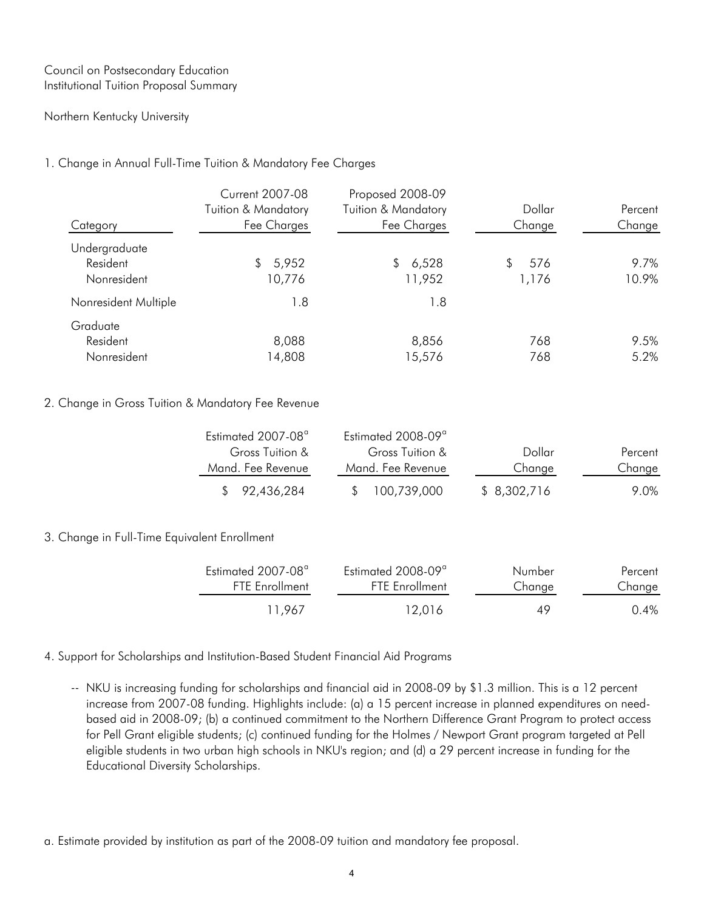Council on Postsecondary Education
Institutional Tuition Proposal Summary

Northern Kentucky University

1. Change in Annual Full-Time Tuition & Mandatory Fee Charges

| Category | Current 2007-08 Tuition & Mandatory Fee Charges | Proposed 2008-09 Tuition & Mandatory Fee Charges | Dollar Change | Percent Change |
|---|---|---|---|---|
| Undergraduate | | | | |
| Resident | $ 5,952 | $ 6,528 | $ 576 | 9.7% |
| Nonresident | 10,776 | 11,952 | 1,176 | 10.9% |
| Nonresident Multiple | 1.8 | 1.8 | | |
| Graduate | | | | |
| Resident | 8,088 | 8,856 | 768 | 9.5% |
| Nonresident | 14,808 | 15,576 | 768 | 5.2% |

2. Change in Gross Tuition & Mandatory Fee Revenue

| Estimated 2007-08[a] Gross Tuition & Mand. Fee Revenue | Estimated 2008-09[a] Gross Tuition & Mand. Fee Revenue | Dollar Change | Percent Change |
|---|---|---|---|
| $ 92,436,284 | $ 100,739,000 | $ 8,302,716 | 9.0% |

3. Change in Full-Time Equivalent Enrollment

| Estimated 2007-08[a] FTE Enrollment | Estimated 2008-09[a] FTE Enrollment | Number Change | Percent Change |
|---|---|---|---|
| 11,967 | 12,016 | 49 | 0.4% |

4. Support for Scholarships and Institution-Based Student Financial Aid Programs

-- NKU is increasing funding for scholarships and financial aid in 2008-09 by $1.3 million. This is a 12 percent increase from 2007-08 funding. Highlights include: (a) a 15 percent increase in planned expenditures on need-based aid in 2008-09; (b) a continued commitment to the Northern Difference Grant Program to protect access for Pell Grant eligible students; (c) continued funding for the Holmes / Newport Grant program targeted at Pell eligible students in two urban high schools in NKU's region; and (d) a 29 percent increase in funding for the Educational Diversity Scholarships.

a. Estimate provided by institution as part of the 2008-09 tuition and mandatory fee proposal.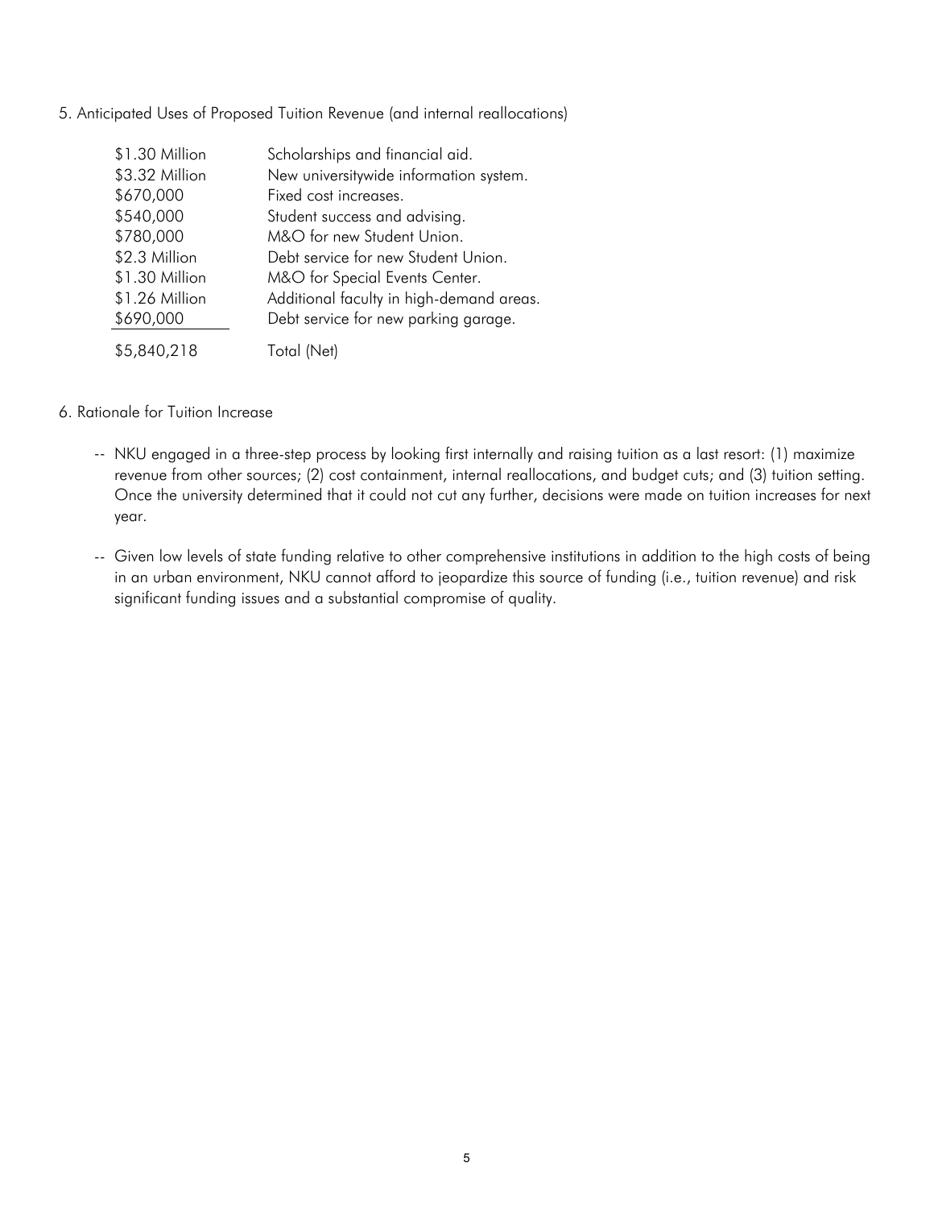5. Anticipated Uses of Proposed Tuition Revenue (and internal reallocations)

| | |
|---|---|
| $1.30 Million | Scholarships and financial aid. |
| $3.32 Million | New universitywide information system. |
| $670,000 | Fixed cost increases. |
| $540,000 | Student success and advising. |
| $780,000 | M&O for new Student Union. |
| $2.3 Million | Debt service for new Student Union. |
| $1.30 Million | M&O for Special Events Center. |
| $1.26 Million | Additional faculty in high-demand areas. |
| $690,000 | Debt service for new parking garage. |
| $5,840,218 | Total (Net) |

6. Rationale for Tuition Increase

-- NKU engaged in a three-step process by looking first internally and raising tuition as a last resort: (1) maximize revenue from other sources; (2) cost containment, internal reallocations, and budget cuts; and (3) tuition setting. Once the university determined that it could not cut any further, decisions were made on tuition increases for next year.

-- Given low levels of state funding relative to other comprehensive institutions in addition to the high costs of being in an urban environment, NKU cannot afford to jeopardize this source of funding (i.e., tuition revenue) and risk significant funding issues and a substantial compromise of quality.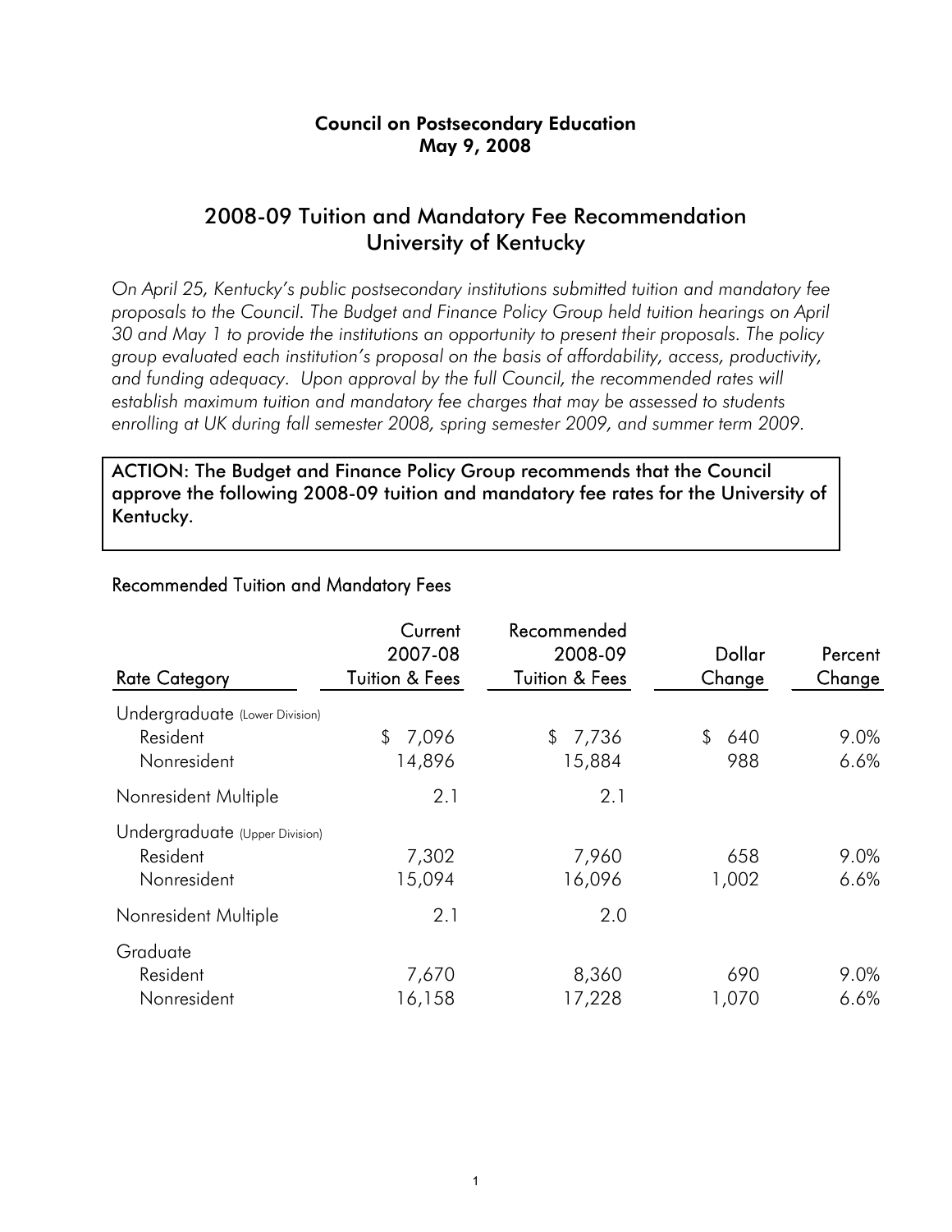**Council on Postsecondary Education**
**May 9, 2008**

# 2008-09 Tuition and Mandatory Fee Recommendation University of Kentucky

*On April 25, Kentucky's public postsecondary institutions submitted tuition and mandatory fee proposals to the Council. The Budget and Finance Policy Group held tuition hearings on April 30 and May 1 to provide the institutions an opportunity to present their proposals. The policy group evaluated each institution's proposal on the basis of affordability, access, productivity, and funding adequacy. Upon approval by the full Council, the recommended rates will establish maximum tuition and mandatory fee charges that may be assessed to students enrolling at UK during fall semester 2008, spring semester 2009, and summer term 2009.*

**ACTION: The Budget and Finance Policy Group recommends that the Council approve the following 2008-09 tuition and mandatory fee rates for the University of Kentucky.**

## Recommended Tuition and Mandatory Fees

| Rate Category | Current 2007-08 Tuition & Fees | Recommended 2008-09 Tuition & Fees | Dollar Change | Percent Change |
|---|---|---|---|---|
| Undergraduate (Lower Division) | | | | |
| Resident | $ 7,096 | $ 7,736 | $ 640 | 9.0% |
| Nonresident | 14,896 | 15,884 | 988 | 6.6% |
| Nonresident Multiple | 2.1 | 2.1 | | |
| Undergraduate (Upper Division) | | | | |
| Resident | 7,302 | 7,960 | 658 | 9.0% |
| Nonresident | 15,094 | 16,096 | 1,002 | 6.6% |
| Nonresident Multiple | 2.1 | 2.0 | | |
| Graduate | | | | |
| Resident | 7,670 | 8,360 | 690 | 9.0% |
| Nonresident | 16,158 | 17,228 | 1,070 | 6.6% |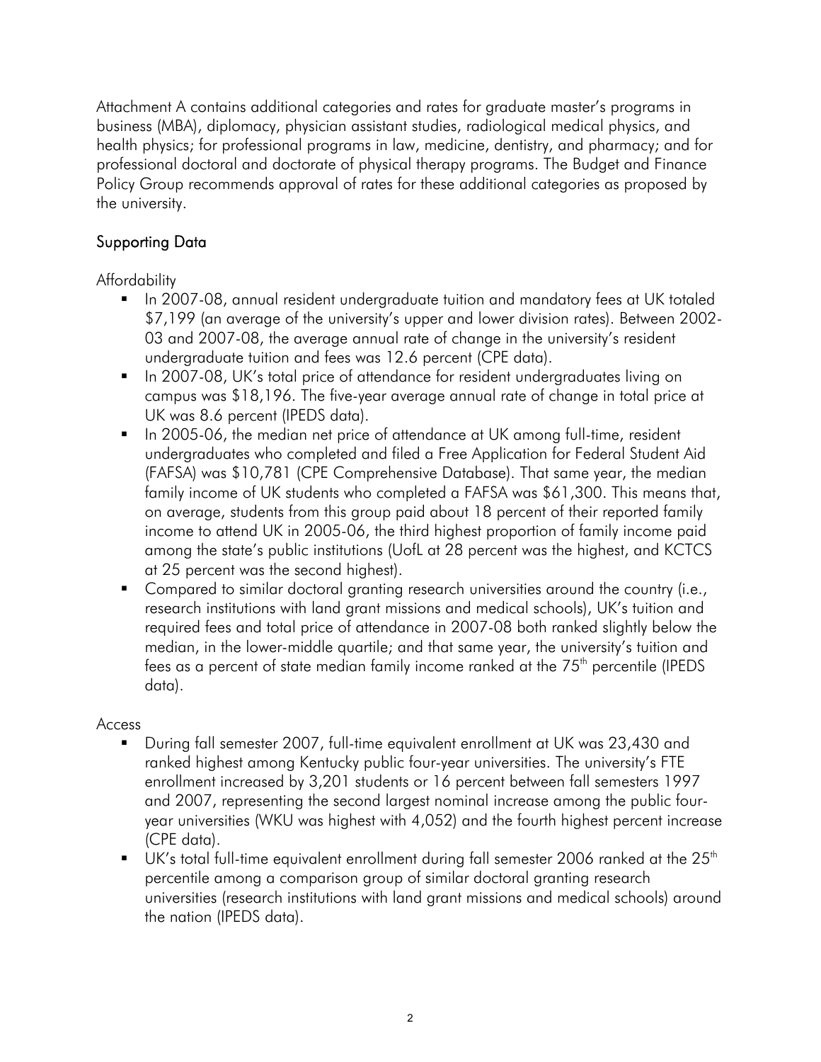Attachment A contains additional categories and rates for graduate master's programs in business (MBA), diplomacy, physician assistant studies, radiological medical physics, and health physics; for professional programs in law, medicine, dentistry, and pharmacy; and for professional doctoral and doctorate of physical therapy programs. The Budget and Finance Policy Group recommends approval of rates for these additional categories as proposed by the university.

## Supporting Data

Affordability

- In 2007-08, annual resident undergraduate tuition and mandatory fees at UK totaled $7,199 (an average of the university's upper and lower division rates). Between 2002-03 and 2007-08, the average annual rate of change in the university's resident undergraduate tuition and fees was 12.6 percent (CPE data).
- In 2007-08, UK's total price of attendance for resident undergraduates living on campus was $18,196. The five-year average annual rate of change in total price at UK was 8.6 percent (IPEDS data).
- In 2005-06, the median net price of attendance at UK among full-time, resident undergraduates who completed and filed a Free Application for Federal Student Aid (FAFSA) was $10,781 (CPE Comprehensive Database). That same year, the median family income of UK students who completed a FAFSA was $61,300. This means that, on average, students from this group paid about 18 percent of their reported family income to attend UK in 2005-06, the third highest proportion of family income paid among the state's public institutions (UofL at 28 percent was the highest, and KCTCS at 25 percent was the second highest).
- Compared to similar doctoral granting research universities around the country (i.e., research institutions with land grant missions and medical schools), UK's tuition and required fees and total price of attendance in 2007-08 both ranked slightly below the median, in the lower-middle quartile; and that same year, the university's tuition and fees as a percent of state median family income ranked at the 75th percentile (IPEDS data).

Access

- During fall semester 2007, full-time equivalent enrollment at UK was 23,430 and ranked highest among Kentucky public four-year universities. The university's FTE enrollment increased by 3,201 students or 16 percent between fall semesters 1997 and 2007, representing the second largest nominal increase among the public four-year universities (WKU was highest with 4,052) and the fourth highest percent increase (CPE data).
- UK's total full-time equivalent enrollment during fall semester 2006 ranked at the 25th percentile among a comparison group of similar doctoral granting research universities (research institutions with land grant missions and medical schools) around the nation (IPEDS data).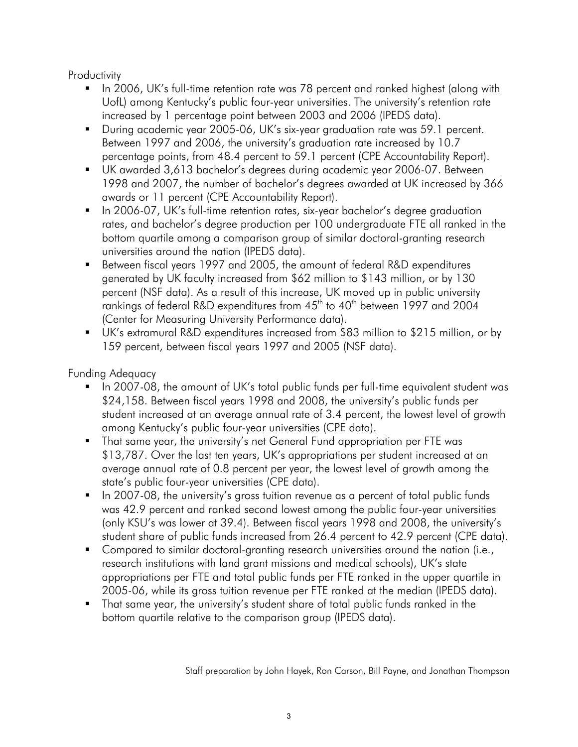Productivity

- In 2006, UK's full-time retention rate was 78 percent and ranked highest (along with UofL) among Kentucky's public four-year universities. The university's retention rate increased by 1 percentage point between 2003 and 2006 (IPEDS data).
- During academic year 2005-06, UK's six-year graduation rate was 59.1 percent. Between 1997 and 2006, the university's graduation rate increased by 10.7 percentage points, from 48.4 percent to 59.1 percent (CPE Accountability Report).
- UK awarded 3,613 bachelor's degrees during academic year 2006-07. Between 1998 and 2007, the number of bachelor's degrees awarded at UK increased by 366 awards or 11 percent (CPE Accountability Report).
- In 2006-07, UK's full-time retention rates, six-year bachelor's degree graduation rates, and bachelor's degree production per 100 undergraduate FTE all ranked in the bottom quartile among a comparison group of similar doctoral-granting research universities around the nation (IPEDS data).
- Between fiscal years 1997 and 2005, the amount of federal R&D expenditures generated by UK faculty increased from $62 million to $143 million, or by 130 percent (NSF data). As a result of this increase, UK moved up in public university rankings of federal R&D expenditures from 45th to 40th between 1997 and 2004 (Center for Measuring University Performance data).
- UK's extramural R&D expenditures increased from $83 million to $215 million, or by 159 percent, between fiscal years 1997 and 2005 (NSF data).

Funding Adequacy

- In 2007-08, the amount of UK's total public funds per full-time equivalent student was $24,158. Between fiscal years 1998 and 2008, the university's public funds per student increased at an average annual rate of 3.4 percent, the lowest level of growth among Kentucky's public four-year universities (CPE data).
- That same year, the university's net General Fund appropriation per FTE was $13,787. Over the last ten years, UK's appropriations per student increased at an average annual rate of 0.8 percent per year, the lowest level of growth among the state's public four-year universities (CPE data).
- In 2007-08, the university's gross tuition revenue as a percent of total public funds was 42.9 percent and ranked second lowest among the public four-year universities (only KSU's was lower at 39.4). Between fiscal years 1998 and 2008, the university's student share of public funds increased from 26.4 percent to 42.9 percent (CPE data).
- Compared to similar doctoral-granting research universities around the nation (i.e., research institutions with land grant missions and medical schools), UK's state appropriations per FTE and total public funds per FTE ranked in the upper quartile in 2005-06, while its gross tuition revenue per FTE ranked at the median (IPEDS data).
- That same year, the university's student share of total public funds ranked in the bottom quartile relative to the comparison group (IPEDS data).

Staff preparation by John Hayek, Ron Carson, Bill Payne, and Jonathan Thompson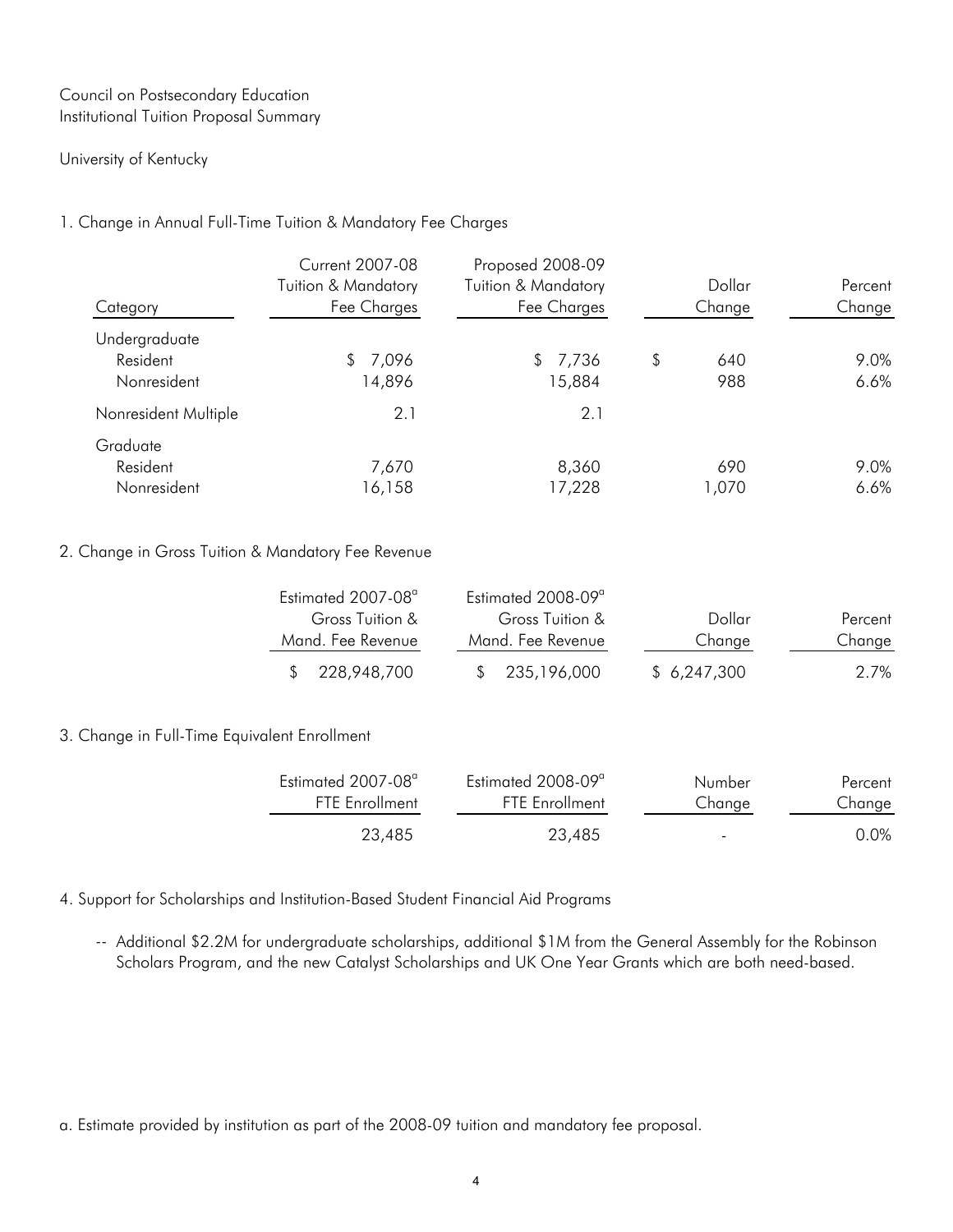Council on Postsecondary Education
Institutional Tuition Proposal Summary

University of Kentucky

1. Change in Annual Full-Time Tuition & Mandatory Fee Charges

| Category | Current 2007-08 Tuition & Mandatory Fee Charges | Proposed 2008-09 Tuition & Mandatory Fee Charges | Dollar Change | Percent Change |
|---|---|---|---|---|
| Undergraduate | | | | |
| Resident | $ 7,096 | $ 7,736 | $ 640 | 9.0% |
| Nonresident | 14,896 | 15,884 | 988 | 6.6% |
| Nonresident Multiple | 2.1 | 2.1 | | |
| Graduate | | | | |
| Resident | 7,670 | 8,360 | 690 | 9.0% |
| Nonresident | 16,158 | 17,228 | 1,070 | 6.6% |

2. Change in Gross Tuition & Mandatory Fee Revenue

| Estimated 2007-08[a] Gross Tuition & Mand. Fee Revenue | Estimated 2008-09[a] Gross Tuition & Mand. Fee Revenue | Dollar Change | Percent Change |
|---|---|---|---|
| $ 228,948,700 | $ 235,196,000 | $ 6,247,300 | 2.7% |

3. Change in Full-Time Equivalent Enrollment

| Estimated 2007-08[a] FTE Enrollment | Estimated 2008-09[a] FTE Enrollment | Number Change | Percent Change |
|---|---|---|---|
| 23,485 | 23,485 | - | 0.0% |

4. Support for Scholarships and Institution-Based Student Financial Aid Programs

-- Additional $2.2M for undergraduate scholarships, additional $1M from the General Assembly for the Robinson Scholars Program, and the new Catalyst Scholarships and UK One Year Grants which are both need-based.

a. Estimate provided by institution as part of the 2008-09 tuition and mandatory fee proposal.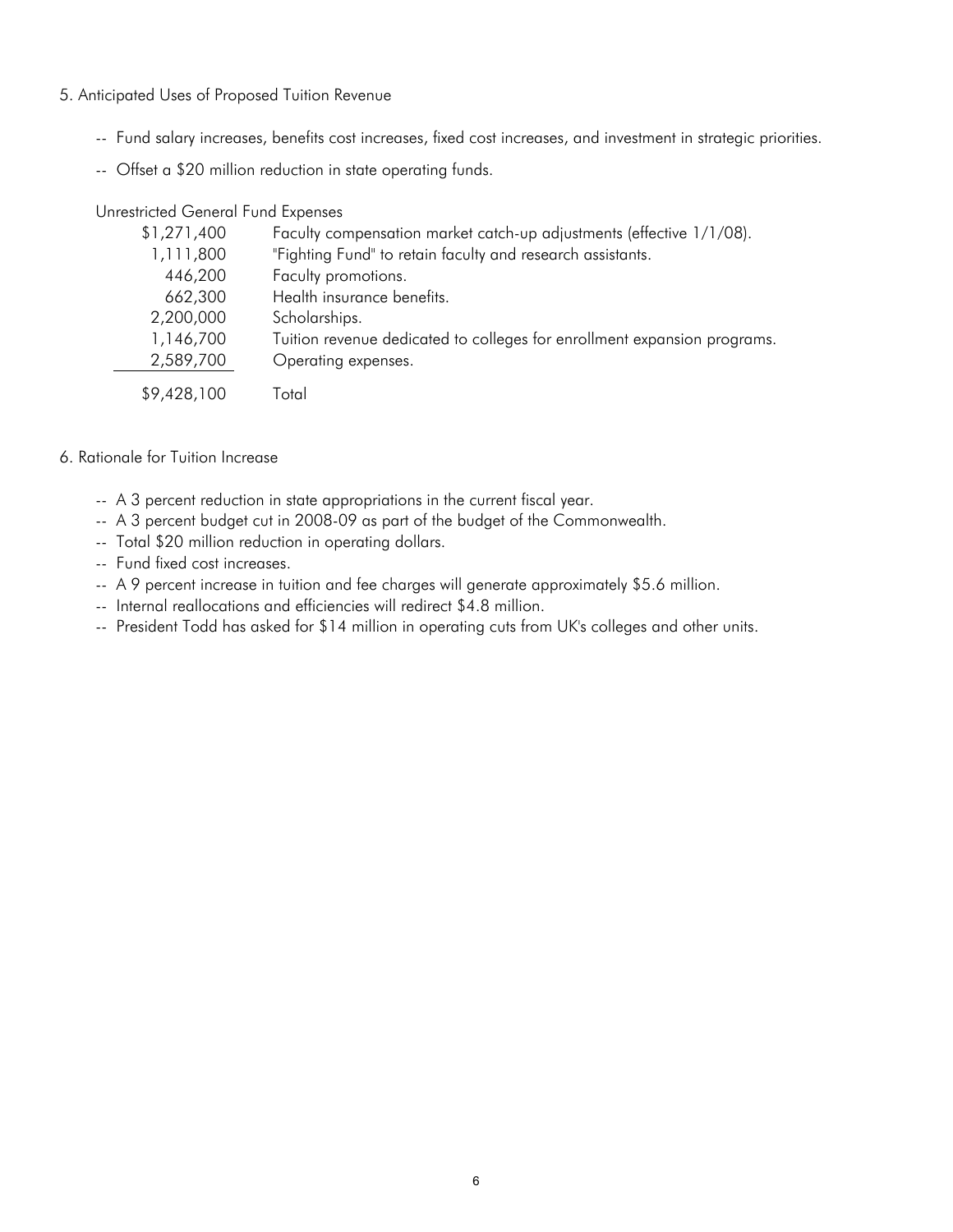5. Anticipated Uses of Proposed Tuition Revenue

-- Fund salary increases, benefits cost increases, fixed cost increases, and investment in strategic priorities.

-- Offset a $20 million reduction in state operating funds.

Unrestricted General Fund Expenses

| Amount | Description |
|---:|---|
| $1,271,400 | Faculty compensation market catch-up adjustments (effective 1/1/08). |
| 1,111,800 | "Fighting Fund" to retain faculty and research assistants. |
| 446,200 | Faculty promotions. |
| 662,300 | Health insurance benefits. |
| 2,200,000 | Scholarships. |
| 1,146,700 | Tuition revenue dedicated to colleges for enrollment expansion programs. |
| 2,589,700 | Operating expenses. |
| $9,428,100 | Total |

6. Rationale for Tuition Increase

-- A 3 percent reduction in state appropriations in the current fiscal year.
-- A 3 percent budget cut in 2008-09 as part of the budget of the Commonwealth.
-- Total $20 million reduction in operating dollars.
-- Fund fixed cost increases.
-- A 9 percent increase in tuition and fee charges will generate approximately $5.6 million.
-- Internal reallocations and efficiencies will redirect $4.8 million.
-- President Todd has asked for $14 million in operating cuts from UK's colleges and other units.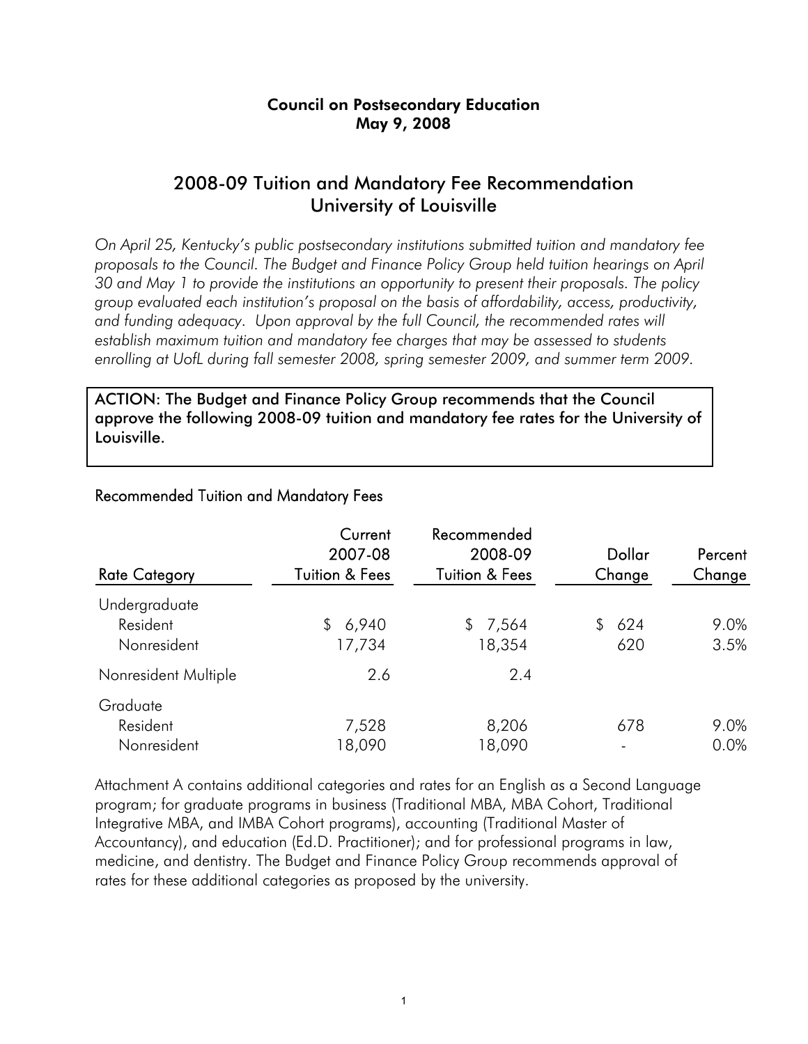**Council on Postsecondary Education**
**May 9, 2008**

# 2008-09 Tuition and Mandatory Fee Recommendation
# University of Louisville

*On April 25, Kentucky's public postsecondary institutions submitted tuition and mandatory fee proposals to the Council. The Budget and Finance Policy Group held tuition hearings on April 30 and May 1 to provide the institutions an opportunity to present their proposals. The policy group evaluated each institution's proposal on the basis of affordability, access, productivity, and funding adequacy. Upon approval by the full Council, the recommended rates will establish maximum tuition and mandatory fee charges that may be assessed to students enrolling at UofL during fall semester 2008, spring semester 2009, and summer term 2009.*

**ACTION: The Budget and Finance Policy Group recommends that the Council approve the following 2008-09 tuition and mandatory fee rates for the University of Louisville.**

## Recommended Tuition and Mandatory Fees

| Rate Category | Current 2007-08 Tuition & Fees | Recommended 2008-09 Tuition & Fees | Dollar Change | Percent Change |
|---|---|---|---|---|
| Undergraduate | | | | |
| Resident | $ 6,940 | $ 7,564 | $ 624 | 9.0% |
| Nonresident | 17,734 | 18,354 | 620 | 3.5% |
| Nonresident Multiple | 2.6 | 2.4 | | |
| Graduate | | | | |
| Resident | 7,528 | 8,206 | 678 | 9.0% |
| Nonresident | 18,090 | 18,090 | - | 0.0% |

Attachment A contains additional categories and rates for an English as a Second Language program; for graduate programs in business (Traditional MBA, MBA Cohort, Traditional Integrative MBA, and IMBA Cohort programs), accounting (Traditional Master of Accountancy), and education (Ed.D. Practitioner); and for professional programs in law, medicine, and dentistry. The Budget and Finance Policy Group recommends approval of rates for these additional categories as proposed by the university.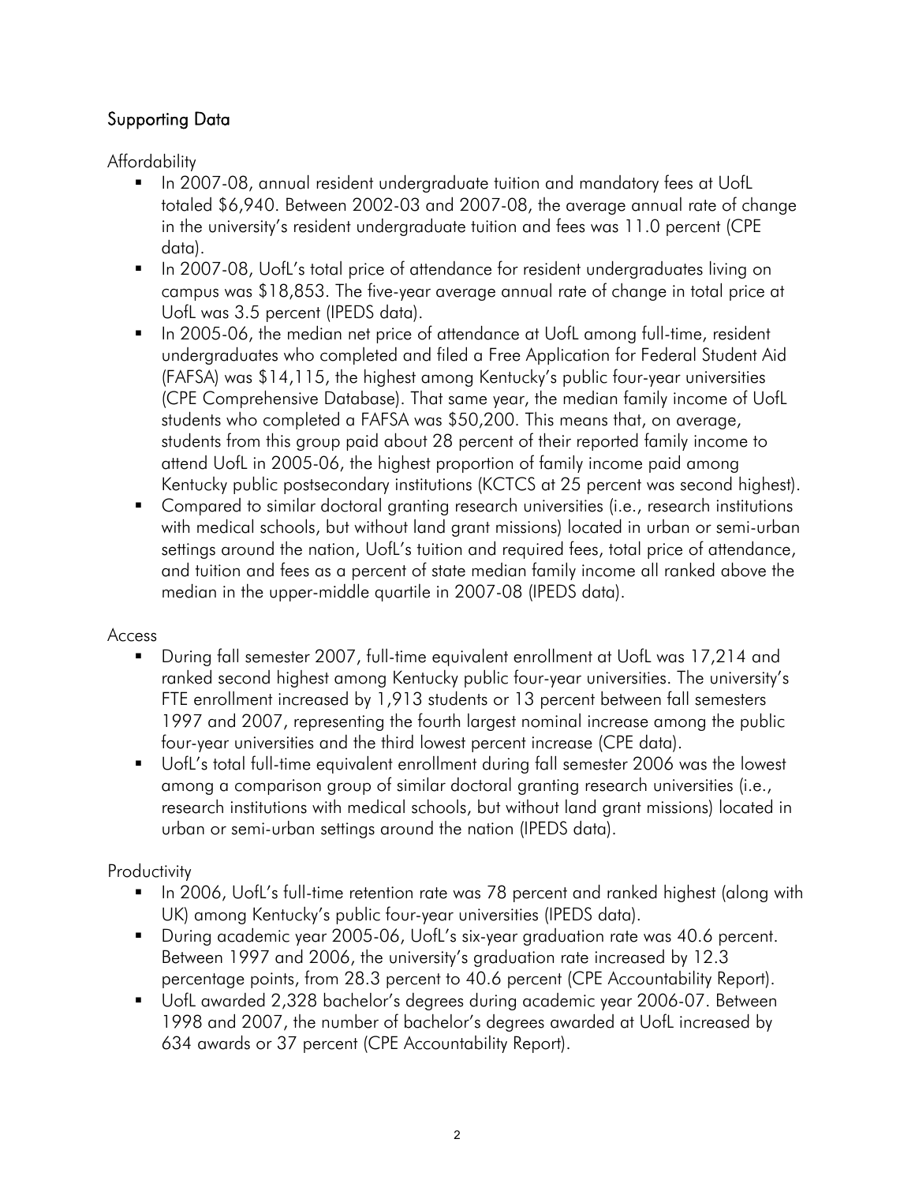## Supporting Data

### Affordability

- In 2007-08, annual resident undergraduate tuition and mandatory fees at UofL totaled $6,940. Between 2002-03 and 2007-08, the average annual rate of change in the university's resident undergraduate tuition and fees was 11.0 percent (CPE data).
- In 2007-08, UofL's total price of attendance for resident undergraduates living on campus was $18,853. The five-year average annual rate of change in total price at UofL was 3.5 percent (IPEDS data).
- In 2005-06, the median net price of attendance at UofL among full-time, resident undergraduates who completed and filed a Free Application for Federal Student Aid (FAFSA) was $14,115, the highest among Kentucky's public four-year universities (CPE Comprehensive Database). That same year, the median family income of UofL students who completed a FAFSA was $50,200. This means that, on average, students from this group paid about 28 percent of their reported family income to attend UofL in 2005-06, the highest proportion of family income paid among Kentucky public postsecondary institutions (KCTCS at 25 percent was second highest).
- Compared to similar doctoral granting research universities (i.e., research institutions with medical schools, but without land grant missions) located in urban or semi-urban settings around the nation, UofL's tuition and required fees, total price of attendance, and tuition and fees as a percent of state median family income all ranked above the median in the upper-middle quartile in 2007-08 (IPEDS data).

### Access

- During fall semester 2007, full-time equivalent enrollment at UofL was 17,214 and ranked second highest among Kentucky public four-year universities. The university's FTE enrollment increased by 1,913 students or 13 percent between fall semesters 1997 and 2007, representing the fourth largest nominal increase among the public four-year universities and the third lowest percent increase (CPE data).
- UofL's total full-time equivalent enrollment during fall semester 2006 was the lowest among a comparison group of similar doctoral granting research universities (i.e., research institutions with medical schools, but without land grant missions) located in urban or semi-urban settings around the nation (IPEDS data).

### Productivity

- In 2006, UofL's full-time retention rate was 78 percent and ranked highest (along with UK) among Kentucky's public four-year universities (IPEDS data).
- During academic year 2005-06, UofL's six-year graduation rate was 40.6 percent. Between 1997 and 2006, the university's graduation rate increased by 12.3 percentage points, from 28.3 percent to 40.6 percent (CPE Accountability Report).
- UofL awarded 2,328 bachelor's degrees during academic year 2006-07. Between 1998 and 2007, the number of bachelor's degrees awarded at UofL increased by 634 awards or 37 percent (CPE Accountability Report).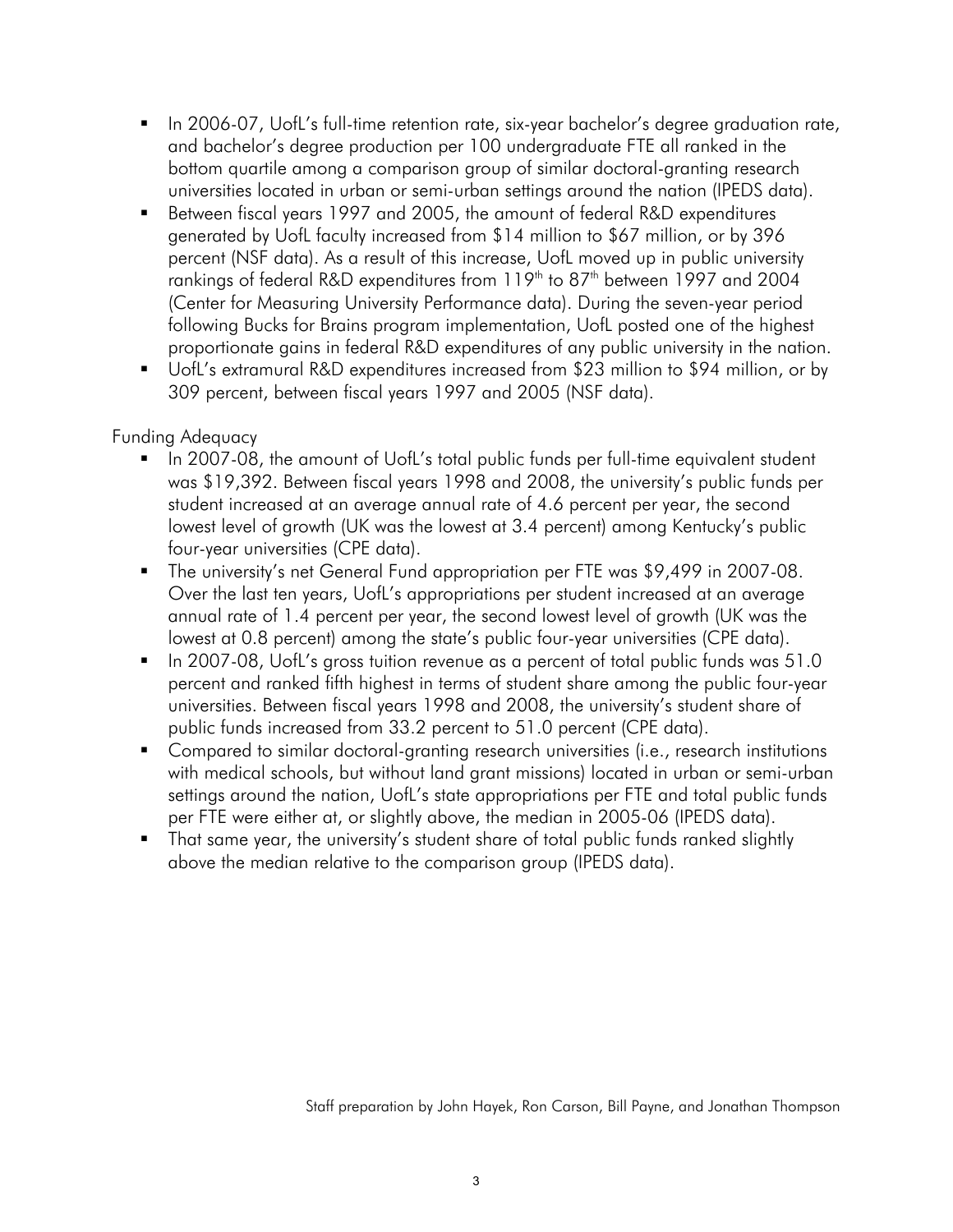- In 2006-07, UofL's full-time retention rate, six-year bachelor's degree graduation rate, and bachelor's degree production per 100 undergraduate FTE all ranked in the bottom quartile among a comparison group of similar doctoral-granting research universities located in urban or semi-urban settings around the nation (IPEDS data).
- Between fiscal years 1997 and 2005, the amount of federal R&D expenditures generated by UofL faculty increased from $14 million to $67 million, or by 396 percent (NSF data). As a result of this increase, UofL moved up in public university rankings of federal R&D expenditures from 119th to 87th between 1997 and 2004 (Center for Measuring University Performance data). During the seven-year period following Bucks for Brains program implementation, UofL posted one of the highest proportionate gains in federal R&D expenditures of any public university in the nation.
- UofL's extramural R&D expenditures increased from $23 million to $94 million, or by 309 percent, between fiscal years 1997 and 2005 (NSF data).

Funding Adequacy

- In 2007-08, the amount of UofL's total public funds per full-time equivalent student was $19,392. Between fiscal years 1998 and 2008, the university's public funds per student increased at an average annual rate of 4.6 percent per year, the second lowest level of growth (UK was the lowest at 3.4 percent) among Kentucky's public four-year universities (CPE data).
- The university's net General Fund appropriation per FTE was $9,499 in 2007-08. Over the last ten years, UofL's appropriations per student increased at an average annual rate of 1.4 percent per year, the second lowest level of growth (UK was the lowest at 0.8 percent) among the state's public four-year universities (CPE data).
- In 2007-08, UofL's gross tuition revenue as a percent of total public funds was 51.0 percent and ranked fifth highest in terms of student share among the public four-year universities. Between fiscal years 1998 and 2008, the university's student share of public funds increased from 33.2 percent to 51.0 percent (CPE data).
- Compared to similar doctoral-granting research universities (i.e., research institutions with medical schools, but without land grant missions) located in urban or semi-urban settings around the nation, UofL's state appropriations per FTE and total public funds per FTE were either at, or slightly above, the median in 2005-06 (IPEDS data).
- That same year, the university's student share of total public funds ranked slightly above the median relative to the comparison group (IPEDS data).

Staff preparation by John Hayek, Ron Carson, Bill Payne, and Jonathan Thompson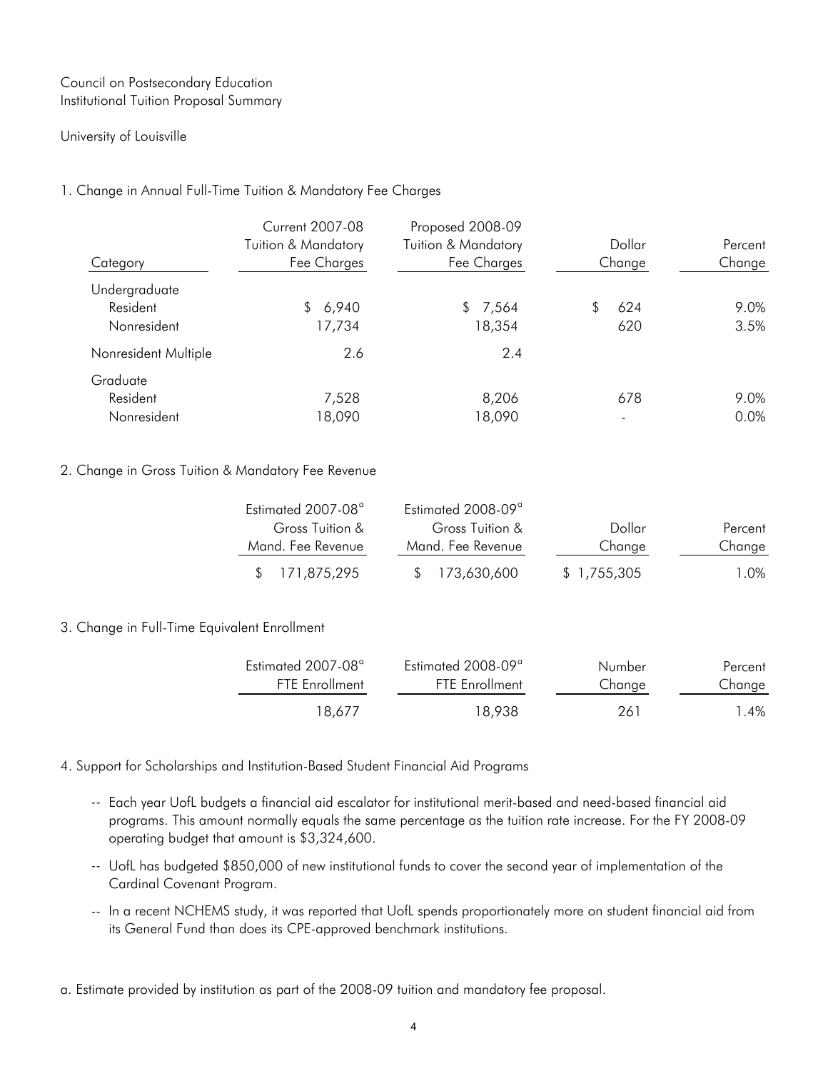Council on Postsecondary Education
Institutional Tuition Proposal Summary

University of Louisville

1. Change in Annual Full-Time Tuition & Mandatory Fee Charges

| Category | Current 2007-08 Tuition & Mandatory Fee Charges | Proposed 2008-09 Tuition & Mandatory Fee Charges | Dollar Change | Percent Change |
|---|---|---|---|---|
| Undergraduate | | | | |
| Resident | $ 6,940 | $ 7,564 | $ 624 | 9.0% |
| Nonresident | 17,734 | 18,354 | 620 | 3.5% |
| Nonresident Multiple | 2.6 | 2.4 | | |
| Graduate | | | | |
| Resident | 7,528 | 8,206 | 678 | 9.0% |
| Nonresident | 18,090 | 18,090 | - | 0.0% |

2. Change in Gross Tuition & Mandatory Fee Revenue

| Estimated 2007-08[a] Gross Tuition & Mand. Fee Revenue | Estimated 2008-09[a] Gross Tuition & Mand. Fee Revenue | Dollar Change | Percent Change |
|---|---|---|---|
| $ 171,875,295 | $ 173,630,600 | $ 1,755,305 | 1.0% |

3. Change in Full-Time Equivalent Enrollment

| Estimated 2007-08[a] FTE Enrollment | Estimated 2008-09[a] FTE Enrollment | Number Change | Percent Change |
|---|---|---|---|
| 18,677 | 18,938 | 261 | 1.4% |

4. Support for Scholarships and Institution-Based Student Financial Aid Programs

-- Each year UofL budgets a financial aid escalator for institutional merit-based and need-based financial aid programs. This amount normally equals the same percentage as the tuition rate increase. For the FY 2008-09 operating budget that amount is $3,324,600.

-- UofL has budgeted $850,000 of new institutional funds to cover the second year of implementation of the Cardinal Covenant Program.

-- In a recent NCHEMS study, it was reported that UofL spends proportionately more on student financial aid from its General Fund than does its CPE-approved benchmark institutions.

a. Estimate provided by institution as part of the 2008-09 tuition and mandatory fee proposal.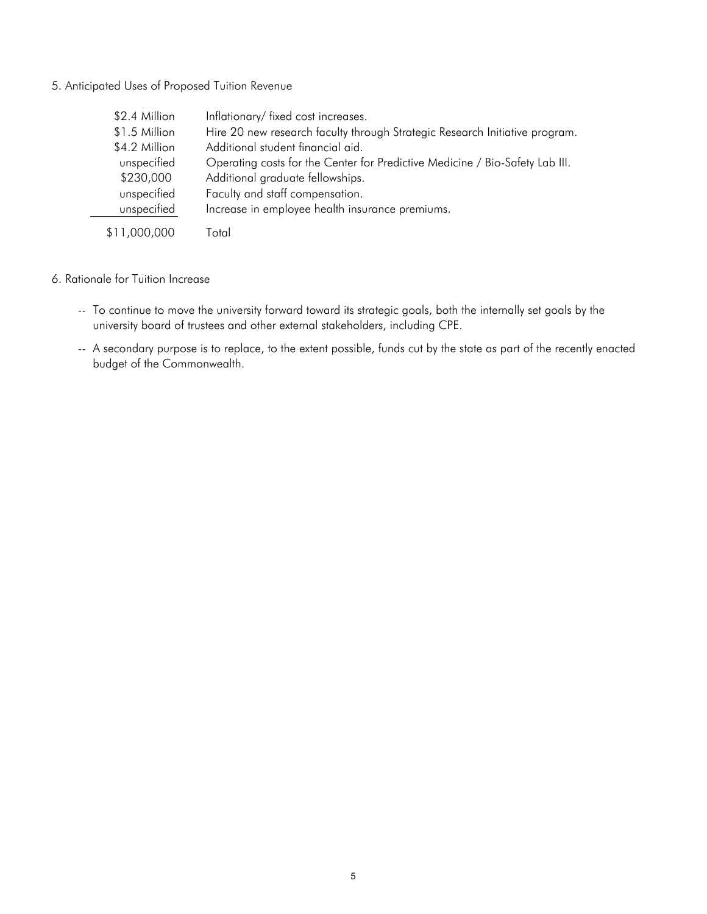5. Anticipated Uses of Proposed Tuition Revenue

| Amount | Use |
|---|---|
| $2.4 Million | Inflationary/ fixed cost increases. |
| $1.5 Million | Hire 20 new research faculty through Strategic Research Initiative program. |
| $4.2 Million | Additional student financial aid. |
| unspecified | Operating costs for the Center for Predictive Medicine / Bio-Safety Lab III. |
| $230,000 | Additional graduate fellowships. |
| unspecified | Faculty and staff compensation. |
| unspecified | Increase in employee health insurance premiums. |
| $11,000,000 | Total |

6. Rationale for Tuition Increase

-- To continue to move the university forward toward its strategic goals, both the internally set goals by the university board of trustees and other external stakeholders, including CPE.

-- A secondary purpose is to replace, to the extent possible, funds cut by the state as part of the recently enacted budget of the Commonwealth.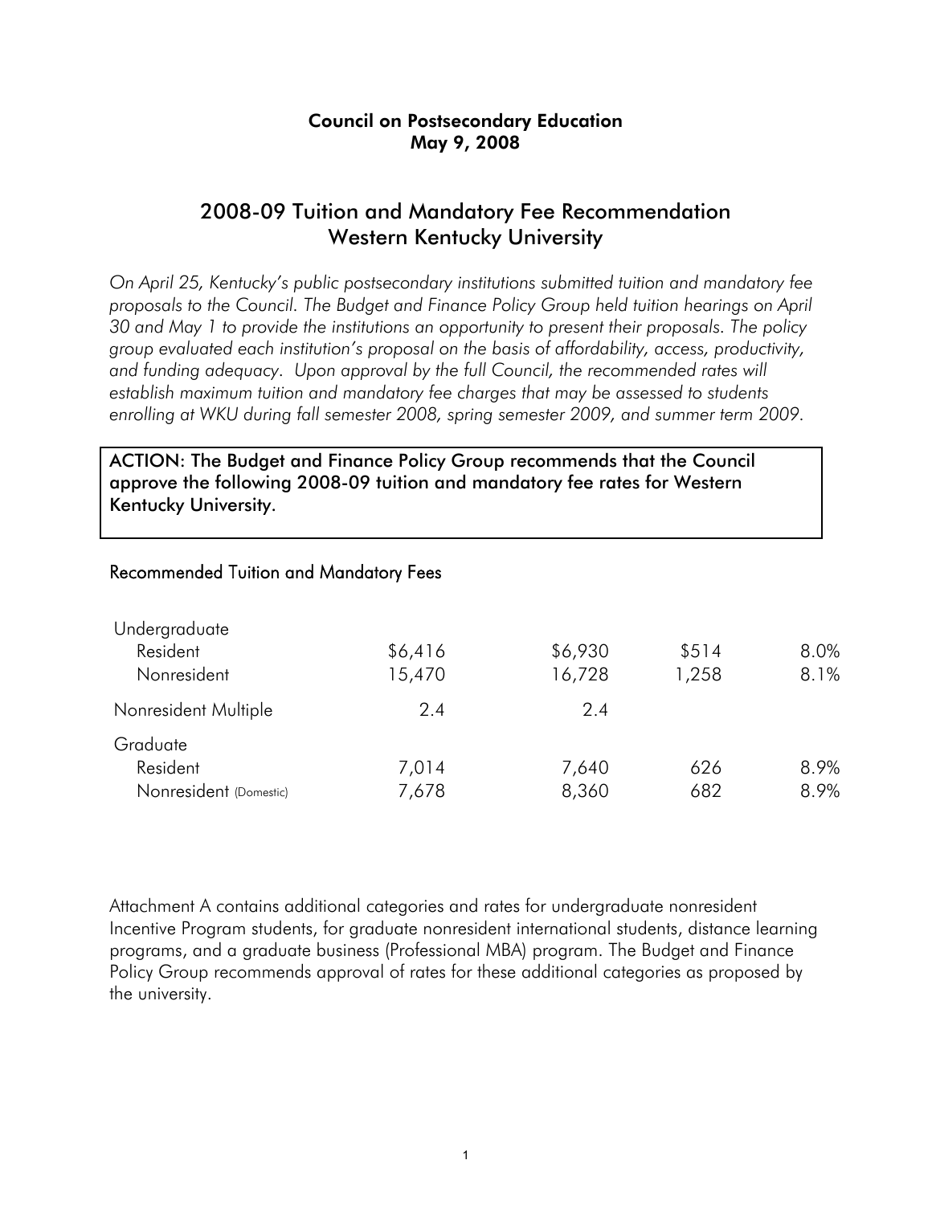**Council on Postsecondary Education**
**May 9, 2008**

# 2008-09 Tuition and Mandatory Fee Recommendation
## Western Kentucky University

*On April 25, Kentucky's public postsecondary institutions submitted tuition and mandatory fee proposals to the Council. The Budget and Finance Policy Group held tuition hearings on April 30 and May 1 to provide the institutions an opportunity to present their proposals. The policy group evaluated each institution's proposal on the basis of affordability, access, productivity, and funding adequacy. Upon approval by the full Council, the recommended rates will establish maximum tuition and mandatory fee charges that may be assessed to students enrolling at WKU during fall semester 2008, spring semester 2009, and summer term 2009.*

**ACTION: The Budget and Finance Policy Group recommends that the Council approve the following 2008-09 tuition and mandatory fee rates for Western Kentucky University.**

### Recommended Tuition and Mandatory Fees

| | | | | |
|---|---|---|---|---|
| Undergraduate | | | | |
| Resident | $6,416 | $6,930 | $514 | 8.0% |
| Nonresident | 15,470 | 16,728 | 1,258 | 8.1% |
| Nonresident Multiple | 2.4 | 2.4 | | |
| Graduate | | | | |
| Resident | 7,014 | 7,640 | 626 | 8.9% |
| Nonresident (Domestic) | 7,678 | 8,360 | 682 | 8.9% |

Attachment A contains additional categories and rates for undergraduate nonresident Incentive Program students, for graduate nonresident international students, distance learning programs, and a graduate business (Professional MBA) program. The Budget and Finance Policy Group recommends approval of rates for these additional categories as proposed by the university.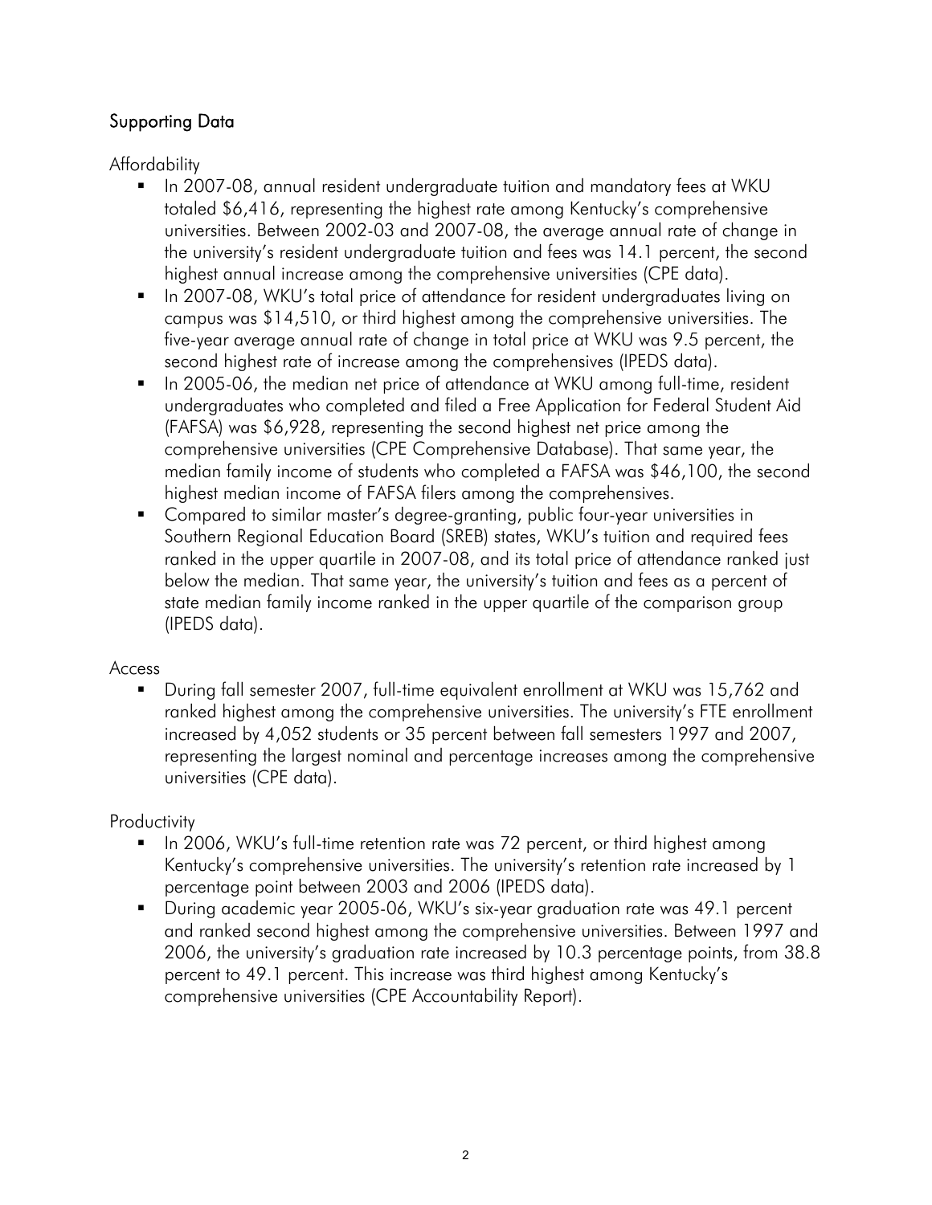## Supporting Data

### Affordability

- In 2007-08, annual resident undergraduate tuition and mandatory fees at WKU totaled $6,416, representing the highest rate among Kentucky's comprehensive universities. Between 2002-03 and 2007-08, the average annual rate of change in the university's resident undergraduate tuition and fees was 14.1 percent, the second highest annual increase among the comprehensive universities (CPE data).
- In 2007-08, WKU's total price of attendance for resident undergraduates living on campus was $14,510, or third highest among the comprehensive universities. The five-year average annual rate of change in total price at WKU was 9.5 percent, the second highest rate of increase among the comprehensives (IPEDS data).
- In 2005-06, the median net price of attendance at WKU among full-time, resident undergraduates who completed and filed a Free Application for Federal Student Aid (FAFSA) was $6,928, representing the second highest net price among the comprehensive universities (CPE Comprehensive Database). That same year, the median family income of students who completed a FAFSA was $46,100, the second highest median income of FAFSA filers among the comprehensives.
- Compared to similar master's degree-granting, public four-year universities in Southern Regional Education Board (SREB) states, WKU's tuition and required fees ranked in the upper quartile in 2007-08, and its total price of attendance ranked just below the median. That same year, the university's tuition and fees as a percent of state median family income ranked in the upper quartile of the comparison group (IPEDS data).

### Access

- During fall semester 2007, full-time equivalent enrollment at WKU was 15,762 and ranked highest among the comprehensive universities. The university's FTE enrollment increased by 4,052 students or 35 percent between fall semesters 1997 and 2007, representing the largest nominal and percentage increases among the comprehensive universities (CPE data).

### Productivity

- In 2006, WKU's full-time retention rate was 72 percent, or third highest among Kentucky's comprehensive universities. The university's retention rate increased by 1 percentage point between 2003 and 2006 (IPEDS data).
- During academic year 2005-06, WKU's six-year graduation rate was 49.1 percent and ranked second highest among the comprehensive universities. Between 1997 and 2006, the university's graduation rate increased by 10.3 percentage points, from 38.8 percent to 49.1 percent. This increase was third highest among Kentucky's comprehensive universities (CPE Accountability Report).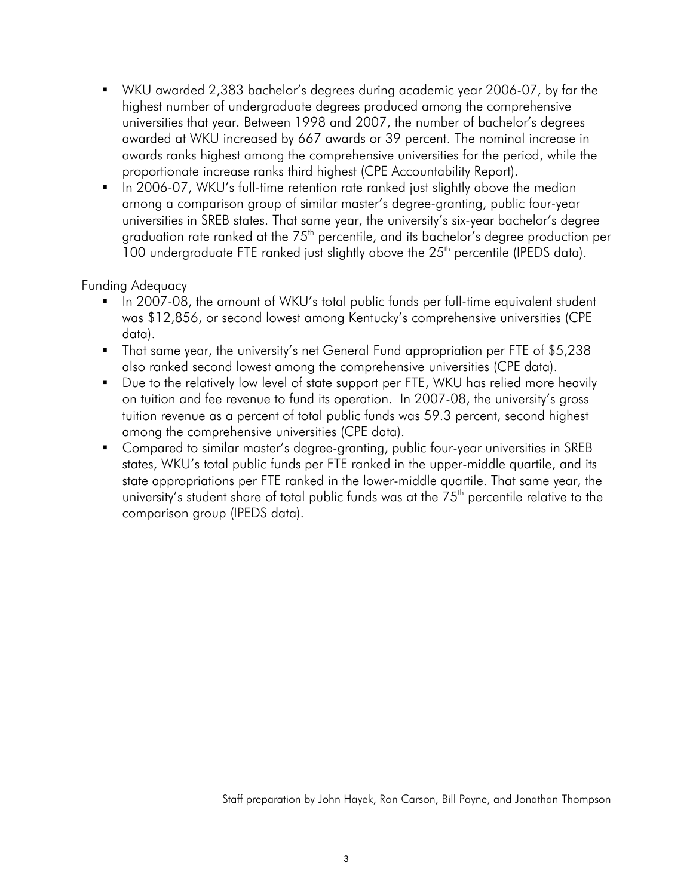- WKU awarded 2,383 bachelor's degrees during academic year 2006-07, by far the highest number of undergraduate degrees produced among the comprehensive universities that year. Between 1998 and 2007, the number of bachelor's degrees awarded at WKU increased by 667 awards or 39 percent. The nominal increase in awards ranks highest among the comprehensive universities for the period, while the proportionate increase ranks third highest (CPE Accountability Report).
- In 2006-07, WKU's full-time retention rate ranked just slightly above the median among a comparison group of similar master's degree-granting, public four-year universities in SREB states. That same year, the university's six-year bachelor's degree graduation rate ranked at the 75th percentile, and its bachelor's degree production per 100 undergraduate FTE ranked just slightly above the 25th percentile (IPEDS data).

Funding Adequacy

- In 2007-08, the amount of WKU's total public funds per full-time equivalent student was $12,856, or second lowest among Kentucky's comprehensive universities (CPE data).
- That same year, the university's net General Fund appropriation per FTE of $5,238 also ranked second lowest among the comprehensive universities (CPE data).
- Due to the relatively low level of state support per FTE, WKU has relied more heavily on tuition and fee revenue to fund its operation. In 2007-08, the university's gross tuition revenue as a percent of total public funds was 59.3 percent, second highest among the comprehensive universities (CPE data).
- Compared to similar master's degree-granting, public four-year universities in SREB states, WKU's total public funds per FTE ranked in the upper-middle quartile, and its state appropriations per FTE ranked in the lower-middle quartile. That same year, the university's student share of total public funds was at the 75th percentile relative to the comparison group (IPEDS data).

Staff preparation by John Hayek, Ron Carson, Bill Payne, and Jonathan Thompson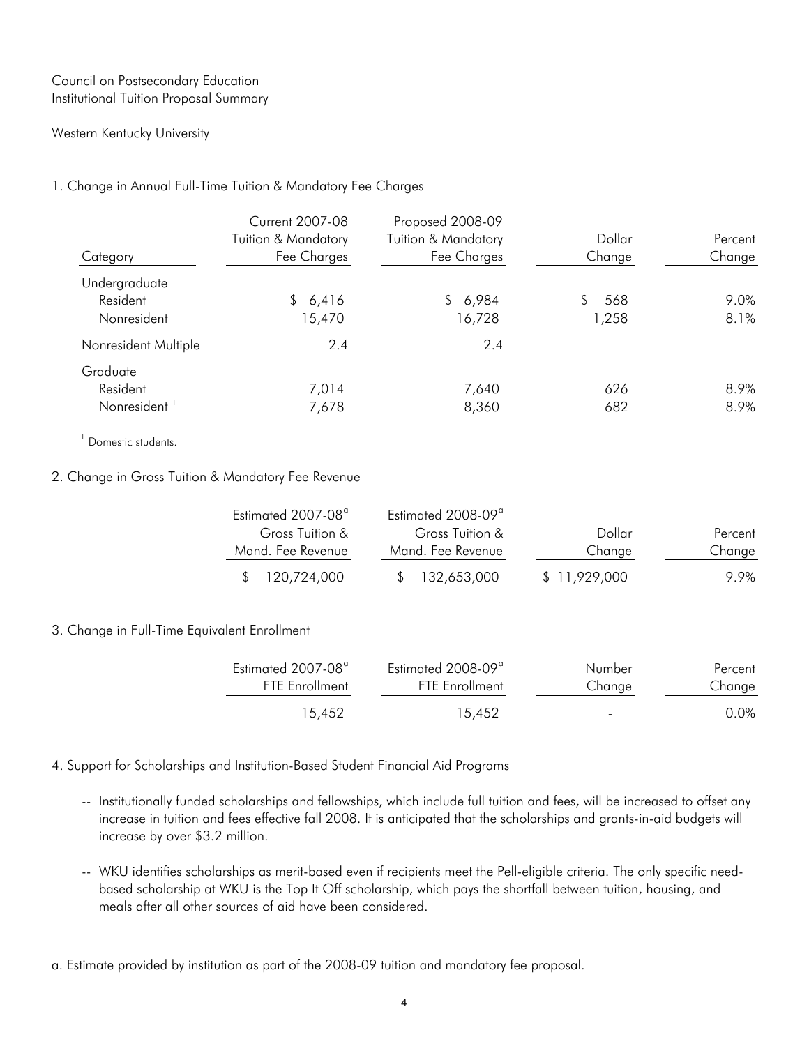Council on Postsecondary Education
Institutional Tuition Proposal Summary

Western Kentucky University

1. Change in Annual Full-Time Tuition & Mandatory Fee Charges

| Category | Current 2007-08 Tuition & Mandatory Fee Charges | Proposed 2008-09 Tuition & Mandatory Fee Charges | Dollar Change | Percent Change |
|---|---|---|---|---|
| Undergraduate | | | | |
| Resident | $ 6,416 | $ 6,984 | $ 568 | 9.0% |
| Nonresident | 15,470 | 16,728 | 1,258 | 8.1% |
| Nonresident Multiple | 2.4 | 2.4 | | |
| Graduate | | | | |
| Resident | 7,014 | 7,640 | 626 | 8.9% |
| Nonresident [1] | 7,678 | 8,360 | 682 | 8.9% |

[1] Domestic students.

2. Change in Gross Tuition & Mandatory Fee Revenue

| Estimated 2007-08[a] Gross Tuition & Mand. Fee Revenue | Estimated 2008-09[a] Gross Tuition & Mand. Fee Revenue | Dollar Change | Percent Change |
|---|---|---|---|
| $ 120,724,000 | $ 132,653,000 | $ 11,929,000 | 9.9% |

3. Change in Full-Time Equivalent Enrollment

| Estimated 2007-08[a] FTE Enrollment | Estimated 2008-09[a] FTE Enrollment | Number Change | Percent Change |
|---|---|---|---|
| 15,452 | 15,452 | - | 0.0% |

4. Support for Scholarships and Institution-Based Student Financial Aid Programs

- Institutionally funded scholarships and fellowships, which include full tuition and fees, will be increased to offset any increase in tuition and fees effective fall 2008. It is anticipated that the scholarships and grants-in-aid budgets will increase by over $3.2 million.

- WKU identifies scholarships as merit-based even if recipients meet the Pell-eligible criteria. The only specific need-based scholarship at WKU is the Top It Off scholarship, which pays the shortfall between tuition, housing, and meals after all other sources of aid have been considered.

a. Estimate provided by institution as part of the 2008-09 tuition and mandatory fee proposal.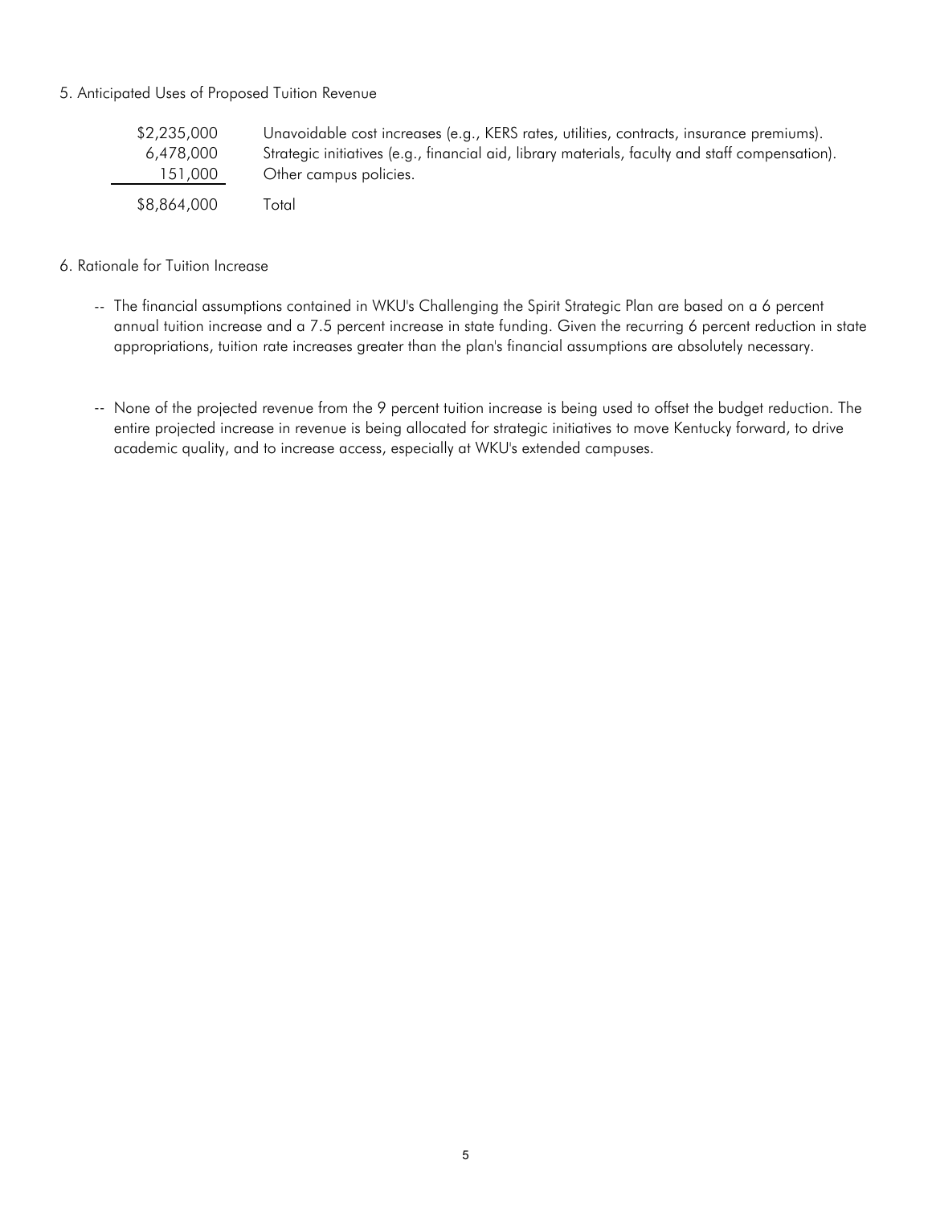5. Anticipated Uses of Proposed Tuition Revenue

| | |
|---|---|
| $2,235,000 | Unavoidable cost increases (e.g., KERS rates, utilities, contracts, insurance premiums). |
| 6,478,000 | Strategic initiatives (e.g., financial aid, library materials, faculty and staff compensation). |
| 151,000 | Other campus policies. |
| $8,864,000 | Total |

6. Rationale for Tuition Increase

-- The financial assumptions contained in WKU's Challenging the Spirit Strategic Plan are based on a 6 percent annual tuition increase and a 7.5 percent increase in state funding. Given the recurring 6 percent reduction in state appropriations, tuition rate increases greater than the plan's financial assumptions are absolutely necessary.

-- None of the projected revenue from the 9 percent tuition increase is being used to offset the budget reduction. The entire projected increase in revenue is being allocated for strategic initiatives to move Kentucky forward, to drive academic quality, and to increase access, especially at WKU's extended campuses.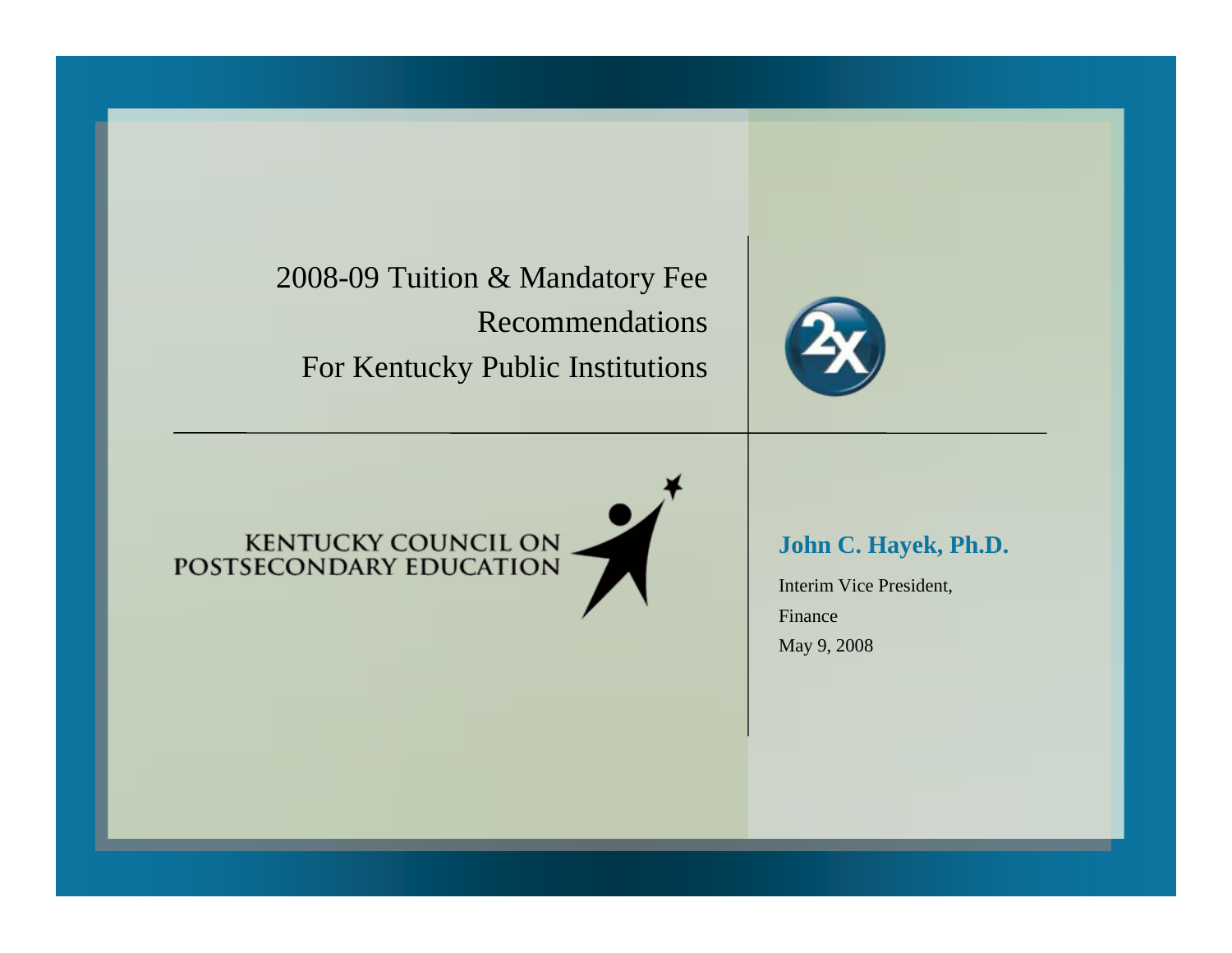# 2008-09 Tuition & Mandatory Fee Recommendations For Kentucky Public Institutions

KENTUCKY COUNCIL ON POSTSECONDARY EDUCATION

**John C. Hayek, Ph.D.**

Interim Vice President,

Finance

May 9, 2008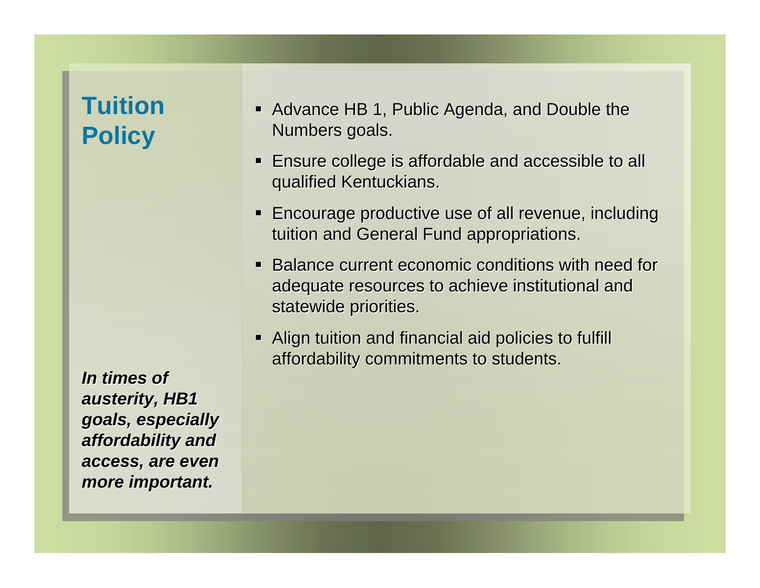# Tuition Policy

- Advance HB 1, Public Agenda, and Double the Numbers goals.
- Ensure college is affordable and accessible to all qualified Kentuckians.
- Encourage productive use of all revenue, including tuition and General Fund appropriations.
- Balance current economic conditions with need for adequate resources to achieve institutional and statewide priorities.
- Align tuition and financial aid policies to fulfill affordability commitments to students.

***In times of austerity, HB1 goals, especially affordability and access, are even more important.***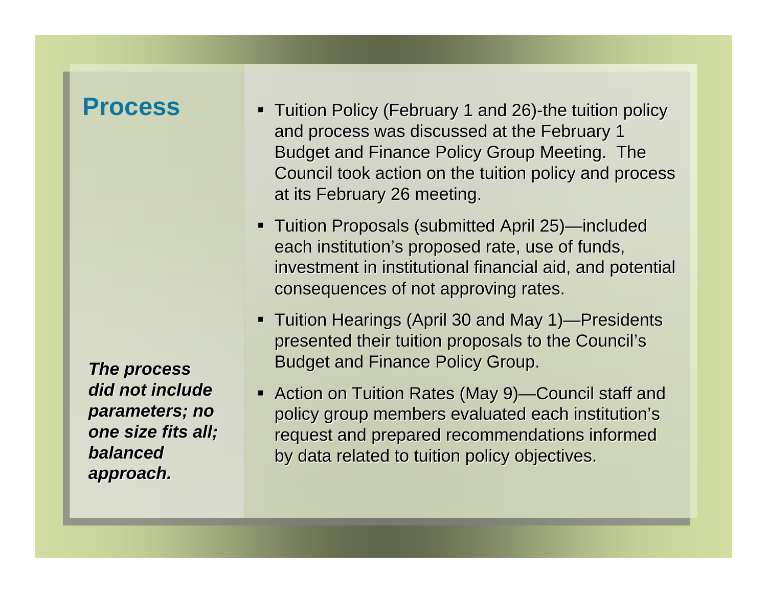# Process

- Tuition Policy (February 1 and 26)-the tuition policy and process was discussed at the February 1 Budget and Finance Policy Group Meeting. The Council took action on the tuition policy and process at its February 26 meeting.
- Tuition Proposals (submitted April 25)—included each institution's proposed rate, use of funds, investment in institutional financial aid, and potential consequences of not approving rates.
- Tuition Hearings (April 30 and May 1)—Presidents presented their tuition proposals to the Council's Budget and Finance Policy Group.
- Action on Tuition Rates (May 9)—Council staff and policy group members evaluated each institution's request and prepared recommendations informed by data related to tuition policy objectives.

***The process did not include parameters; no one size fits all; balanced approach.***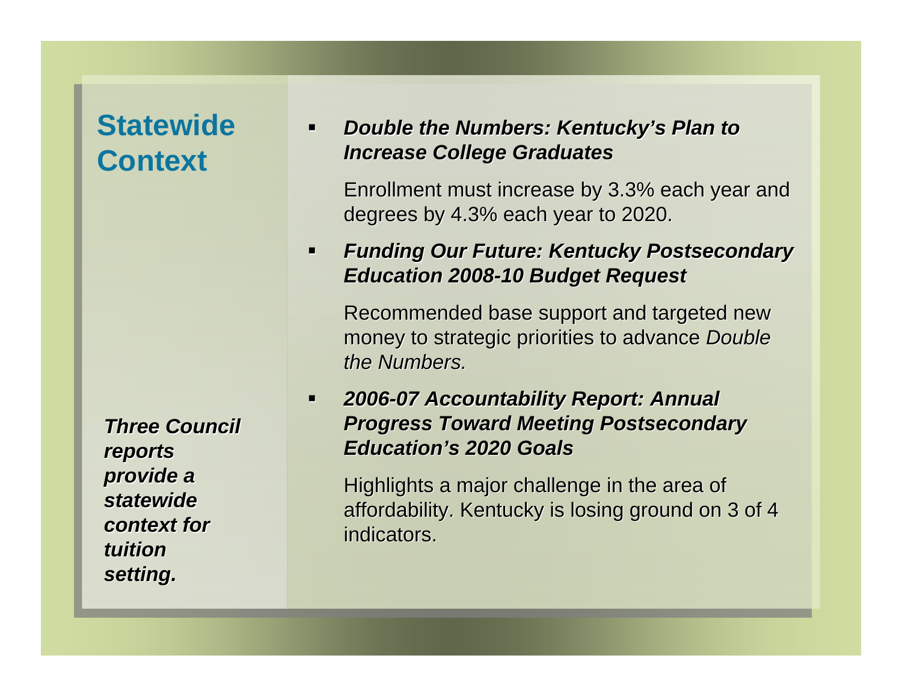# Statewide Context

***Three Council reports provide a statewide context for tuition setting.***

- ***Double the Numbers: Kentucky's Plan to Increase College Graduates***

  Enrollment must increase by 3.3% each year and degrees by 4.3% each year to 2020.

- ***Funding Our Future: Kentucky Postsecondary Education 2008-10 Budget Request***

  Recommended base support and targeted new money to strategic priorities to advance *Double the Numbers.*

- ***2006-07 Accountability Report: Annual Progress Toward Meeting Postsecondary Education's 2020 Goals***

  Highlights a major challenge in the area of affordability. Kentucky is losing ground on 3 of 4 indicators.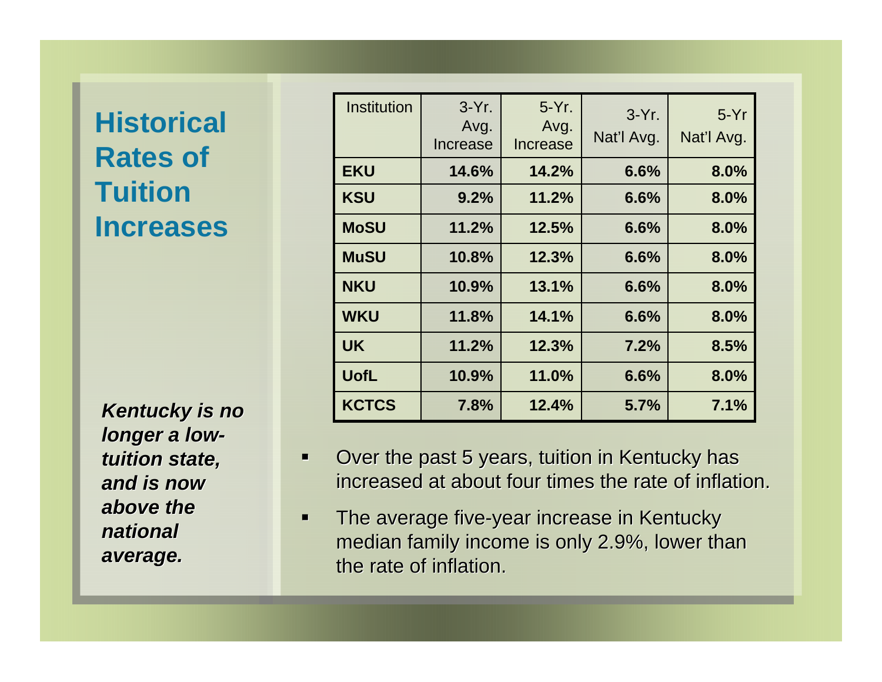# Historical Rates of Tuition Increases

| Institution | 3-Yr. Avg. Increase | 5-Yr. Avg. Increase | 3-Yr. Nat'l Avg. | 5-Yr Nat'l Avg. |
|---|---|---|---|---|
| **EKU** | **14.6%** | **14.2%** | **6.6%** | **8.0%** |
| **KSU** | **9.2%** | **11.2%** | **6.6%** | **8.0%** |
| **MoSU** | **11.2%** | **12.5%** | **6.6%** | **8.0%** |
| **MuSU** | **10.8%** | **12.3%** | **6.6%** | **8.0%** |
| **NKU** | **10.9%** | **13.1%** | **6.6%** | **8.0%** |
| **WKU** | **11.8%** | **14.1%** | **6.6%** | **8.0%** |
| **UK** | **11.2%** | **12.3%** | **7.2%** | **8.5%** |
| **UofL** | **10.9%** | **11.0%** | **6.6%** | **8.0%** |
| **KCTCS** | **7.8%** | **12.4%** | **5.7%** | **7.1%** |

***Kentucky is no longer a low-tuition state, and is now above the national average.***

- Over the past 5 years, tuition in Kentucky has increased at about four times the rate of inflation.
- The average five-year increase in Kentucky median family income is only 2.9%, lower than the rate of inflation.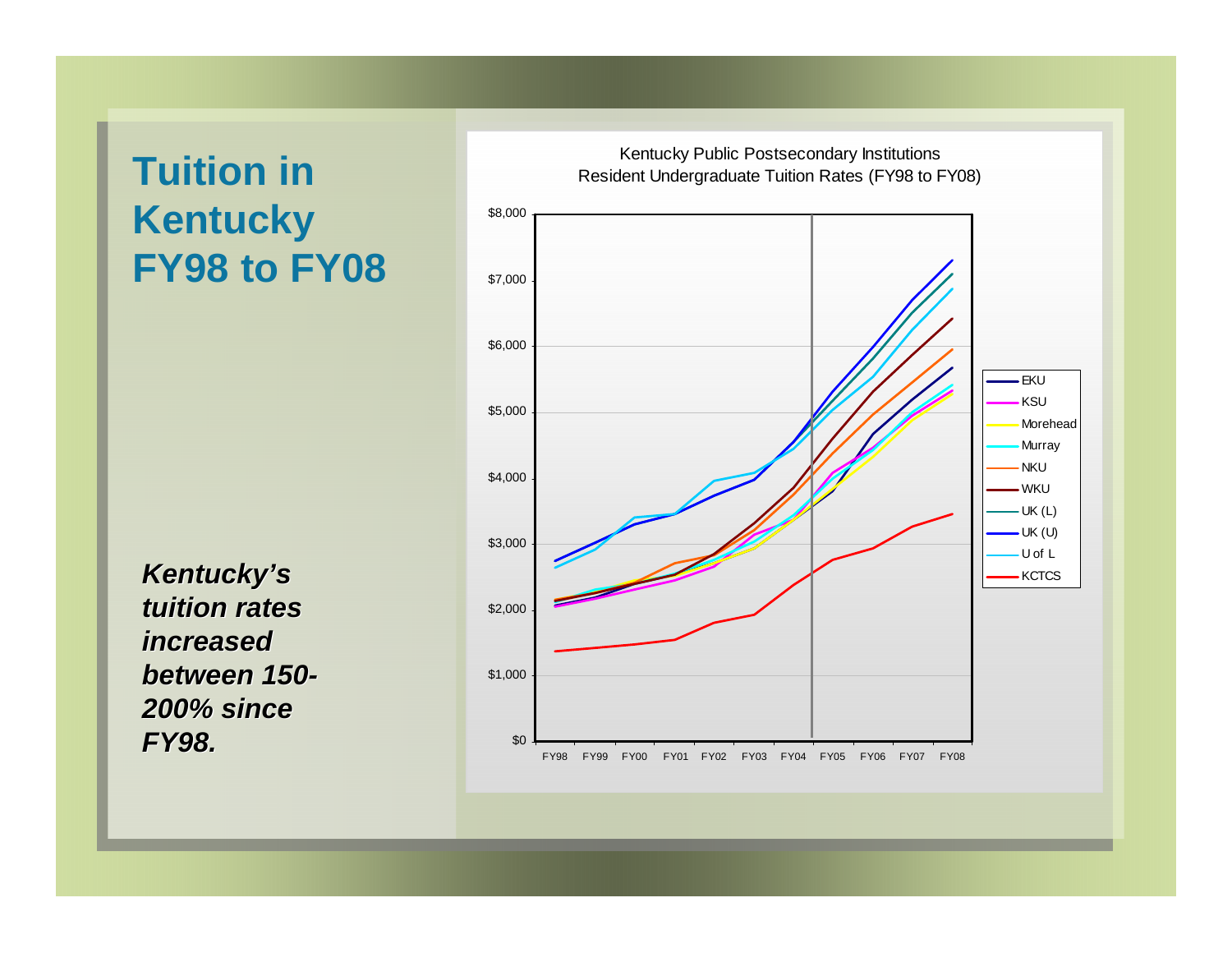# Tuition in Kentucky FY98 to FY08

***Kentucky's tuition rates increased between 150-200% since FY98.***

Kentucky Public Postsecondary Institutions
Resident Undergraduate Tuition Rates (FY98 to FY08)

$8,000
$7,000
$6,000
$5,000
$4,000
$3,000
$2,000
$1,000
$0

FY98 FY99 FY00 FY01 FY02 FY03 FY04 FY05 FY06 FY07 FY08

- EKU
- KSU
- Morehead
- Murray
- NKU
- WKU
- UK (L)
- UK (U)
- U of L
- KCTCS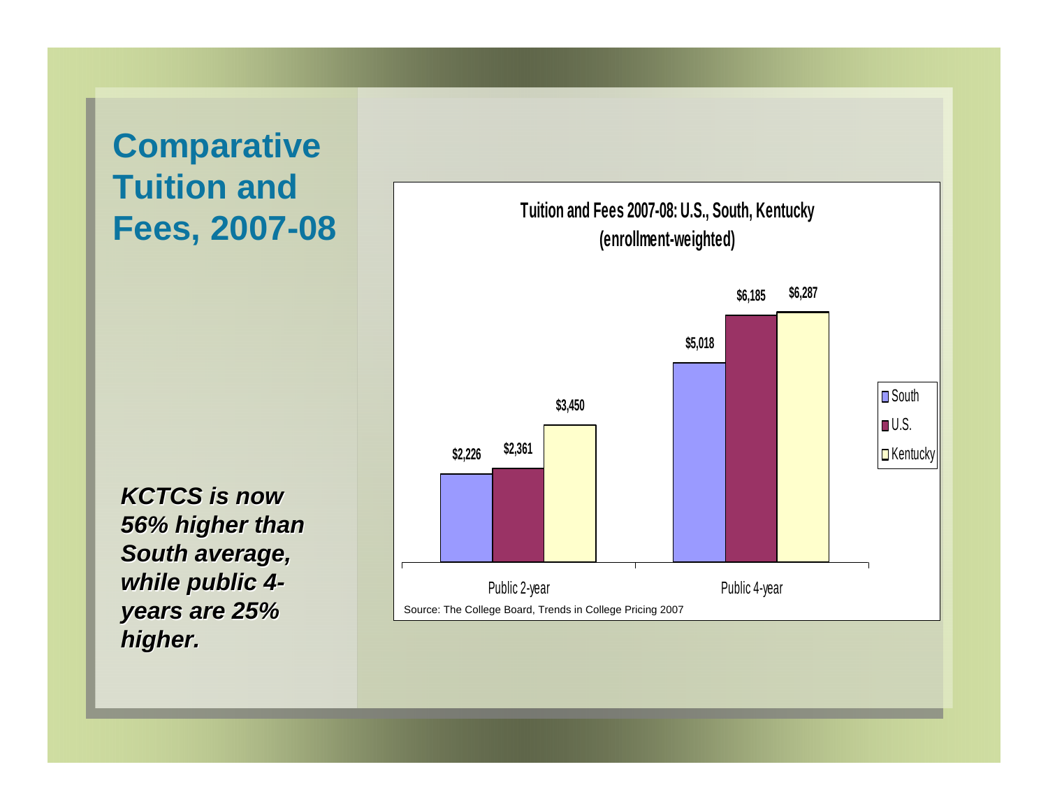# Comparative Tuition and Fees, 2007-08

***KCTCS is now 56% higher than South average, while public 4-years are 25% higher.***

**Tuition and Fees 2007-08: U.S., South, Kentucky (enrollment-weighted)**

| | South | U.S. | Kentucky |
|---|---|---|---|
| Public 2-year | $2,226 | $2,361 | $3,450 |
| Public 4-year | $5,018 | $6,185 | $6,287 |

Source: The College Board, Trends in College Pricing 2007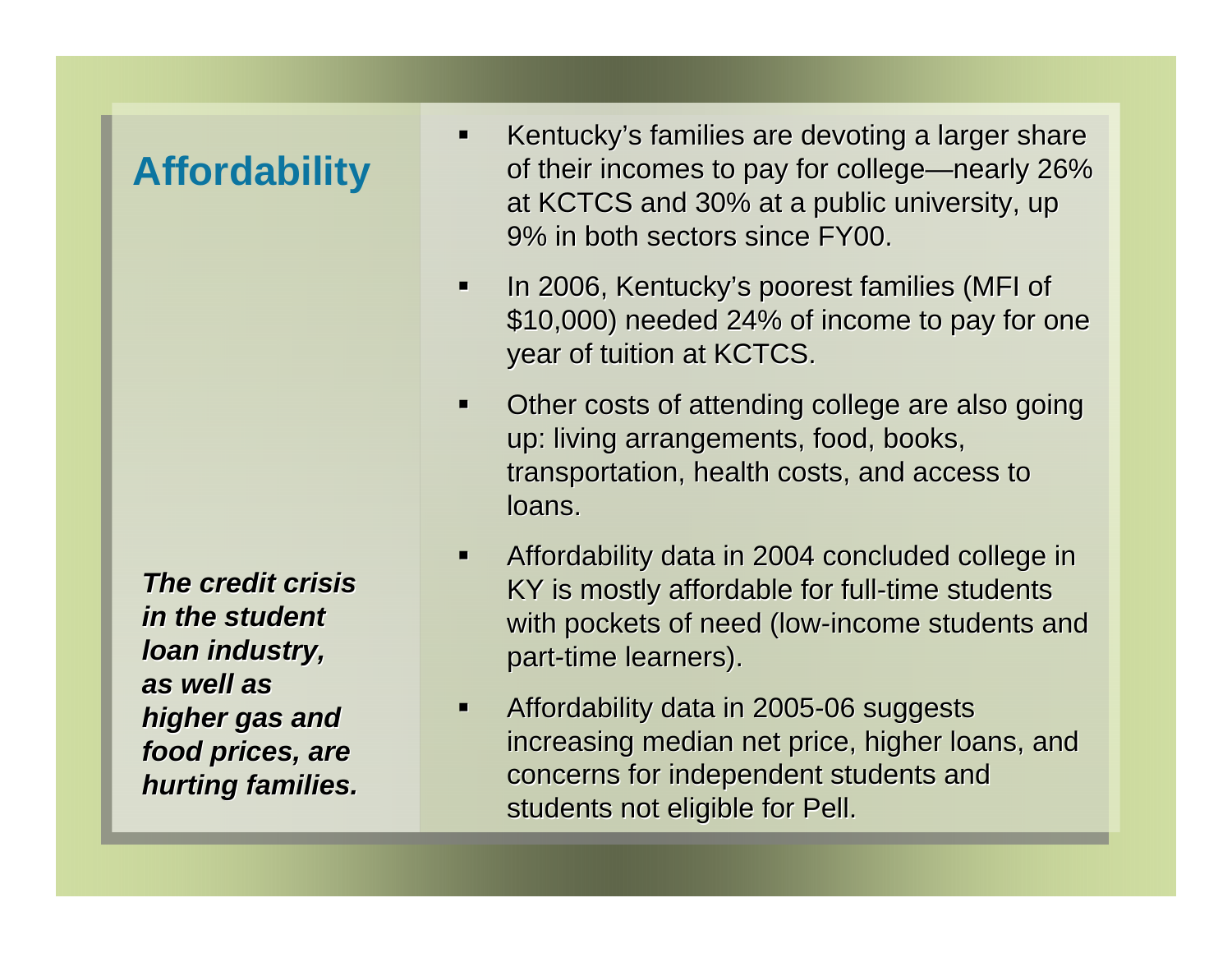# Affordability

***The credit crisis in the student loan industry, as well as higher gas and food prices, are hurting families.***

- Kentucky's families are devoting a larger share of their incomes to pay for college—nearly 26% at KCTCS and 30% at a public university, up 9% in both sectors since FY00.
- In 2006, Kentucky's poorest families (MFI of $10,000) needed 24% of income to pay for one year of tuition at KCTCS.
- Other costs of attending college are also going up: living arrangements, food, books, transportation, health costs, and access to loans.
- Affordability data in 2004 concluded college in KY is mostly affordable for full-time students with pockets of need (low-income students and part-time learners).
- Affordability data in 2005-06 suggests increasing median net price, higher loans, and concerns for independent students and students not eligible for Pell.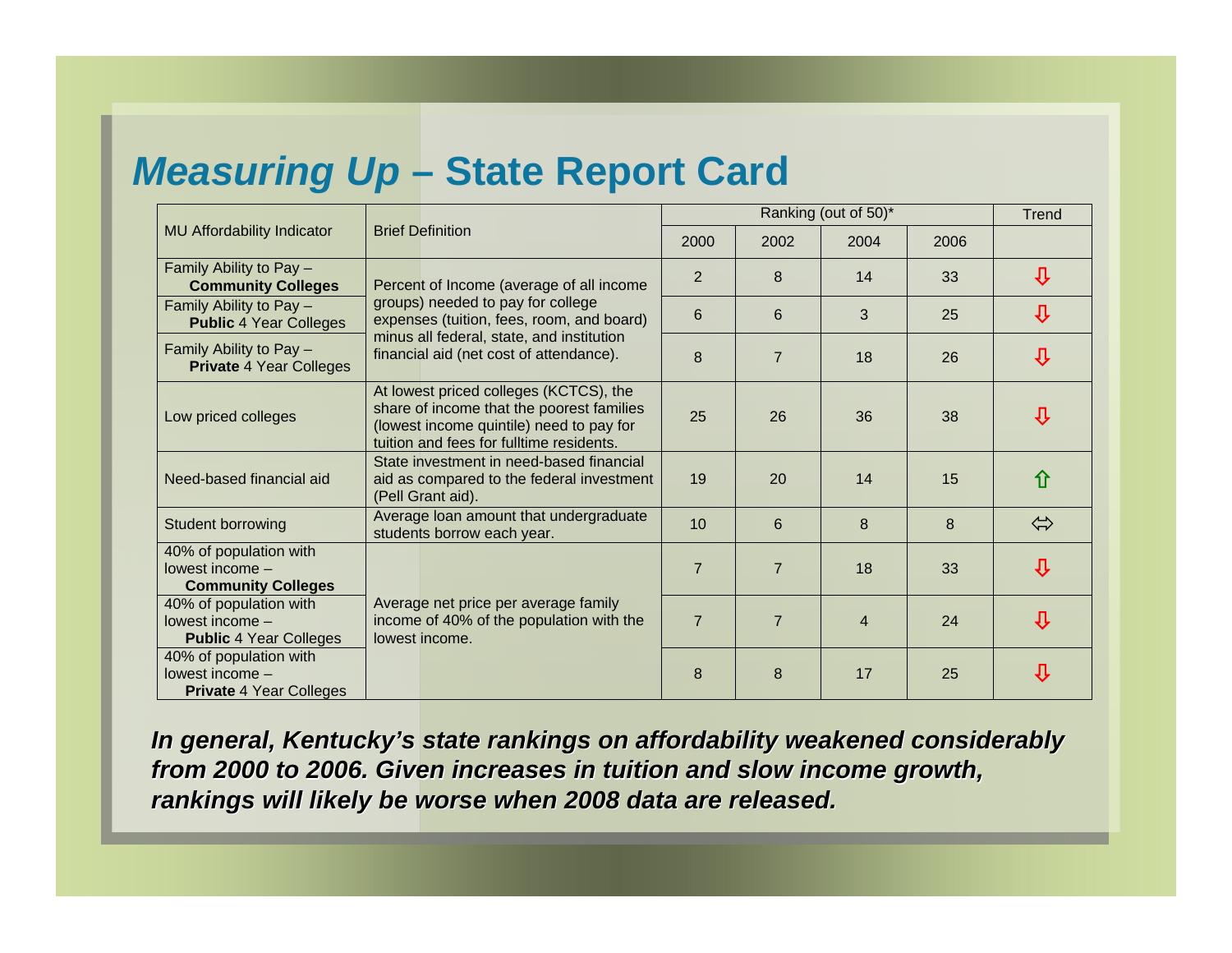# *Measuring Up* – State Report Card

| MU Affordability Indicator | Brief Definition | Ranking (out of 50)* | | | | Trend |
|---|---|---|---|---|---|---|
| | | 2000 | 2002 | 2004 | 2006 | |
| Family Ability to Pay – **Community Colleges** | Percent of Income (average of all income groups) needed to pay for college expenses (tuition, fees, room, and board) minus all federal, state, and institution financial aid (net cost of attendance). | 2 | 8 | 14 | 33 | ⇩ |
| Family Ability to Pay – **Public** 4 Year Colleges | | 6 | 6 | 3 | 25 | ⇩ |
| Family Ability to Pay – **Private** 4 Year Colleges | | 8 | 7 | 18 | 26 | ⇩ |
| Low priced colleges | At lowest priced colleges (KCTCS), the share of income that the poorest families (lowest income quintile) need to pay for tuition and fees for fulltime residents. | 25 | 26 | 36 | 38 | ⇩ |
| Need-based financial aid | State investment in need-based financial aid as compared to the federal investment (Pell Grant aid). | 19 | 20 | 14 | 15 | ⇧ |
| Student borrowing | Average loan amount that undergraduate students borrow each year. | 10 | 6 | 8 | 8 | ⇔ |
| 40% of population with lowest income – **Community Colleges** | Average net price per average family income of 40% of the population with the lowest income. | 7 | 7 | 18 | 33 | ⇩ |
| 40% of population with lowest income – **Public** 4 Year Colleges | | 7 | 7 | 4 | 24 | ⇩ |
| 40% of population with lowest income – **Private** 4 Year Colleges | | 8 | 8 | 17 | 25 | ⇩ |

***In general, Kentucky's state rankings on affordability weakened considerably from 2000 to 2006. Given increases in tuition and slow income growth, rankings will likely be worse when 2008 data are released.***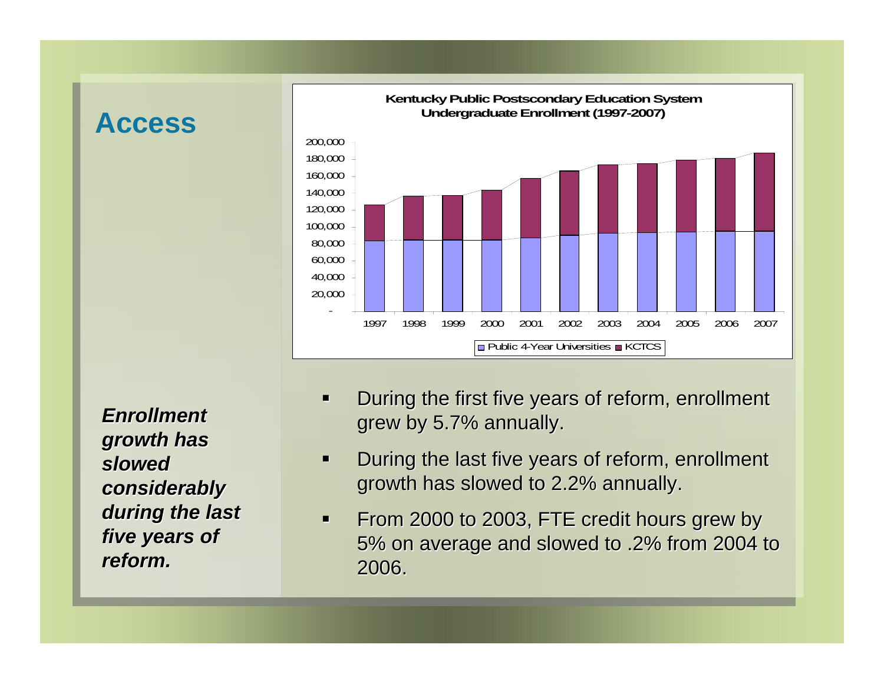# Access

**Kentucky Public Postscondary Education System**
**Undergraduate Enrollment (1997-2007)**

Legend: Public 4-Year Universities; KCTCS

***Enrollment growth has slowed considerably during the last five years of reform.***

- During the first five years of reform, enrollment grew by 5.7% annually.
- During the last five years of reform, enrollment growth has slowed to 2.2% annually.
- From 2000 to 2003, FTE credit hours grew by 5% on average and slowed to .2% from 2004 to 2006.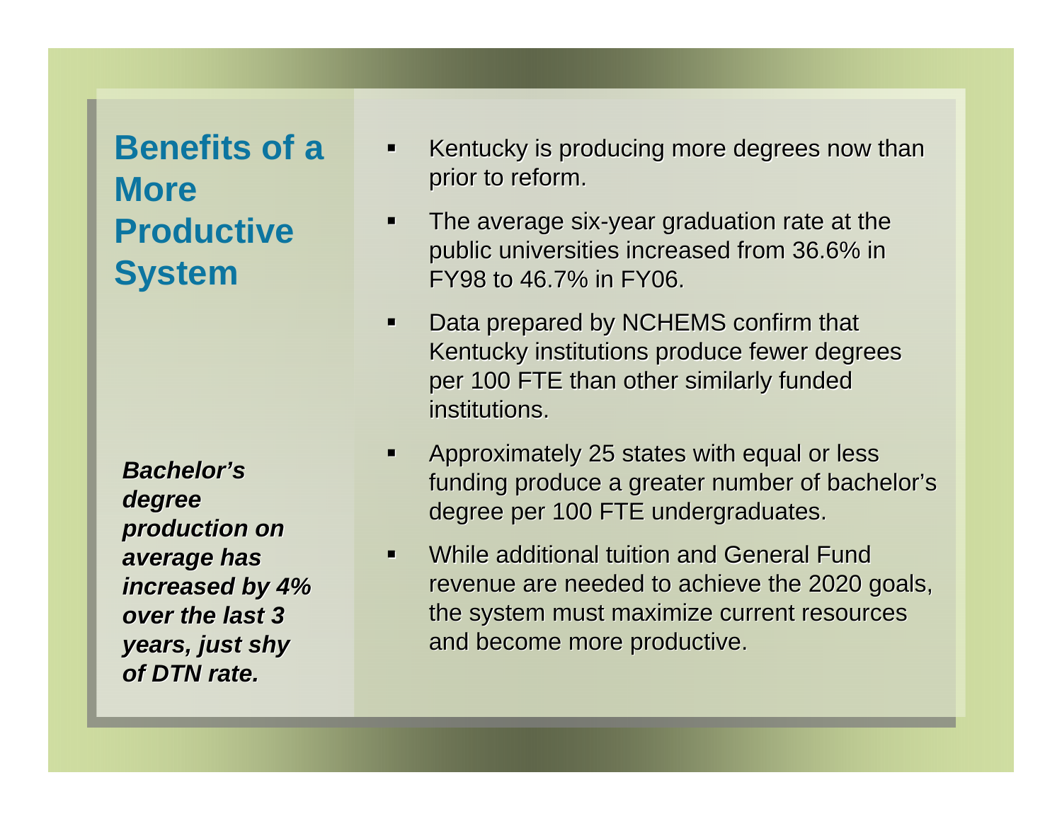# Benefits of a More Productive System

***Bachelor's degree production on average has increased by 4% over the last 3 years, just shy of DTN rate.***

- Kentucky is producing more degrees now than prior to reform.
- The average six-year graduation rate at the public universities increased from 36.6% in FY98 to 46.7% in FY06.
- Data prepared by NCHEMS confirm that Kentucky institutions produce fewer degrees per 100 FTE than other similarly funded institutions.
- Approximately 25 states with equal or less funding produce a greater number of bachelor's degree per 100 FTE undergraduates.
- While additional tuition and General Fund revenue are needed to achieve the 2020 goals, the system must maximize current resources and become more productive.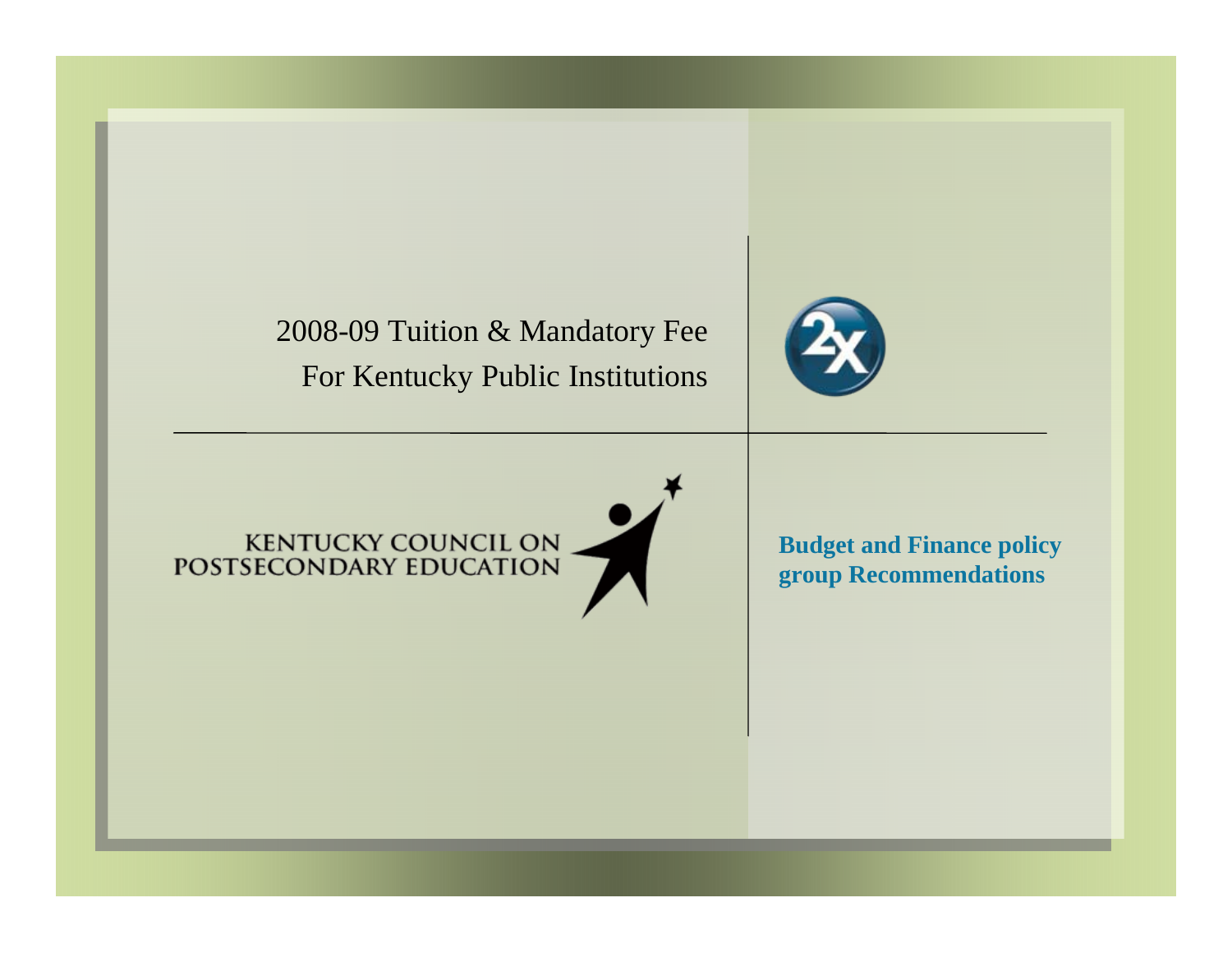# 2008-09 Tuition & Mandatory Fee For Kentucky Public Institutions

KENTUCKY COUNCIL ON POSTSECONDARY EDUCATION

**Budget and Finance policy group Recommendations**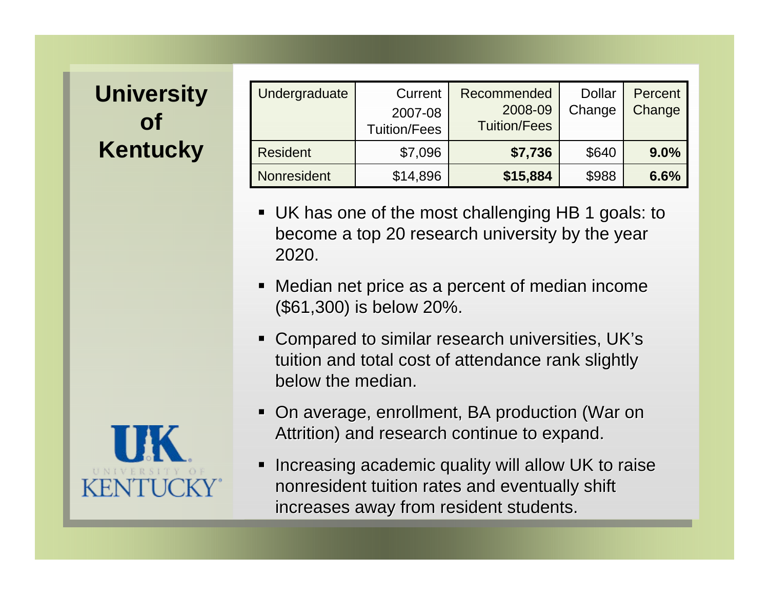# University of Kentucky

| Undergraduate | Current 2007-08 Tuition/Fees | Recommended 2008-09 Tuition/Fees | Dollar Change | Percent Change |
|---|---|---|---|---|
| Resident | $7,096 | **$7,736** | $640 | **9.0%** |
| Nonresident | $14,896 | **$15,884** | $988 | **6.6%** |

- UK has one of the most challenging HB 1 goals: to become a top 20 research university by the year 2020.
- Median net price as a percent of median income ($61,300) is below 20%.
- Compared to similar research universities, UK's tuition and total cost of attendance rank slightly below the median.
- On average, enrollment, BA production (War on Attrition) and research continue to expand.
- Increasing academic quality will allow UK to raise nonresident tuition rates and eventually shift increases away from resident students.

UK UNIVERSITY OF KENTUCKY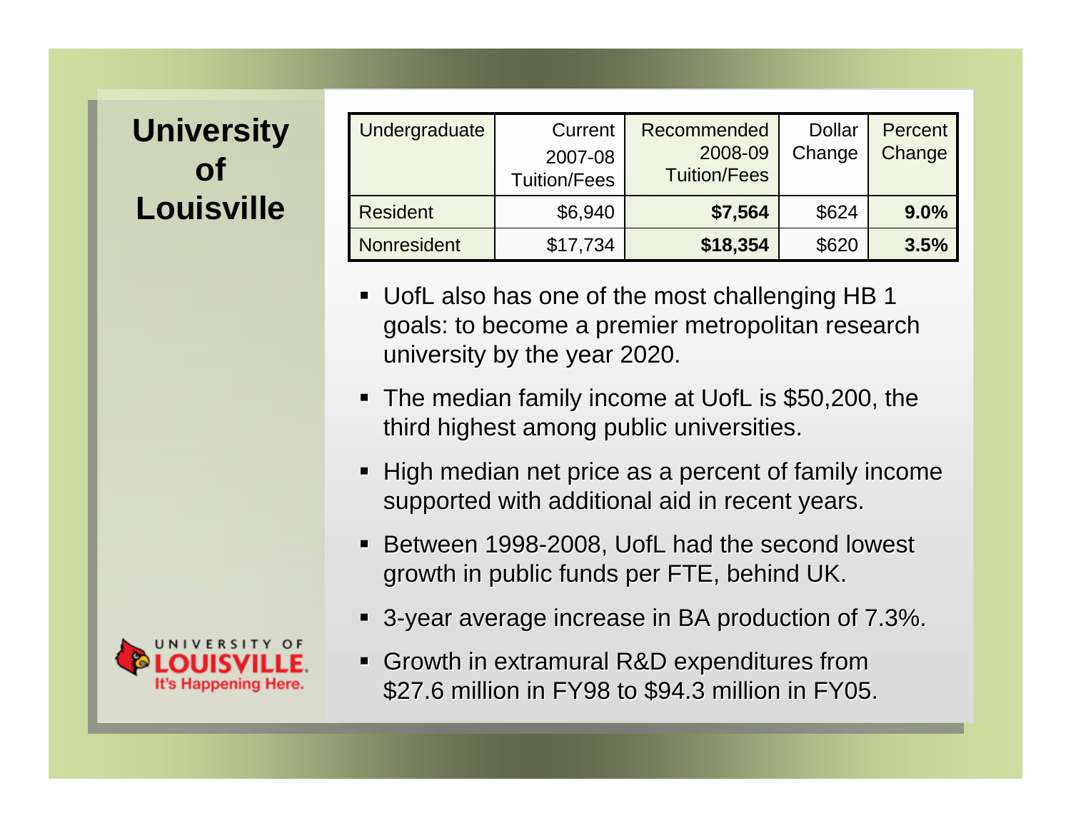# University of Louisville

| Undergraduate | Current 2007-08 Tuition/Fees | Recommended 2008-09 Tuition/Fees | Dollar Change | Percent Change |
|---|---|---|---|---|
| Resident | $6,940 | **$7,564** | $624 | **9.0%** |
| Nonresident | $17,734 | **$18,354** | $620 | **3.5%** |

- UofL also has one of the most challenging HB 1 goals: to become a premier metropolitan research university by the year 2020.
- The median family income at UofL is $50,200, the third highest among public universities.
- High median net price as a percent of family income supported with additional aid in recent years.
- Between 1998-2008, UofL had the second lowest growth in public funds per FTE, behind UK.
- 3-year average increase in BA production of 7.3%.
- Growth in extramural R&D expenditures from $27.6 million in FY98 to $94.3 million in FY05.

UNIVERSITY OF LOUISVILLE. It's Happening Here.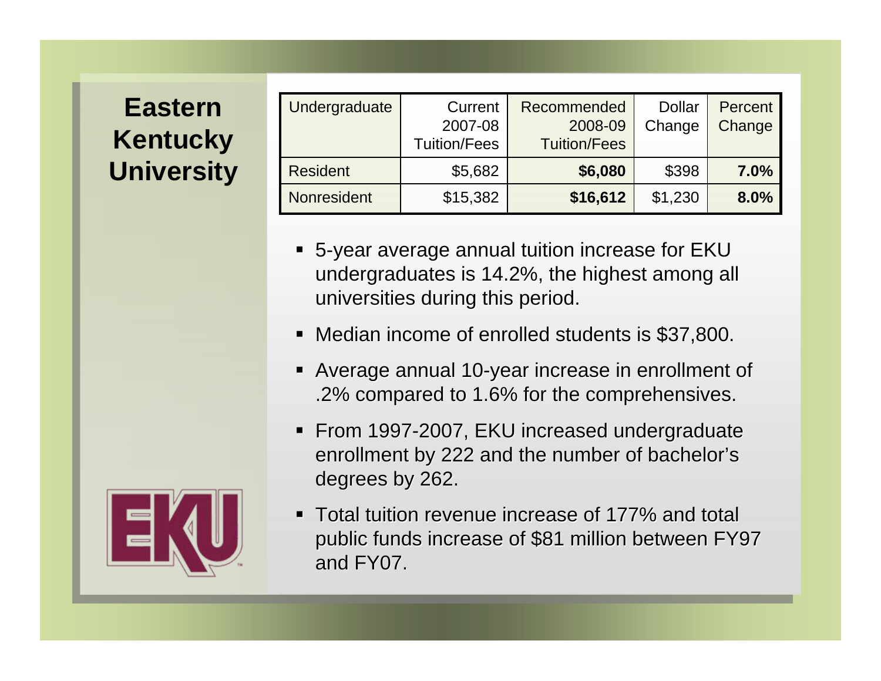# Eastern Kentucky University

| Undergraduate | Current 2007-08 Tuition/Fees | Recommended 2008-09 Tuition/Fees | Dollar Change | Percent Change |
|---|---|---|---|---|
| Resident | $5,682 | **$6,080** | $398 | **7.0%** |
| Nonresident | $15,382 | **$16,612** | $1,230 | **8.0%** |

- 5-year average annual tuition increase for EKU undergraduates is 14.2%, the highest among all universities during this period.
- Median income of enrolled students is $37,800.
- Average annual 10-year increase in enrollment of .2% compared to 1.6% for the comprehensives.
- From 1997-2007, EKU increased undergraduate enrollment by 222 and the number of bachelor's degrees by 262.
- Total tuition revenue increase of 177% and total public funds increase of $81 million between FY97 and FY07.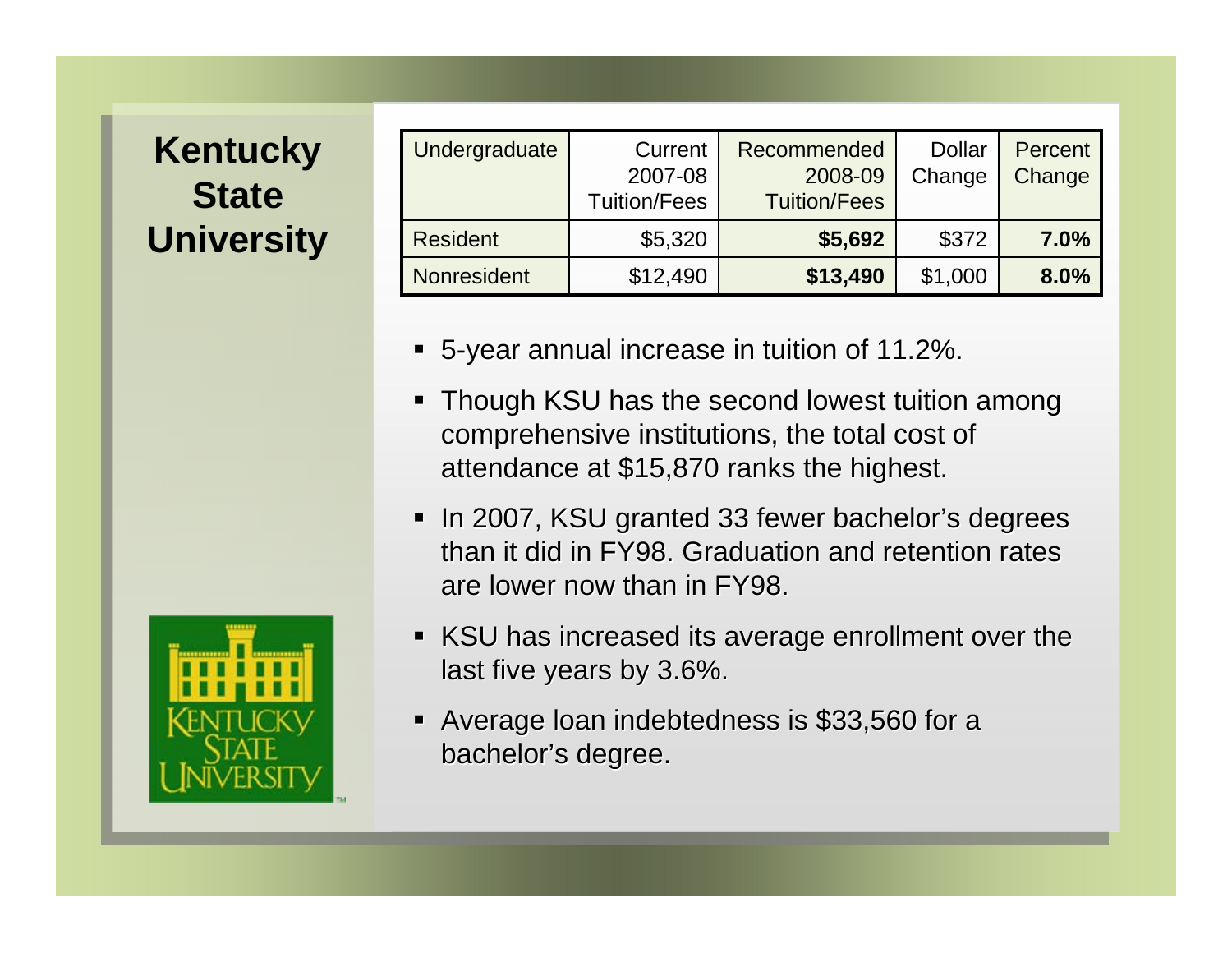# Kentucky State University

| Undergraduate | Current 2007-08 Tuition/Fees | Recommended 2008-09 Tuition/Fees | Dollar Change | Percent Change |
|---|---|---|---|---|
| Resident | $5,320 | **$5,692** | $372 | **7.0%** |
| Nonresident | $12,490 | **$13,490** | $1,000 | **8.0%** |

- 5-year annual increase in tuition of 11.2%.
- Though KSU has the second lowest tuition among comprehensive institutions, the total cost of attendance at $15,870 ranks the highest.
- In 2007, KSU granted 33 fewer bachelor's degrees than it did in FY98. Graduation and retention rates are lower now than in FY98.
- KSU has increased its average enrollment over the last five years by 3.6%.
- Average loan indebtedness is $33,560 for a bachelor's degree.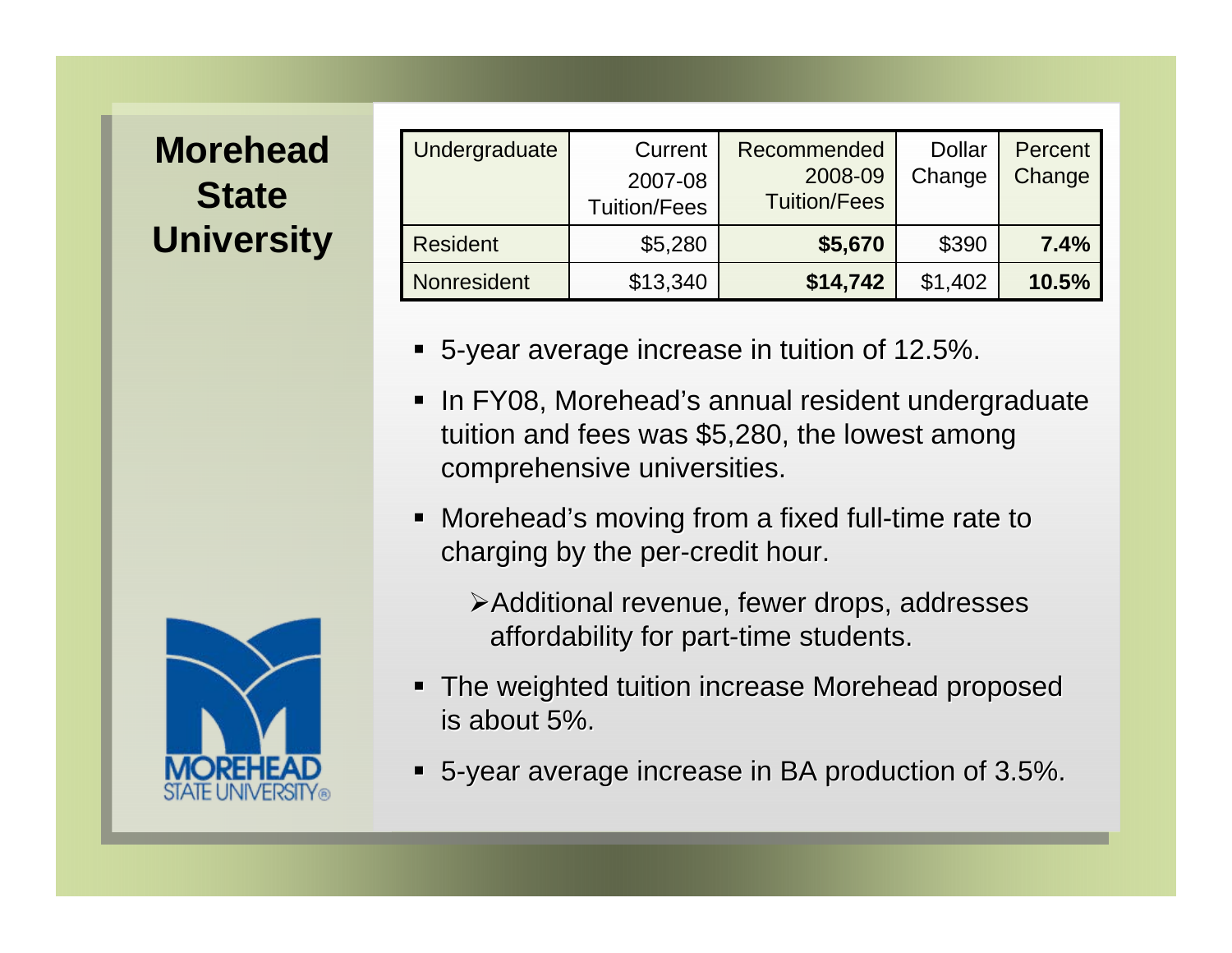# Morehead State University

| Undergraduate | Current 2007-08 Tuition/Fees | Recommended 2008-09 Tuition/Fees | Dollar Change | Percent Change |
|---|---|---|---|---|
| Resident | $5,280 | **$5,670** | $390 | **7.4%** |
| Nonresident | $13,340 | **$14,742** | $1,402 | **10.5%** |

- 5-year average increase in tuition of 12.5%.
- In FY08, Morehead's annual resident undergraduate tuition and fees was $5,280, the lowest among comprehensive universities.
- Morehead's moving from a fixed full-time rate to charging by the per-credit hour.
  - Additional revenue, fewer drops, addresses affordability for part-time students.
- The weighted tuition increase Morehead proposed is about 5%.
- 5-year average increase in BA production of 3.5%.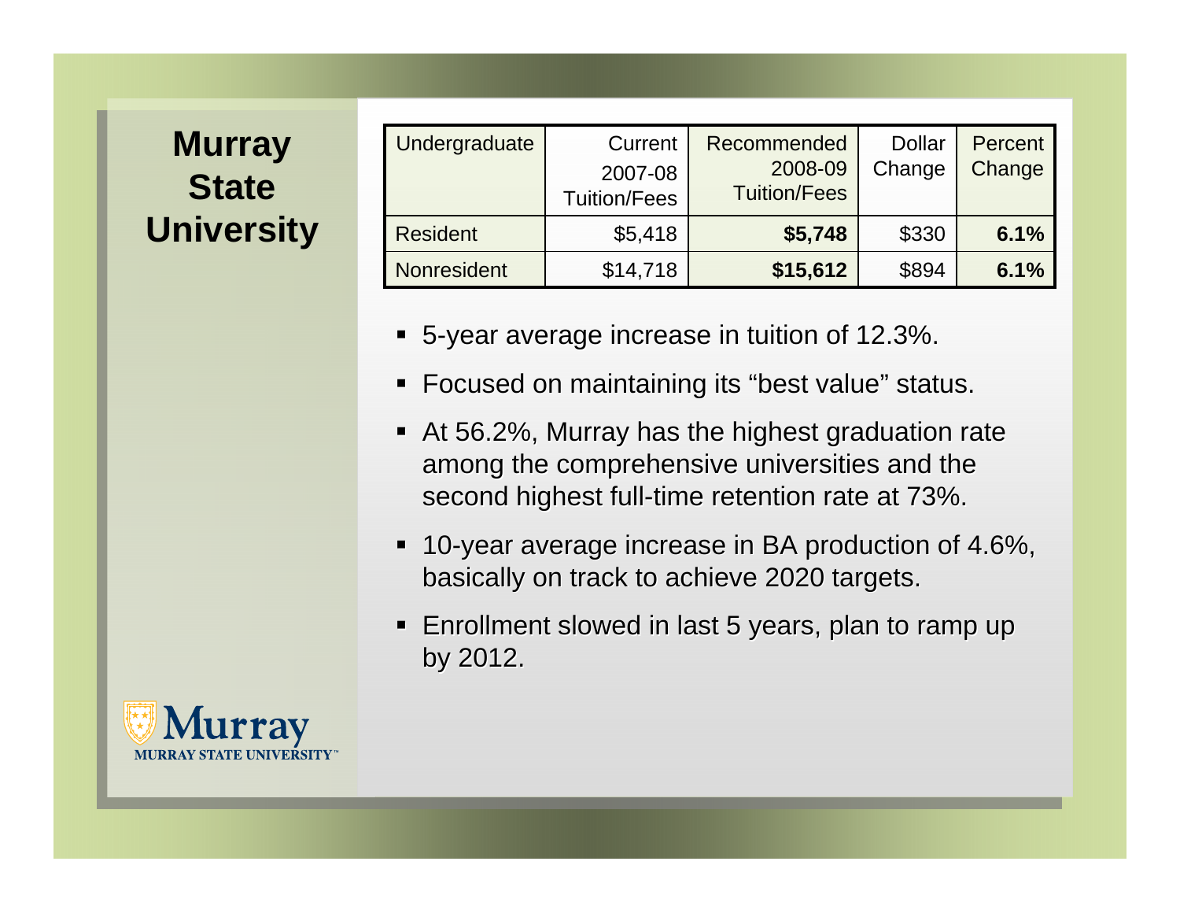# Murray State University

| Undergraduate | Current 2007-08 Tuition/Fees | Recommended 2008-09 Tuition/Fees | Dollar Change | Percent Change |
|---|---|---|---|---|
| Resident | $5,418 | **$5,748** | $330 | **6.1%** |
| Nonresident | $14,718 | **$15,612** | $894 | **6.1%** |

- 5-year average increase in tuition of 12.3%.
- Focused on maintaining its "best value" status.
- At 56.2%, Murray has the highest graduation rate among the comprehensive universities and the second highest full-time retention rate at 73%.
- 10-year average increase in BA production of 4.6%, basically on track to achieve 2020 targets.
- Enrollment slowed in last 5 years, plan to ramp up by 2012.

Murray
MURRAY STATE UNIVERSITY™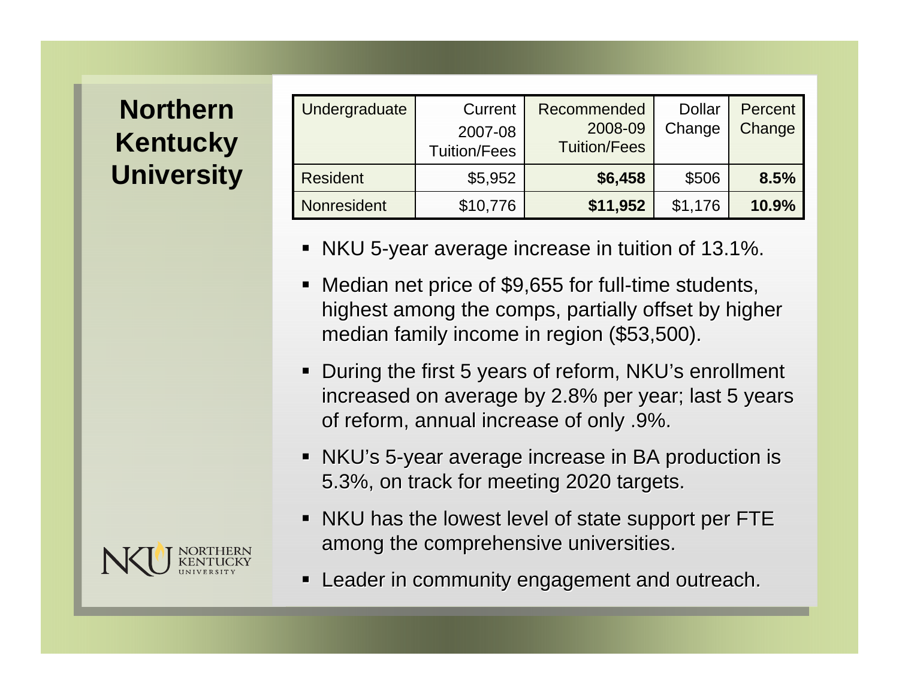# Northern Kentucky University

| Undergraduate | Current 2007-08 Tuition/Fees | Recommended 2008-09 Tuition/Fees | Dollar Change | Percent Change |
|---|---|---|---|---|
| Resident | $5,952 | **$6,458** | $506 | **8.5%** |
| Nonresident | $10,776 | **$11,952** | $1,176 | **10.9%** |

- NKU 5-year average increase in tuition of 13.1%.
- Median net price of $9,655 for full-time students, highest among the comps, partially offset by higher median family income in region ($53,500).
- During the first 5 years of reform, NKU's enrollment increased on average by 2.8% per year; last 5 years of reform, annual increase of only .9%.
- NKU's 5-year average increase in BA production is 5.3%, on track for meeting 2020 targets.
- NKU has the lowest level of state support per FTE among the comprehensive universities.
- Leader in community engagement and outreach.

NKU NORTHERN KENTUCKY UNIVERSITY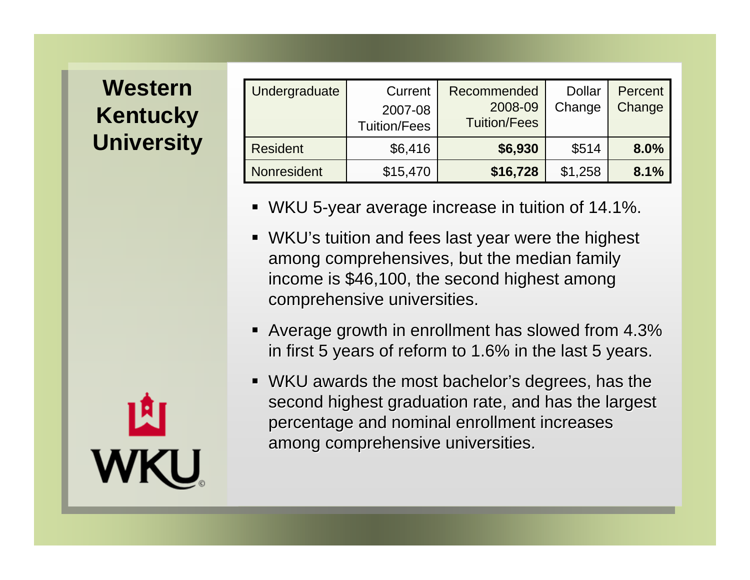# Western Kentucky University

| Undergraduate | Current 2007-08 Tuition/Fees | Recommended 2008-09 Tuition/Fees | Dollar Change | Percent Change |
|---|---|---|---|---|
| Resident | $6,416 | **$6,930** | $514 | **8.0%** |
| Nonresident | $15,470 | **$16,728** | $1,258 | **8.1%** |

- WKU 5-year average increase in tuition of 14.1%.
- WKU's tuition and fees last year were the highest among comprehensives, but the median family income is $46,100, the second highest among comprehensive universities.
- Average growth in enrollment has slowed from 4.3% in first 5 years of reform to 1.6% in the last 5 years.
- WKU awards the most bachelor's degrees, has the second highest graduation rate, and has the largest percentage and nominal enrollment increases among comprehensive universities.

WKU©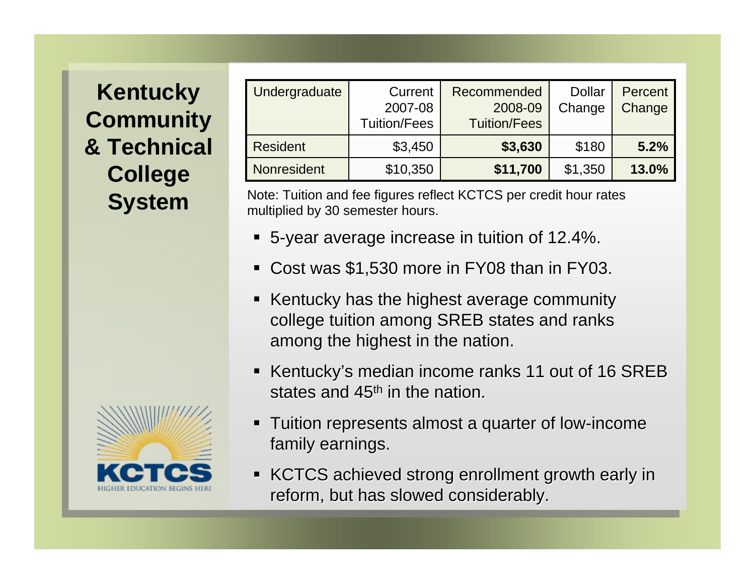# Kentucky Community & Technical College System

| Undergraduate | Current 2007-08 Tuition/Fees | Recommended 2008-09 Tuition/Fees | Dollar Change | Percent Change |
|---|---|---|---|---|
| Resident | $3,450 | **$3,630** | $180 | **5.2%** |
| Nonresident | $10,350 | **$11,700** | $1,350 | **13.0%** |

Note: Tuition and fee figures reflect KCTCS per credit hour rates multiplied by 30 semester hours.

- 5-year average increase in tuition of 12.4%.
- Cost was $1,530 more in FY08 than in FY03.
- Kentucky has the highest average community college tuition among SREB states and ranks among the highest in the nation.
- Kentucky's median income ranks 11 out of 16 SREB states and 45th in the nation.
- Tuition represents almost a quarter of low-income family earnings.
- KCTCS achieved strong enrollment growth early in reform, but has slowed considerably.

KCTCS
HIGHER EDUCATION BEGINS HERE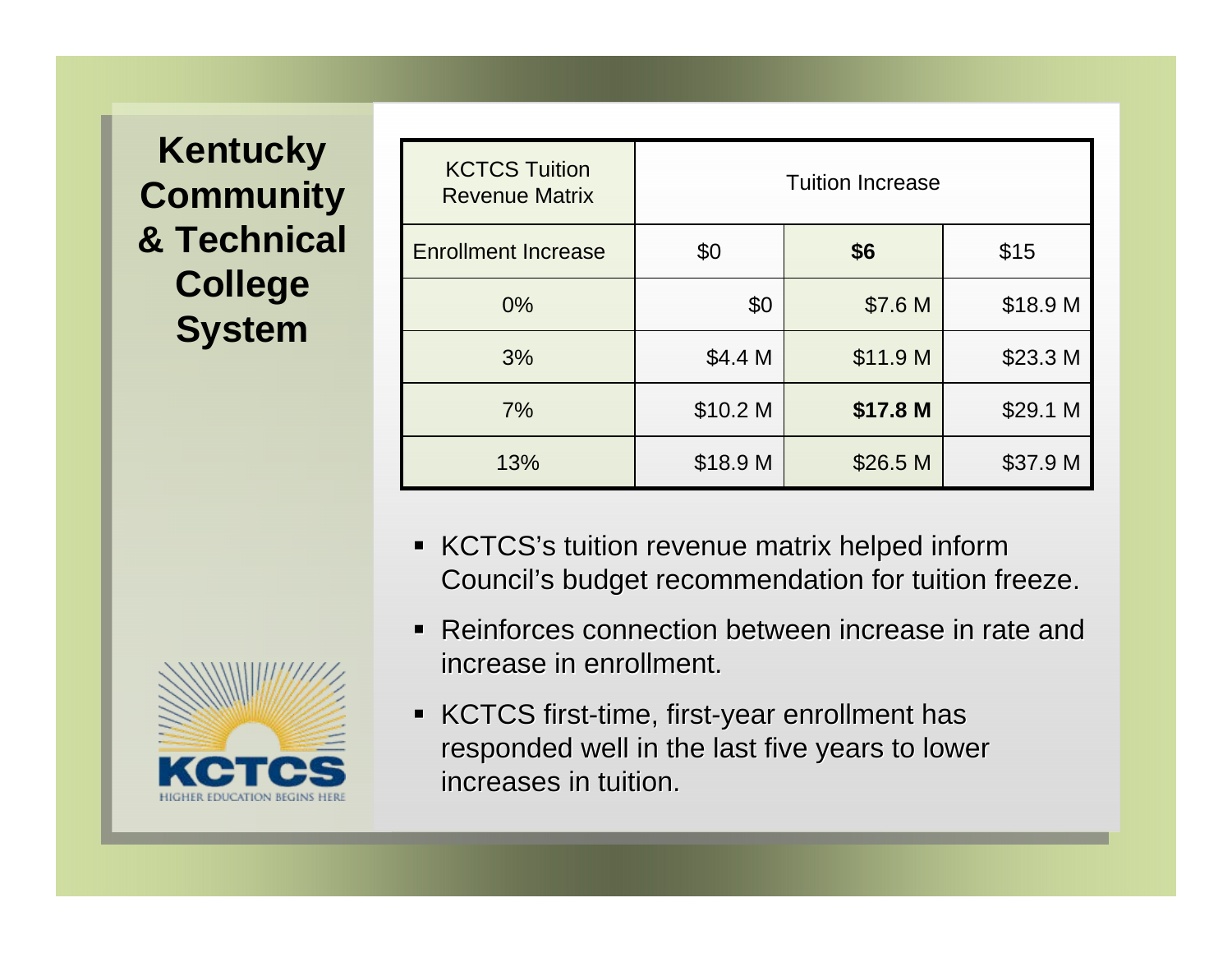# Kentucky Community & Technical College System

| KCTCS Tuition Revenue Matrix | Tuition Increase | | |
|---|---|---|---|
| Enrollment Increase | $0 | **$6** | $15 |
| 0% | $0 | $7.6 M | $18.9 M |
| 3% | $4.4 M | $11.9 M | $23.3 M |
| 7% | $10.2 M | **$17.8 M** | $29.1 M |
| 13% | $18.9 M | $26.5 M | $37.9 M |

- KCTCS's tuition revenue matrix helped inform Council's budget recommendation for tuition freeze.
- Reinforces connection between increase in rate and increase in enrollment.
- KCTCS first-time, first-year enrollment has responded well in the last five years to lower increases in tuition.

KCTCS
HIGHER EDUCATION BEGINS HERE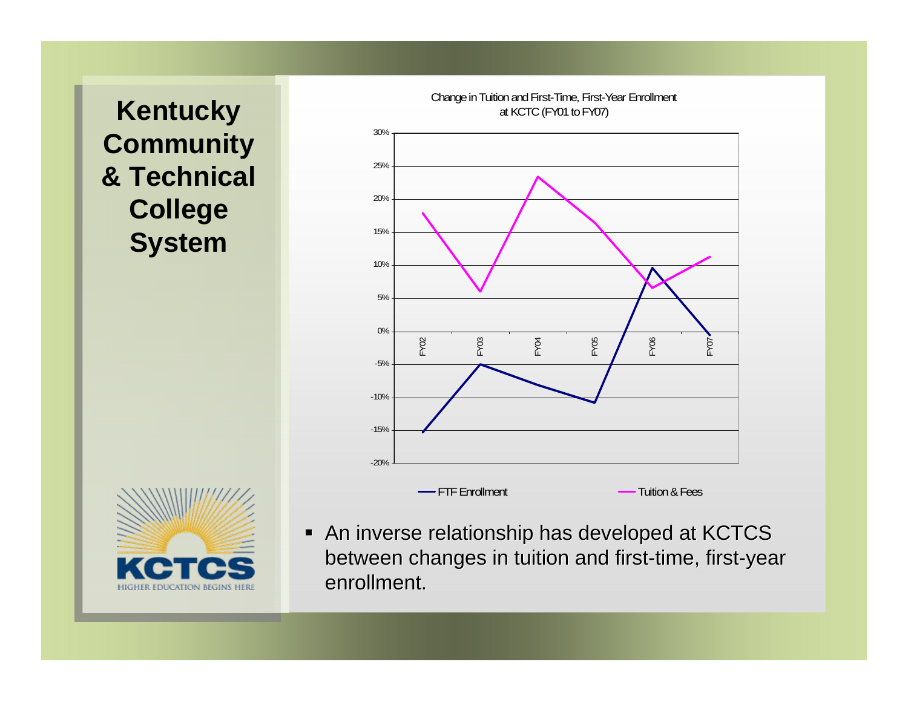# Kentucky Community & Technical College System

Change in Tuition and First-Time, First-Year Enrollment at KCTC (FY01 to FY07)

- An inverse relationship has developed at KCTCS between changes in tuition and first-time, first-year enrollment.

KCTCS
HIGHER EDUCATION BEGINS HERE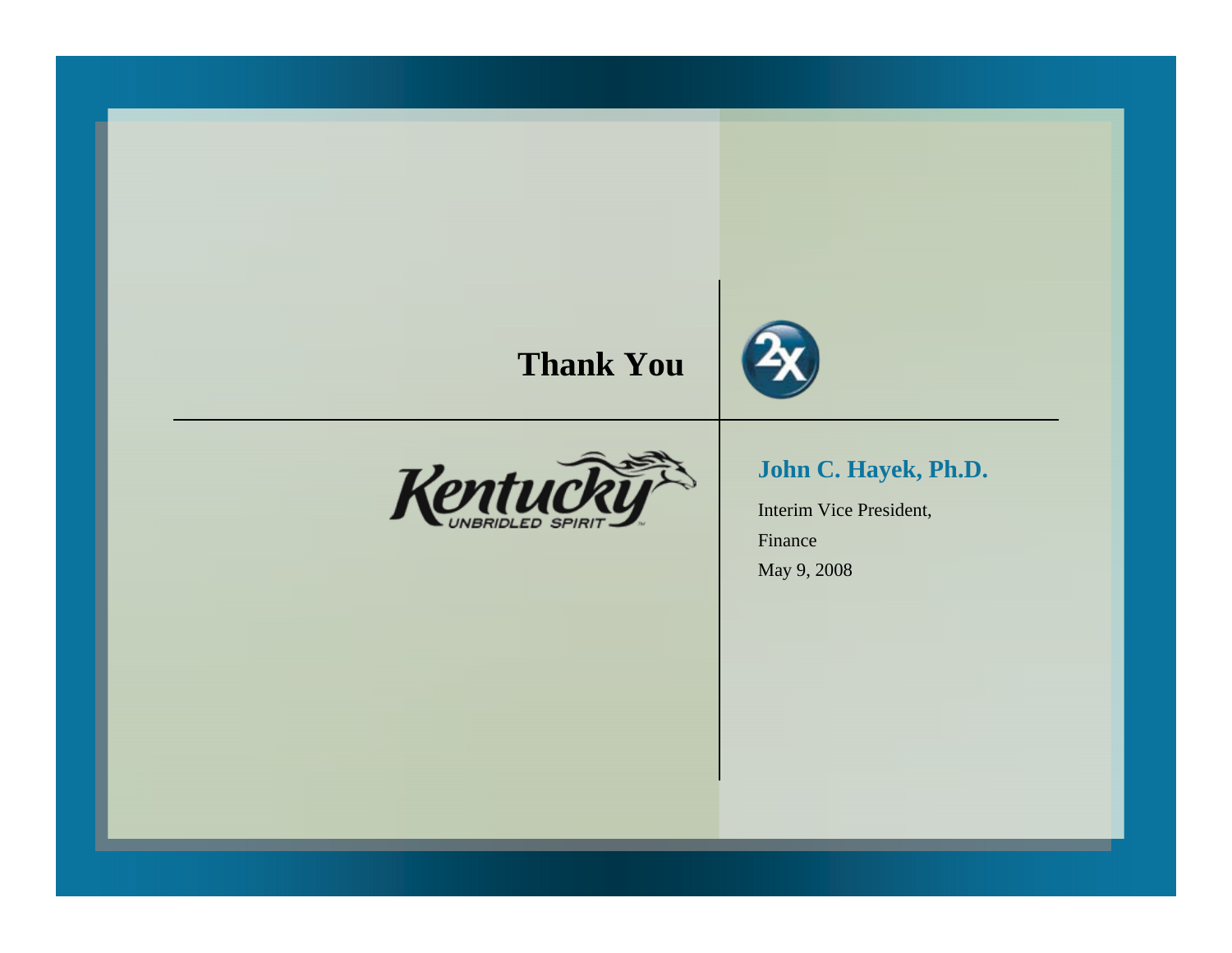# Thank You

**John C. Hayek, Ph.D.**

Interim Vice President,

Finance

May 9, 2008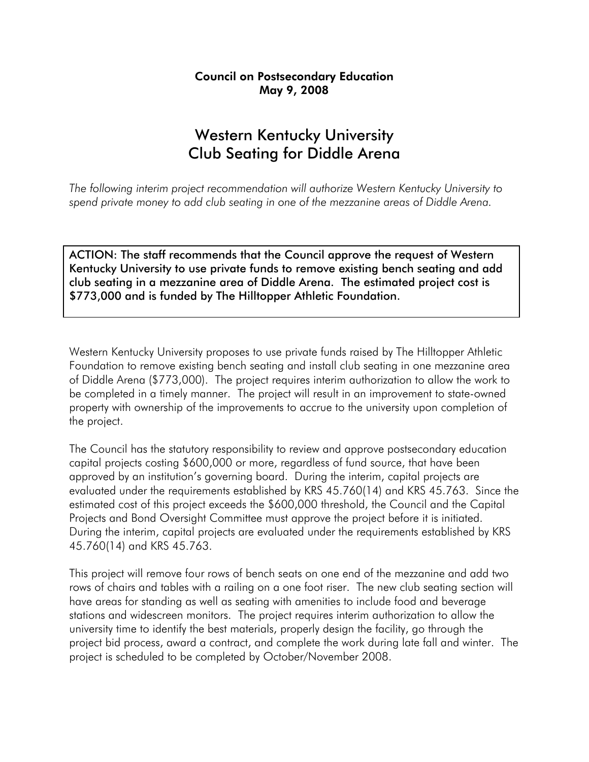**Council on Postsecondary Education**
**May 9, 2008**

# Western Kentucky University
# Club Seating for Diddle Arena

*The following interim project recommendation will authorize Western Kentucky University to spend private money to add club seating in one of the mezzanine areas of Diddle Arena.*

ACTION: The staff recommends that the Council approve the request of Western Kentucky University to use private funds to remove existing bench seating and add club seating in a mezzanine area of Diddle Arena. The estimated project cost is $773,000 and is funded by The Hilltopper Athletic Foundation.

Western Kentucky University proposes to use private funds raised by The Hilltopper Athletic Foundation to remove existing bench seating and install club seating in one mezzanine area of Diddle Arena ($773,000). The project requires interim authorization to allow the work to be completed in a timely manner. The project will result in an improvement to state-owned property with ownership of the improvements to accrue to the university upon completion of the project.

The Council has the statutory responsibility to review and approve postsecondary education capital projects costing $600,000 or more, regardless of fund source, that have been approved by an institution's governing board. During the interim, capital projects are evaluated under the requirements established by KRS 45.760(14) and KRS 45.763. Since the estimated cost of this project exceeds the $600,000 threshold, the Council and the Capital Projects and Bond Oversight Committee must approve the project before it is initiated. During the interim, capital projects are evaluated under the requirements established by KRS 45.760(14) and KRS 45.763.

This project will remove four rows of bench seats on one end of the mezzanine and add two rows of chairs and tables with a railing on a one foot riser. The new club seating section will have areas for standing as well as seating with amenities to include food and beverage stations and widescreen monitors. The project requires interim authorization to allow the university time to identify the best materials, properly design the facility, go through the project bid process, award a contract, and complete the work during late fall and winter. The project is scheduled to be completed by October/November 2008.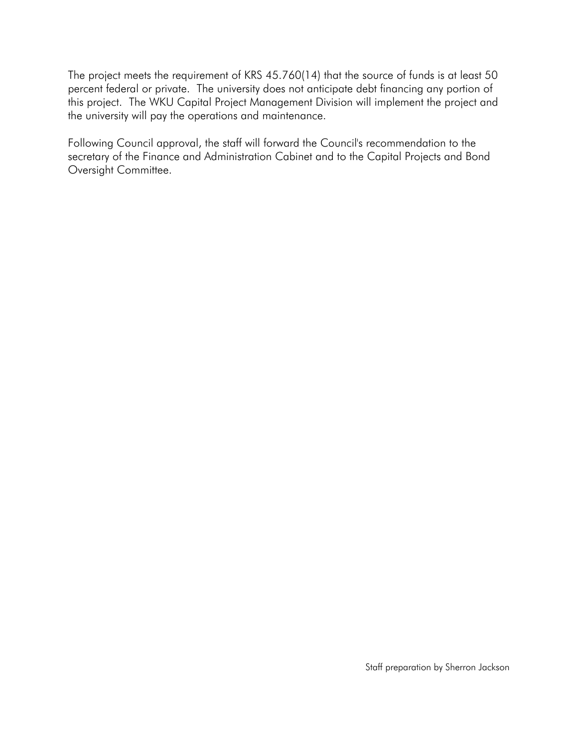The project meets the requirement of KRS 45.760(14) that the source of funds is at least 50 percent federal or private. The university does not anticipate debt financing any portion of this project. The WKU Capital Project Management Division will implement the project and the university will pay the operations and maintenance.

Following Council approval, the staff will forward the Council's recommendation to the secretary of the Finance and Administration Cabinet and to the Capital Projects and Bond Oversight Committee.

Staff preparation by Sherron Jackson